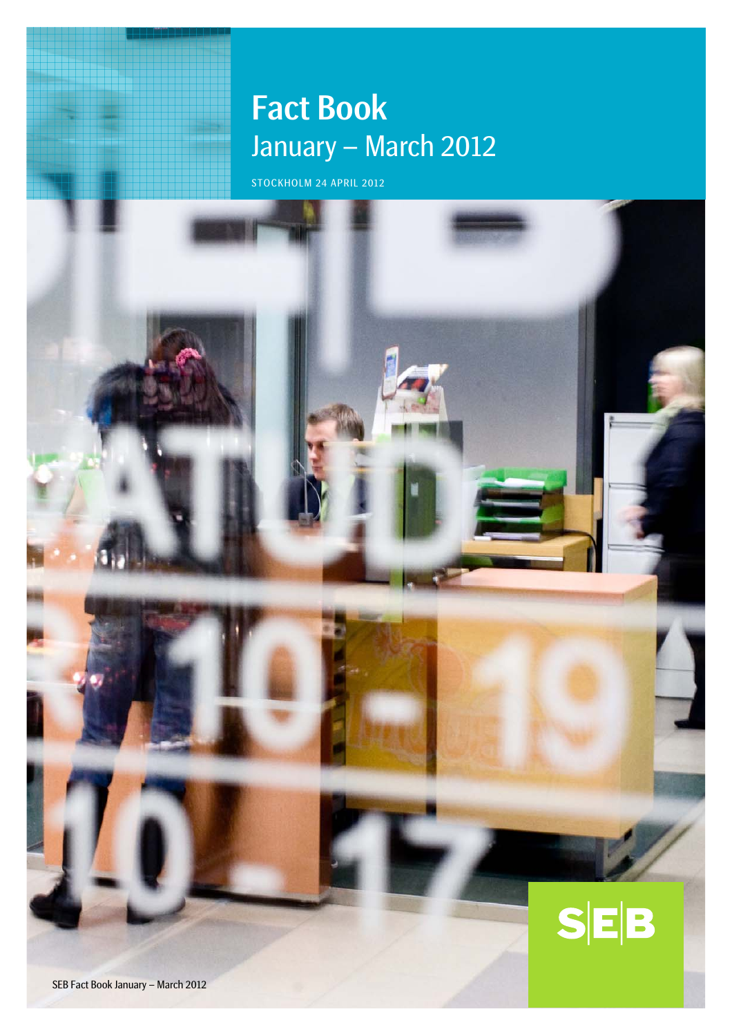# Fact Book

## January – March 2012

STOCKHOLM 24 APRIL 2012

SEB Fact Book January – March 2012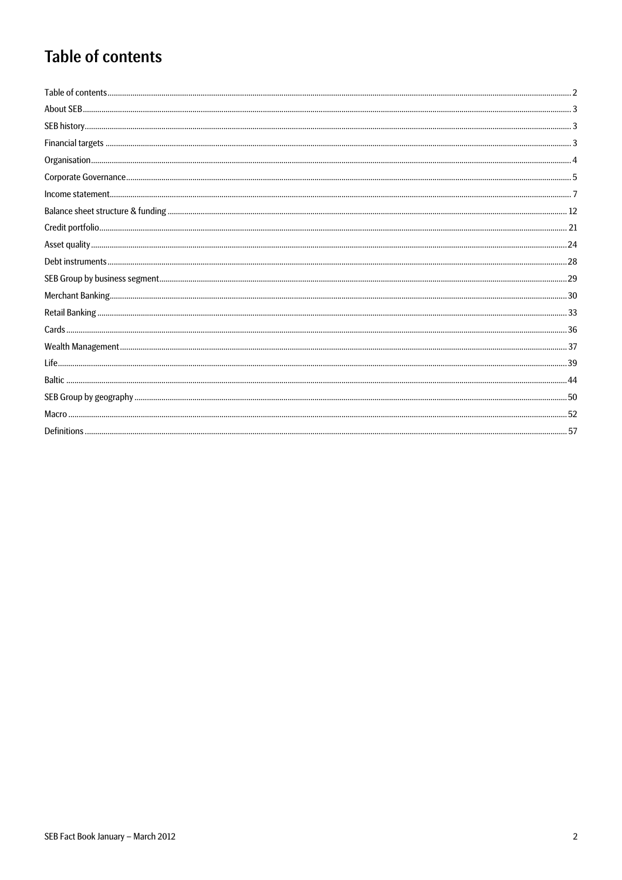# Table of contents

| Section | Page |
|---|---|
| Table of contents | 2 |
| About SEB | 3 |
| SEB history | 3 |
| Financial targets | 3 |
| Organisation | 4 |
| Corporate Governance | 5 |
| Income statement | 7 |
| Balance sheet structure & funding | 12 |
| Credit portfolio | 21 |
| Asset quality | 24 |
| Debt instruments | 28 |
| SEB Group by business segment | 29 |
| Merchant Banking | 30 |
| Retail Banking | 33 |
| Cards | 36 |
| Wealth Management | 37 |
| Life | 39 |
| Baltic | 44 |
| SEB Group by geography | 50 |
| Macro | 52 |
| Definitions | 57 |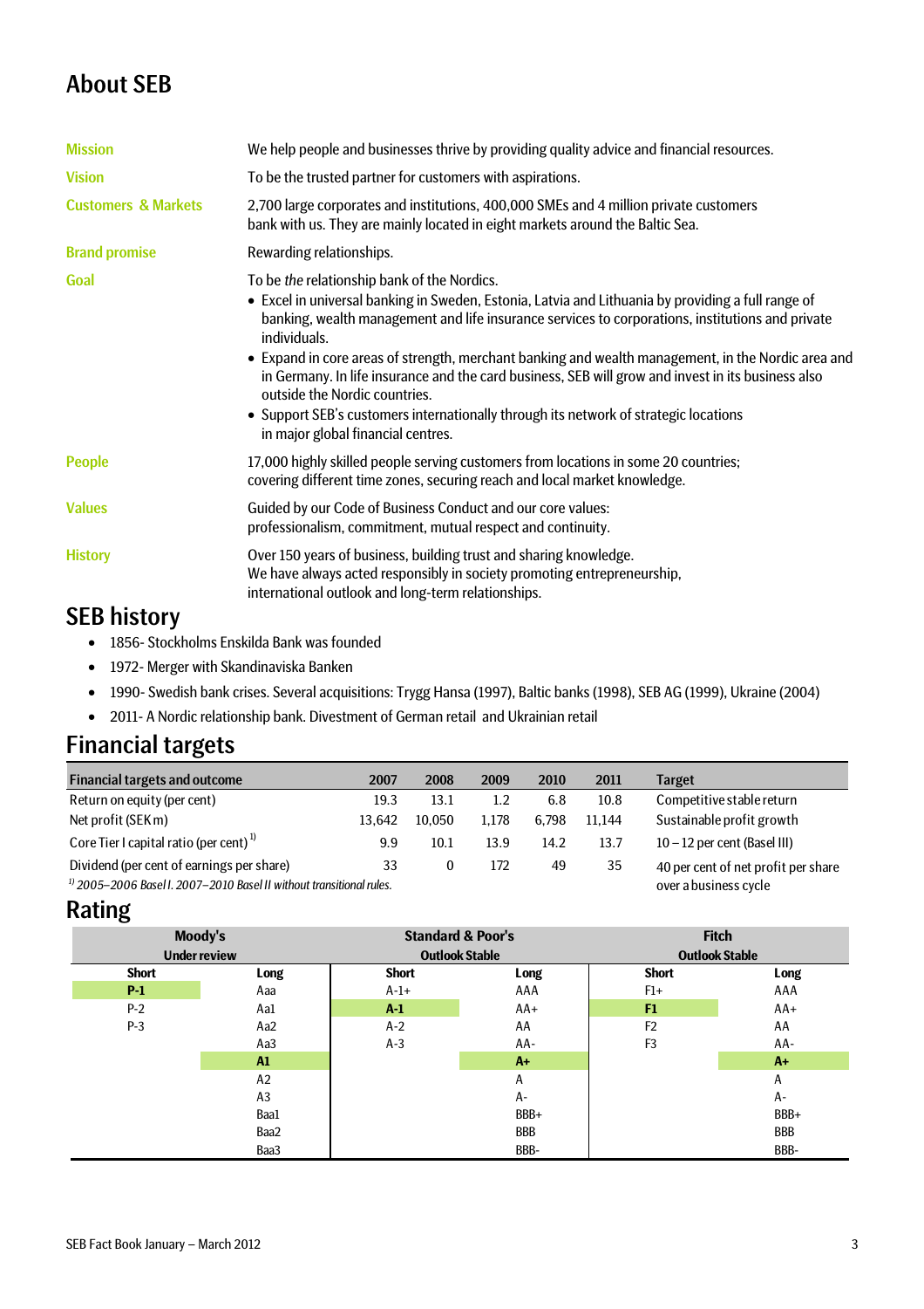# About SEB

| | |
|---|---|
| **Mission** | We help people and businesses thrive by providing quality advice and financial resources. |
| **Vision** | To be the trusted partner for customers with aspirations. |
| **Customers & Markets** | 2,700 large corporates and institutions, 400,000 SMEs and 4 million private customers bank with us. They are mainly located in eight markets around the Baltic Sea. |
| **Brand promise** | Rewarding relationships. |
| **Goal** | To be *the* relationship bank of the Nordics. • Excel in universal banking in Sweden, Estonia, Latvia and Lithuania by providing a full range of banking, wealth management and life insurance services to corporations, institutions and private individuals. • Expand in core areas of strength, merchant banking and wealth management, in the Nordic area and in Germany. In life insurance and the card business, SEB will grow and invest in its business also outside the Nordic countries. • Support SEB's customers internationally through its network of strategic locations in major global financial centres. |
| **People** | 17,000 highly skilled people serving customers from locations in some 20 countries; covering different time zones, securing reach and local market knowledge. |
| **Values** | Guided by our Code of Business Conduct and our core values: professionalism, commitment, mutual respect and continuity. |
| **History** | Over 150 years of business, building trust and sharing knowledge. We have always acted responsibly in society promoting entrepreneurship, international outlook and long-term relationships. |

## SEB history

- 1856- Stockholms Enskilda Bank was founded
- 1972- Merger with Skandinaviska Banken
- 1990- Swedish bank crises. Several acquisitions: Trygg Hansa (1997), Baltic banks (1998), SEB AG (1999), Ukraine (2004)
- 2011- A Nordic relationship bank. Divestment of German retail and Ukrainian retail

## Financial targets

| Financial targets and outcome | 2007 | 2008 | 2009 | 2010 | 2011 | Target |
|---|---|---|---|---|---|---|
| Return on equity (per cent) | 19.3 | 13.1 | 1.2 | 6.8 | 10.8 | Competitive stable return |
| Net profit (SEK m) | 13,642 | 10,050 | 1,178 | 6,798 | 11,144 | Sustainable profit growth |
| Core Tier I capital ratio (per cent) [1] | 9.9 | 10.1 | 13.9 | 14.2 | 13.7 | 10 – 12 per cent (Basel III) |
| Dividend (per cent of earnings per share) | 33 | 0 | 172 | 49 | 35 | 40 per cent of net profit per share over a business cycle |

*[1] 2005–2006 Basel I. 2007–2010 Basel II without transitional rules.*

## Rating

| Moody's Under review | | Standard & Poor's Outlook Stable | | Fitch Outlook Stable | |
|---|---|---|---|---|---|
| **Short** | **Long** | **Short** | **Long** | **Short** | **Long** |
| **P-1** | Aaa | A-1+ | AAA | F1+ | AAA |
| P-2 | Aa1 | **A-1** | AA+ | **F1** | AA+ |
| P-3 | Aa2 | A-2 | AA | F2 | AA |
| | Aa3 | A-3 | AA- | F3 | AA- |
| | **A1** | | **A+** | | **A+** |
| | A2 | | A | | A |
| | A3 | | A- | | A- |
| | Baa1 | | BBB+ | | BBB+ |
| | Baa2 | | BBB | | BBB |
| | Baa3 | | BBB- | | BBB- |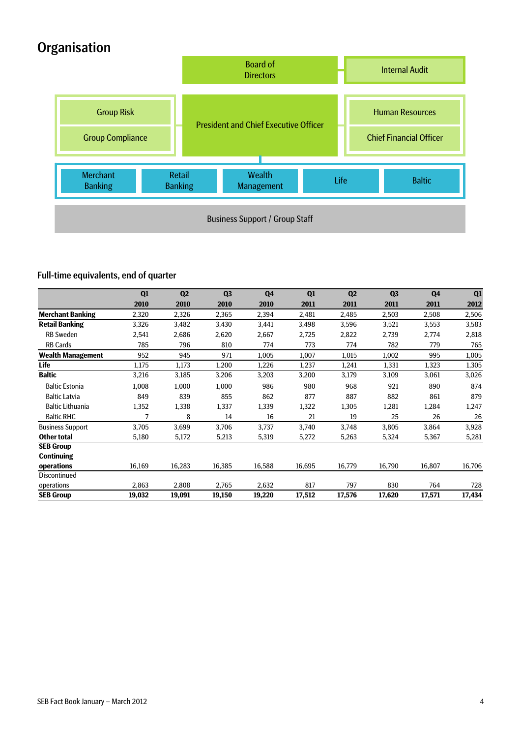# Organisation

Board of Directors

Internal Audit

Group Risk

Group Compliance

President and Chief Executive Officer

Human Resources

Chief Financial Officer

Merchant Banking | Retail Banking | Wealth Management | Life | Baltic

Business Support / Group Staff

## Full-time equivalents, end of quarter

| | Q1 2010 | Q2 2010 | Q3 2010 | Q4 2010 | Q1 2011 | Q2 2011 | Q3 2011 | Q4 2011 | Q1 2012 |
|---|---|---|---|---|---|---|---|---|---|
| **Merchant Banking** | 2,320 | 2,326 | 2,365 | 2,394 | 2,481 | 2,485 | 2,503 | 2,508 | 2,506 |
| **Retail Banking** | 3,326 | 3,482 | 3,430 | 3,441 | 3,498 | 3,596 | 3,521 | 3,553 | 3,583 |
| RB Sweden | 2,541 | 2,686 | 2,620 | 2,667 | 2,725 | 2,822 | 2,739 | 2,774 | 2,818 |
| RB Cards | 785 | 796 | 810 | 774 | 773 | 774 | 782 | 779 | 765 |
| **Wealth Management** | 952 | 945 | 971 | 1,005 | 1,007 | 1,015 | 1,002 | 995 | 1,005 |
| **Life** | 1,175 | 1,173 | 1,200 | 1,226 | 1,237 | 1,241 | 1,331 | 1,323 | 1,305 |
| **Baltic** | 3,216 | 3,185 | 3,206 | 3,203 | 3,200 | 3,179 | 3,109 | 3,061 | 3,026 |
| Baltic Estonia | 1,008 | 1,000 | 1,000 | 986 | 980 | 968 | 921 | 890 | 874 |
| Baltic Latvia | 849 | 839 | 855 | 862 | 877 | 887 | 882 | 861 | 879 |
| Baltic Lithuania | 1,352 | 1,338 | 1,337 | 1,339 | 1,322 | 1,305 | 1,281 | 1,284 | 1,247 |
| Baltic RHC | 7 | 8 | 14 | 16 | 21 | 19 | 25 | 26 | 26 |
| Business Support | 3,705 | 3,699 | 3,706 | 3,737 | 3,740 | 3,748 | 3,805 | 3,864 | 3,928 |
| **Other total** | 5,180 | 5,172 | 5,213 | 5,319 | 5,272 | 5,263 | 5,324 | 5,367 | 5,281 |
| **SEB Group Continuing operations** | 16,169 | 16,283 | 16,385 | 16,588 | 16,695 | 16,779 | 16,790 | 16,807 | 16,706 |
| Discontinued operations | 2,863 | 2,808 | 2,765 | 2,632 | 817 | 797 | 830 | 764 | 728 |
| **SEB Group** | **19,032** | **19,091** | **19,150** | **19,220** | **17,512** | **17,576** | **17,620** | **17,571** | **17,434** |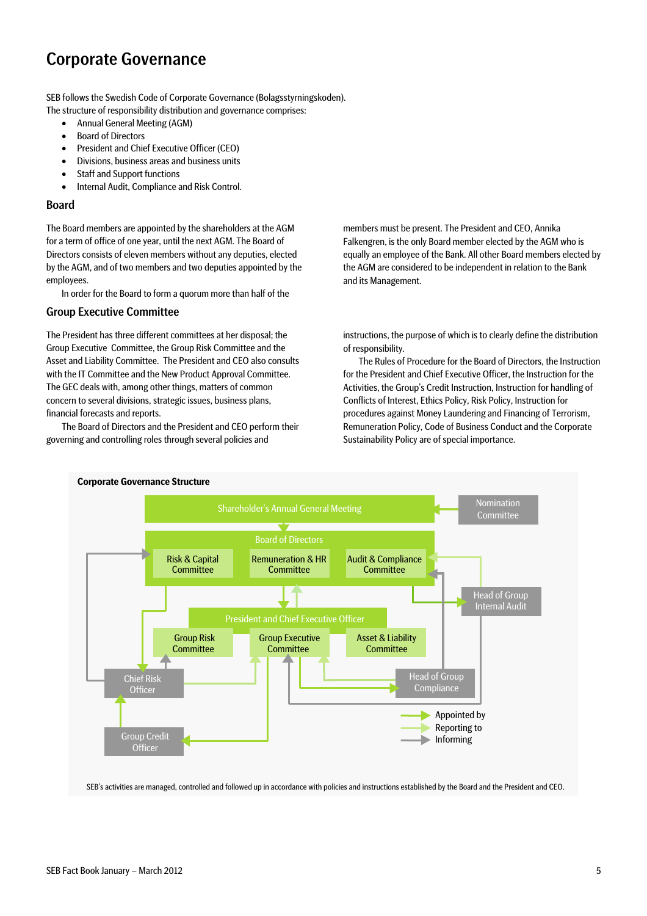# Corporate Governance

SEB follows the Swedish Code of Corporate Governance (Bolagsstyrningskoden). The structure of responsibility distribution and governance comprises:

- Annual General Meeting (AGM)
- Board of Directors
- President and Chief Executive Officer (CEO)
- Divisions, business areas and business units
- Staff and Support functions
- Internal Audit, Compliance and Risk Control.

## Board

The Board members are appointed by the shareholders at the AGM for a term of office of one year, until the next AGM. The Board of Directors consists of eleven members without any deputies, elected by the AGM, and of two members and two deputies appointed by the employees.

In order for the Board to form a quorum more than half of the members must be present. The President and CEO, Annika Falkengren, is the only Board member elected by the AGM who is equally an employee of the Bank. All other Board members elected by the AGM are considered to be independent in relation to the Bank and its Management.

## Group Executive Committee

The President has three different committees at her disposal; the Group Executive Committee, the Group Risk Committee and the Asset and Liability Committee. The President and CEO also consults with the IT Committee and the New Product Approval Committee. The GEC deals with, among other things, matters of common concern to several divisions, strategic issues, business plans, financial forecasts and reports.

The Board of Directors and the President and CEO perform their governing and controlling roles through several policies and instructions, the purpose of which is to clearly define the distribution of responsibility.

The Rules of Procedure for the Board of Directors, the Instruction for the President and Chief Executive Officer, the Instruction for the Activities, the Group's Credit Instruction, Instruction for handling of Conflicts of Interest, Ethics Policy, Risk Policy, Instruction for procedures against Money Laundering and Financing of Terrorism, Remuneration Policy, Code of Business Conduct and the Corporate Sustainability Policy are of special importance.

**Corporate Governance Structure**

Shareholder's Annual General Meeting | Nomination Committee

Board of Directors: Risk & Capital Committee | Remuneration & HR Committee | Audit & Compliance Committee

Head of Group Internal Audit

President and Chief Executive Officer: Group Risk Committee | Group Executive Committee | Asset & Liability Committee

Chief Risk Officer | Head of Group Compliance

Group Credit Officer

Appointed by
Reporting to
Informing

SEB's activities are managed, controlled and followed up in accordance with policies and instructions established by the Board and the President and CEO.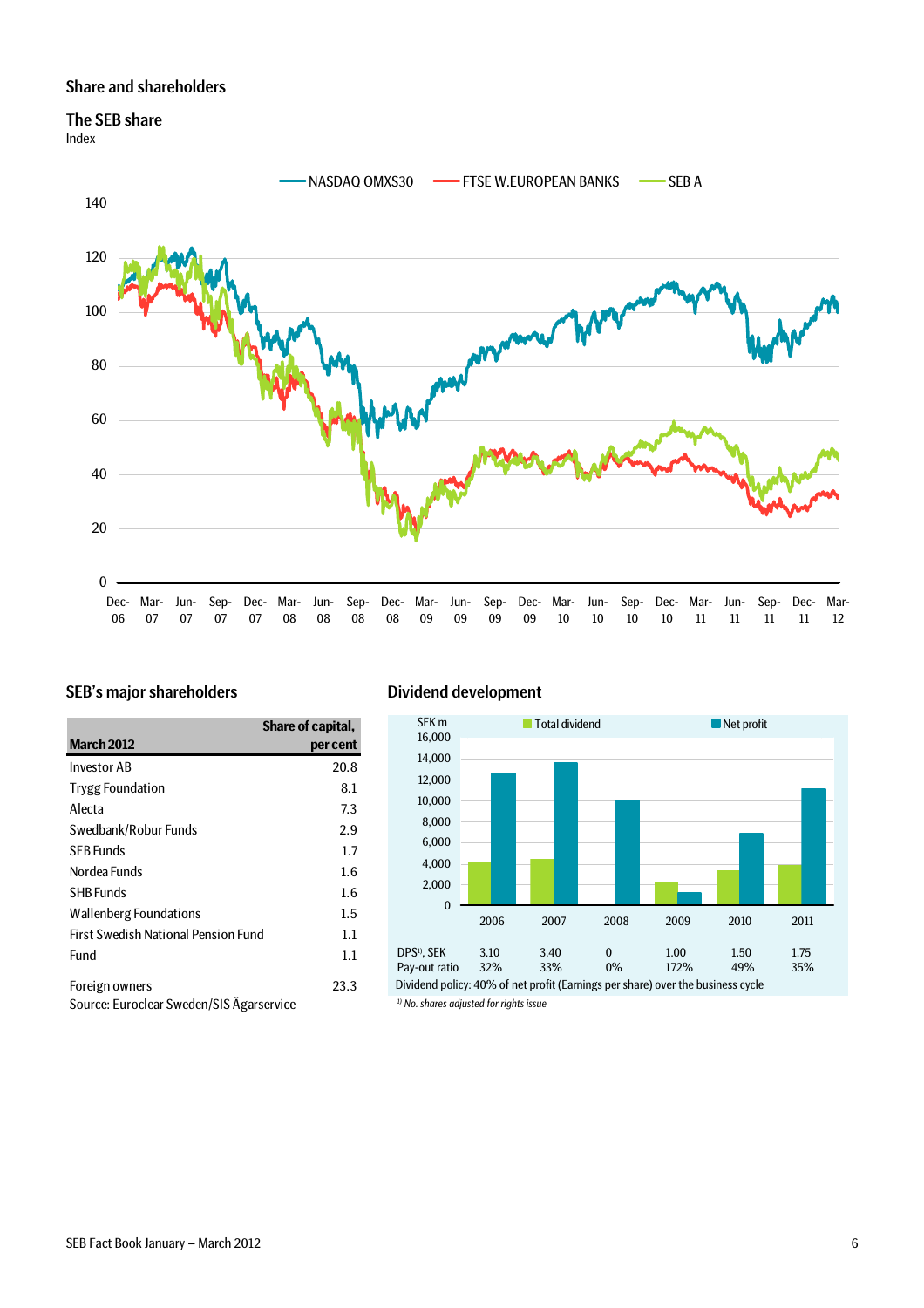## Share and shareholders

### The SEB share

Index

NASDAQ OMXS30 | FTSE W.EUROPEAN BANKS | SEB A

### SEB's major shareholders

| March 2012 | Share of capital, per cent |
|---|---|
| Investor AB | 20.8 |
| Trygg Foundation | 8.1 |
| Alecta | 7.3 |
| Swedbank/Robur Funds | 2.9 |
| SEB Funds | 1.7 |
| Nordea Funds | 1.6 |
| SHB Funds | 1.6 |
| Wallenberg Foundations | 1.5 |
| First Swedish National Pension Fund | 1.1 |
| Fund | 1.1 |
| Foreign owners | 23.3 |

Source: Euroclear Sweden/SIS Ägarservice

### Dividend development

SEK m — Total dividend / Net profit

| | 2006 | 2007 | 2008 | 2009 | 2010 | 2011 |
|---|---|---|---|---|---|---|
| DPS[1], SEK | 3.10 | 3.40 | 0 | 1.00 | 1.50 | 1.75 |
| Pay-out ratio | 32% | 33% | 0% | 172% | 49% | 35% |

Dividend policy: 40% of net profit (Earnings per share) over the business cycle

*[1] No. shares adjusted for rights issue*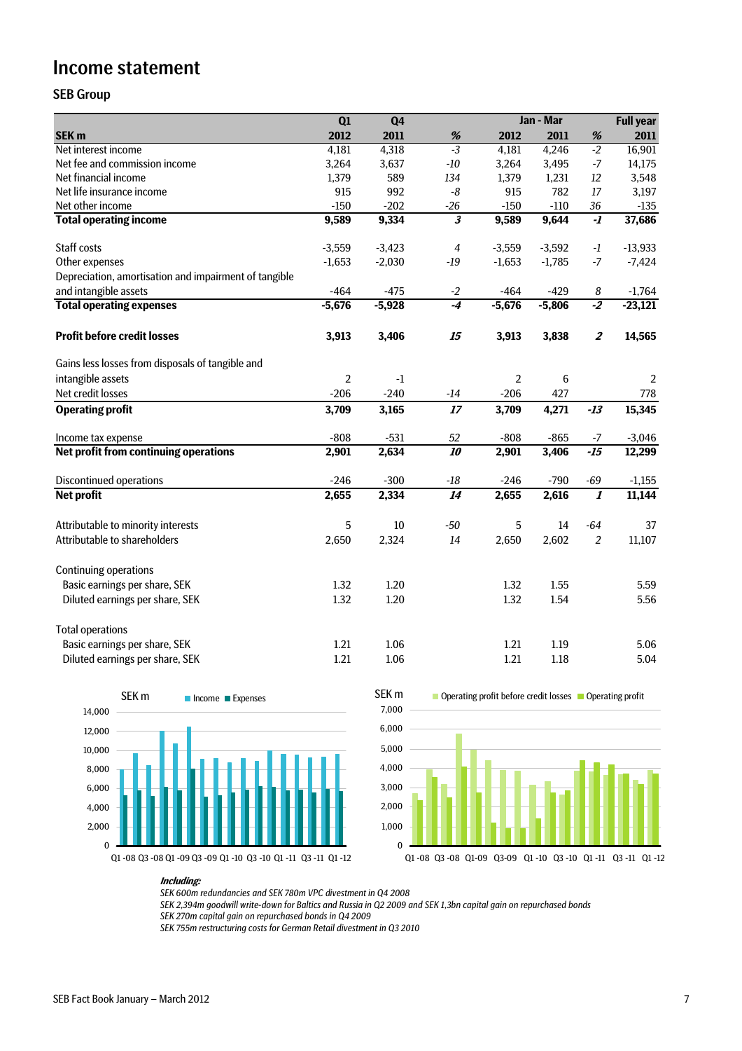# Income statement

## SEB Group

| SEK m | Q1 2012 | Q4 2011 | % | Jan - Mar 2012 | Jan - Mar 2011 | % | Full year 2011 |
|---|---|---|---|---|---|---|---|
| Net interest income | 4,181 | 4,318 | *-3* | 4,181 | 4,246 | *-2* | 16,901 |
| Net fee and commission income | 3,264 | 3,637 | *-10* | 3,264 | 3,495 | *-7* | 14,175 |
| Net financial income | 1,379 | 589 | *134* | 1,379 | 1,231 | *12* | 3,548 |
| Net life insurance income | 915 | 992 | *-8* | 915 | 782 | *17* | 3,197 |
| Net other income | -150 | -202 | *-26* | -150 | -110 | *36* | -135 |
| **Total operating income** | **9,589** | **9,334** | ***3*** | **9,589** | **9,644** | ***-1*** | **37,686** |
| | | | | | | | |
| Staff costs | -3,559 | -3,423 | *4* | -3,559 | -3,592 | *-1* | -13,933 |
| Other expenses | -1,653 | -2,030 | *-19* | -1,653 | -1,785 | *-7* | -7,424 |
| Depreciation, amortisation and impairment of tangible and intangible assets | -464 | -475 | *-2* | -464 | -429 | *8* | -1,764 |
| **Total operating expenses** | **-5,676** | **-5,928** | ***-4*** | **-5,676** | **-5,806** | ***-2*** | **-23,121** |
| | | | | | | | |
| **Profit before credit losses** | **3,913** | **3,406** | ***15*** | **3,913** | **3,838** | ***2*** | **14,565** |
| | | | | | | | |
| Gains less losses from disposals of tangible and intangible assets | 2 | -1 | | 2 | 6 | | 2 |
| Net credit losses | -206 | -240 | *-14* | -206 | 427 | | 778 |
| **Operating profit** | **3,709** | **3,165** | ***17*** | **3,709** | **4,271** | ***-13*** | **15,345** |
| | | | | | | | |
| Income tax expense | -808 | -531 | *52* | -808 | -865 | *-7* | -3,046 |
| **Net profit from continuing operations** | **2,901** | **2,634** | ***10*** | **2,901** | **3,406** | ***-15*** | **12,299** |
| | | | | | | | |
| Discontinued operations | -246 | -300 | *-18* | -246 | -790 | *-69* | -1,155 |
| **Net profit** | **2,655** | **2,334** | ***14*** | **2,655** | **2,616** | ***1*** | **11,144** |
| | | | | | | | |
| Attributable to minority interests | 5 | 10 | *-50* | 5 | 14 | *-64* | 37 |
| Attributable to shareholders | 2,650 | 2,324 | *14* | 2,650 | 2,602 | *2* | 11,107 |
| | | | | | | | |
| Continuing operations | | | | | | | |
| Basic earnings per share, SEK | 1.32 | 1.20 | | 1.32 | 1.55 | | 5.59 |
| Diluted earnings per share, SEK | 1.32 | 1.20 | | 1.32 | 1.54 | | 5.56 |
| | | | | | | | |
| Total operations | | | | | | | |
| Basic earnings per share, SEK | 1.21 | 1.06 | | 1.21 | 1.19 | | 5.06 |
| Diluted earnings per share, SEK | 1.21 | 1.06 | | 1.21 | 1.18 | | 5.04 |

***Including:***

*SEK 600m redundancies and SEK 780m VPC divestment in Q4 2008*

*SEK 2,394m goodwill write-down for Baltics and Russia in Q2 2009 and SEK 1,3bn capital gain on repurchased bonds*

*SEK 270m capital gain on repurchased bonds in Q4 2009*

*SEK 755m restructuring costs for German Retail divestment in Q3 2010*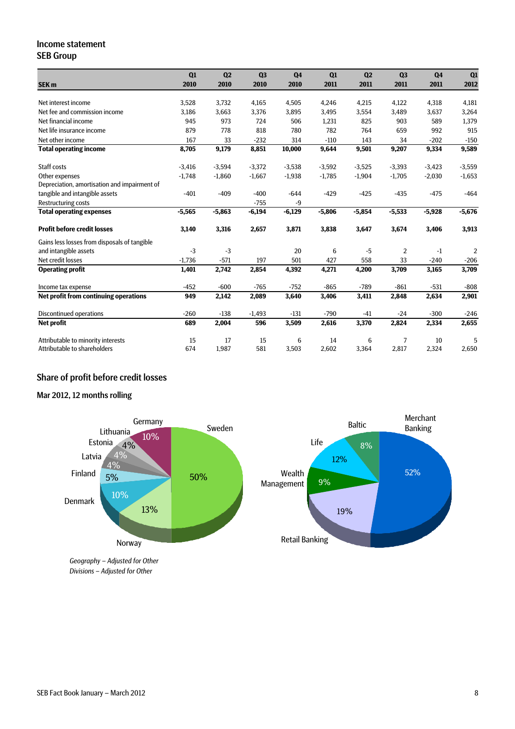## Income statement
## SEB Group

| SEK m | Q1 2010 | Q2 2010 | Q3 2010 | Q4 2010 | Q1 2011 | Q2 2011 | Q3 2011 | Q4 2011 | Q1 2012 |
|---|---|---|---|---|---|---|---|---|---|
| Net interest income | 3,528 | 3,732 | 4,165 | 4,505 | 4,246 | 4,215 | 4,122 | 4,318 | 4,181 |
| Net fee and commission income | 3,186 | 3,663 | 3,376 | 3,895 | 3,495 | 3,554 | 3,489 | 3,637 | 3,264 |
| Net financial income | 945 | 973 | 724 | 506 | 1,231 | 825 | 903 | 589 | 1,379 |
| Net life insurance income | 879 | 778 | 818 | 780 | 782 | 764 | 659 | 992 | 915 |
| Net other income | 167 | 33 | -232 | 314 | -110 | 143 | 34 | -202 | -150 |
| **Total operating income** | **8,705** | **9,179** | **8,851** | **10,000** | **9,644** | **9,501** | **9,207** | **9,334** | **9,589** |
| Staff costs | -3,416 | -3,594 | -3,372 | -3,538 | -3,592 | -3,525 | -3,393 | -3,423 | -3,559 |
| Other expenses | -1,748 | -1,860 | -1,667 | -1,938 | -1,785 | -1,904 | -1,705 | -2,030 | -1,653 |
| Depreciation, amortisation and impairment of tangible and intangible assets | -401 | -409 | -400 | -644 | -429 | -425 | -435 | -475 | -464 |
| Restructuring costs | | | -755 | -9 | | | | | |
| **Total operating expenses** | **-5,565** | **-5,863** | **-6,194** | **-6,129** | **-5,806** | **-5,854** | **-5,533** | **-5,928** | **-5,676** |
| **Profit before credit losses** | **3,140** | **3,316** | **2,657** | **3,871** | **3,838** | **3,647** | **3,674** | **3,406** | **3,913** |
| Gains less losses from disposals of tangible and intangible assets | -3 | -3 | | 20 | 6 | -5 | 2 | -1 | 2 |
| Net credit losses | -1,736 | -571 | 197 | 501 | 427 | 558 | 33 | -240 | -206 |
| **Operating profit** | **1,401** | **2,742** | **2,854** | **4,392** | **4,271** | **4,200** | **3,709** | **3,165** | **3,709** |
| Income tax expense | -452 | -600 | -765 | -752 | -865 | -789 | -861 | -531 | -808 |
| **Net profit from continuing operations** | **949** | **2,142** | **2,089** | **3,640** | **3,406** | **3,411** | **2,848** | **2,634** | **2,901** |
| Discontinued operations | -260 | -138 | -1,493 | -131 | -790 | -41 | -24 | -300 | -246 |
| **Net profit** | **689** | **2,004** | **596** | **3,509** | **2,616** | **3,370** | **2,824** | **2,334** | **2,655** |
| Attributable to minority interests | 15 | 17 | 15 | 6 | 14 | 6 | 7 | 10 | 5 |
| Attributable to shareholders | 674 | 1,987 | 581 | 3,503 | 2,602 | 3,364 | 2,817 | 2,324 | 2,650 |

## Share of profit before credit losses

### Mar 2012, 12 months rolling

Sweden 50%, Norway 13%, Denmark 10%, Finland 5%, Latvia 4%, Estonia 4%, Lithuania 4%, Germany 10%

Merchant Banking 52%, Retail Banking 19%, Wealth Management 9%, Life 12%, Baltic 8%

*Geography – Adjusted for Other*
*Divisions – Adjusted for Other*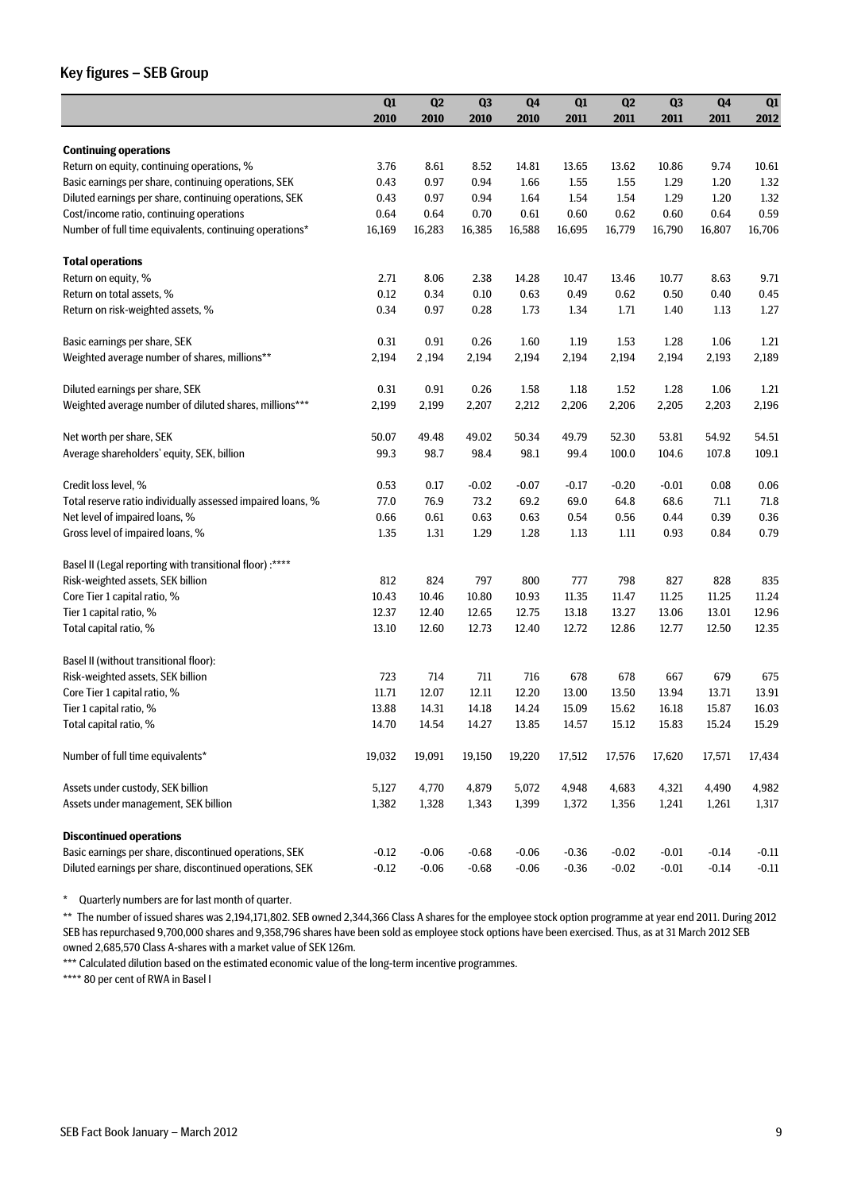## Key figures – SEB Group

| | Q1 2010 | Q2 2010 | Q3 2010 | Q4 2010 | Q1 2011 | Q2 2011 | Q3 2011 | Q4 2011 | Q1 2012 |
|---|---|---|---|---|---|---|---|---|---|
| **Continuing operations** | | | | | | | | | |
| Return on equity, continuing operations, % | 3.76 | 8.61 | 8.52 | 14.81 | 13.65 | 13.62 | 10.86 | 9.74 | 10.61 |
| Basic earnings per share, continuing operations, SEK | 0.43 | 0.97 | 0.94 | 1.66 | 1.55 | 1.55 | 1.29 | 1.20 | 1.32 |
| Diluted earnings per share, continuing operations, SEK | 0.43 | 0.97 | 0.94 | 1.64 | 1.54 | 1.54 | 1.29 | 1.20 | 1.32 |
| Cost/income ratio, continuing operations | 0.64 | 0.64 | 0.70 | 0.61 | 0.60 | 0.62 | 0.60 | 0.64 | 0.59 |
| Number of full time equivalents, continuing operations* | 16,169 | 16,283 | 16,385 | 16,588 | 16,695 | 16,779 | 16,790 | 16,807 | 16,706 |
| **Total operations** | | | | | | | | | |
| Return on equity, % | 2.71 | 8.06 | 2.38 | 14.28 | 10.47 | 13.46 | 10.77 | 8.63 | 9.71 |
| Return on total assets, % | 0.12 | 0.34 | 0.10 | 0.63 | 0.49 | 0.62 | 0.50 | 0.40 | 0.45 |
| Return on risk-weighted assets, % | 0.34 | 0.97 | 0.28 | 1.73 | 1.34 | 1.71 | 1.40 | 1.13 | 1.27 |
| Basic earnings per share, SEK | 0.31 | 0.91 | 0.26 | 1.60 | 1.19 | 1.53 | 1.28 | 1.06 | 1.21 |
| Weighted average number of shares, millions** | 2,194 | 2 ,194 | 2,194 | 2,194 | 2,194 | 2,194 | 2,194 | 2,193 | 2,189 |
| Diluted earnings per share, SEK | 0.31 | 0.91 | 0.26 | 1.58 | 1.18 | 1.52 | 1.28 | 1.06 | 1.21 |
| Weighted average number of diluted shares, millions*** | 2,199 | 2,199 | 2,207 | 2,212 | 2,206 | 2,206 | 2,205 | 2,203 | 2,196 |
| Net worth per share, SEK | 50.07 | 49.48 | 49.02 | 50.34 | 49.79 | 52.30 | 53.81 | 54.92 | 54.51 |
| Average shareholders' equity, SEK, billion | 99.3 | 98.7 | 98.4 | 98.1 | 99.4 | 100.0 | 104.6 | 107.8 | 109.1 |
| Credit loss level, % | 0.53 | 0.17 | -0.02 | -0.07 | -0.17 | -0.20 | -0.01 | 0.08 | 0.06 |
| Total reserve ratio individually assessed impaired loans, % | 77.0 | 76.9 | 73.2 | 69.2 | 69.0 | 64.8 | 68.6 | 71.1 | 71.8 |
| Net level of impaired loans, % | 0.66 | 0.61 | 0.63 | 0.63 | 0.54 | 0.56 | 0.44 | 0.39 | 0.36 |
| Gross level of impaired loans, % | 1.35 | 1.31 | 1.29 | 1.28 | 1.13 | 1.11 | 0.93 | 0.84 | 0.79 |
| Basel II (Legal reporting with transitional floor) :**** | | | | | | | | | |
| Risk-weighted assets, SEK billion | 812 | 824 | 797 | 800 | 777 | 798 | 827 | 828 | 835 |
| Core Tier 1 capital ratio, % | 10.43 | 10.46 | 10.80 | 10.93 | 11.35 | 11.47 | 11.25 | 11.25 | 11.24 |
| Tier 1 capital ratio, % | 12.37 | 12.40 | 12.65 | 12.75 | 13.18 | 13.27 | 13.06 | 13.01 | 12.96 |
| Total capital ratio, % | 13.10 | 12.60 | 12.73 | 12.40 | 12.72 | 12.86 | 12.77 | 12.50 | 12.35 |
| Basel II (without transitional floor): | | | | | | | | | |
| Risk-weighted assets, SEK billion | 723 | 714 | 711 | 716 | 678 | 678 | 667 | 679 | 675 |
| Core Tier 1 capital ratio, % | 11.71 | 12.07 | 12.11 | 12.20 | 13.00 | 13.50 | 13.94 | 13.71 | 13.91 |
| Tier 1 capital ratio, % | 13.88 | 14.31 | 14.18 | 14.24 | 15.09 | 15.62 | 16.18 | 15.87 | 16.03 |
| Total capital ratio, % | 14.70 | 14.54 | 14.27 | 13.85 | 14.57 | 15.12 | 15.83 | 15.24 | 15.29 |
| Number of full time equivalents* | 19,032 | 19,091 | 19,150 | 19,220 | 17,512 | 17,576 | 17,620 | 17,571 | 17,434 |
| Assets under custody, SEK billion | 5,127 | 4,770 | 4,879 | 5,072 | 4,948 | 4,683 | 4,321 | 4,490 | 4,982 |
| Assets under management, SEK billion | 1,382 | 1,328 | 1,343 | 1,399 | 1,372 | 1,356 | 1,241 | 1,261 | 1,317 |
| **Discontinued operations** | | | | | | | | | |
| Basic earnings per share, discontinued operations, SEK | -0.12 | -0.06 | -0.68 | -0.06 | -0.36 | -0.02 | -0.01 | -0.14 | -0.11 |
| Diluted earnings per share, discontinued operations, SEK | -0.12 | -0.06 | -0.68 | -0.06 | -0.36 | -0.02 | -0.01 | -0.14 | -0.11 |

\* Quarterly numbers are for last month of quarter.

** The number of issued shares was 2,194,171,802. SEB owned 2,344,366 Class A shares for the employee stock option programme at year end 2011. During 2012 SEB has repurchased 9,700,000 shares and 9,358,796 shares have been sold as employee stock options have been exercised. Thus, as at 31 March 2012 SEB owned 2,685,570 Class A-shares with a market value of SEK 126m.

*** Calculated dilution based on the estimated economic value of the long-term incentive programmes.

**** 80 per cent of RWA in Basel I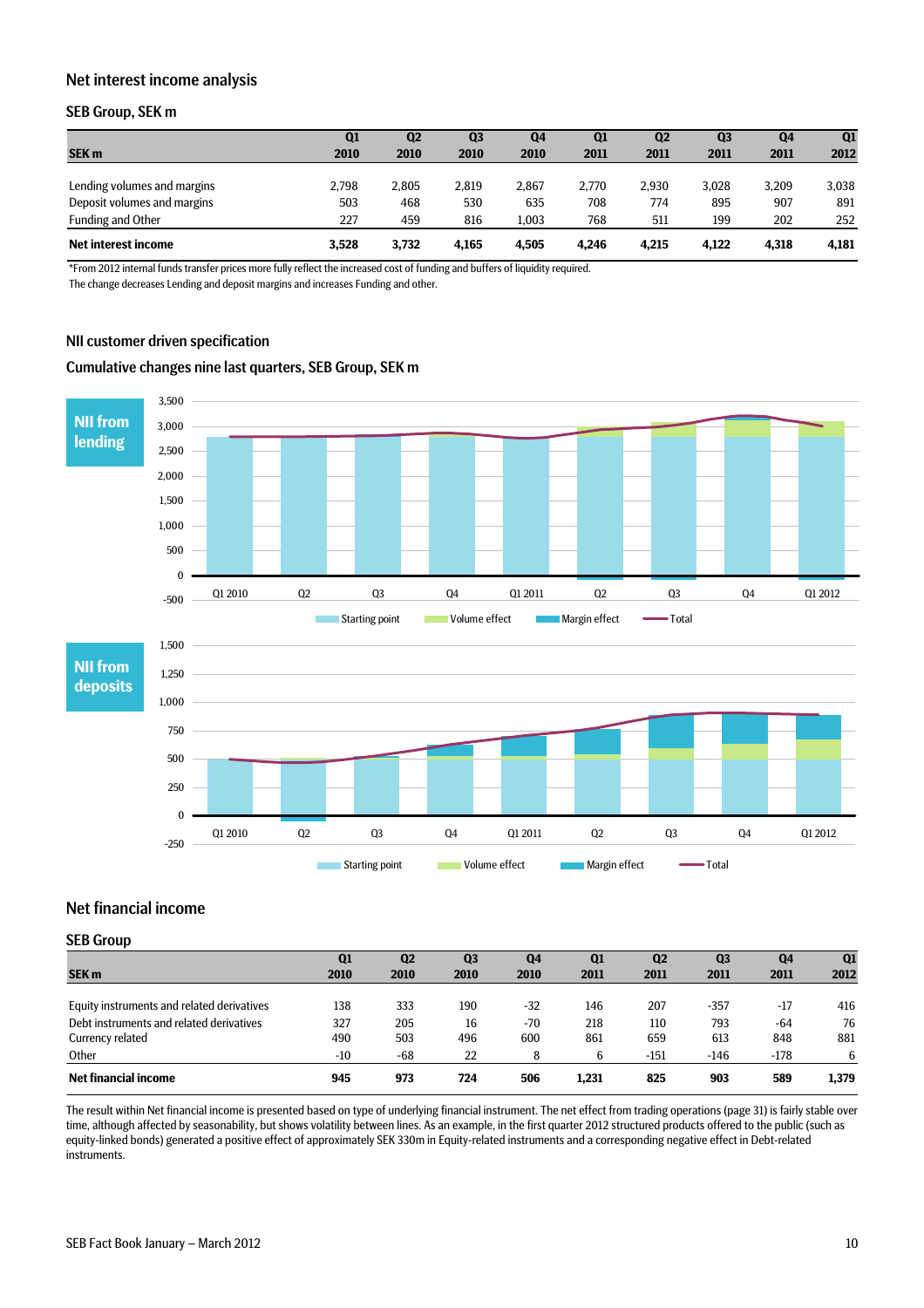## Net interest income analysis

### SEB Group, SEK m

| SEK m | Q1 2010 | Q2 2010 | Q3 2010 | Q4 2010 | Q1 2011 | Q2 2011 | Q3 2011 | Q4 2011 | Q1 2012 |
|---|---|---|---|---|---|---|---|---|---|
| Lending volumes and margins | 2,798 | 2,805 | 2,819 | 2,867 | 2,770 | 2,930 | 3,028 | 3,209 | 3,038 |
| Deposit volumes and margins | 503 | 468 | 530 | 635 | 708 | 774 | 895 | 907 | 891 |
| Funding and Other | 227 | 459 | 816 | 1,003 | 768 | 511 | 199 | 202 | 252 |
| **Net interest income** | **3,528** | **3,732** | **4,165** | **4,505** | **4,246** | **4,215** | **4,122** | **4,318** | **4,181** |

*From 2012 internal funds transfer prices more fully reflect the increased cost of funding and buffers of liquidity required.
The change decreases Lending and deposit margins and increases Funding and other.

## NII customer driven specification

### Cumulative changes nine last quarters, SEB Group, SEK m

**NII from lending**

**NII from deposits**

## Net financial income

### SEB Group

| SEK m | Q1 2010 | Q2 2010 | Q3 2010 | Q4 2010 | Q1 2011 | Q2 2011 | Q3 2011 | Q4 2011 | Q1 2012 |
|---|---|---|---|---|---|---|---|---|---|
| Equity instruments and related derivatives | 138 | 333 | 190 | -32 | 146 | 207 | -357 | -17 | 416 |
| Debt instruments and related derivatives | 327 | 205 | 16 | -70 | 218 | 110 | 793 | -64 | 76 |
| Currency related | 490 | 503 | 496 | 600 | 861 | 659 | 613 | 848 | 881 |
| Other | -10 | -68 | 22 | 8 | 6 | -151 | -146 | -178 | 6 |
| **Net financial income** | **945** | **973** | **724** | **506** | **1,231** | **825** | **903** | **589** | **1,379** |

The result within Net financial income is presented based on type of underlying financial instrument. The net effect from trading operations (page 31) is fairly stable over time, although affected by seasonability, but shows volatility between lines. As an example, in the first quarter 2012 structured products offered to the public (such as equity-linked bonds) generated a positive effect of approximately SEK 330m in Equity-related instruments and a corresponding negative effect in Debt-related instruments.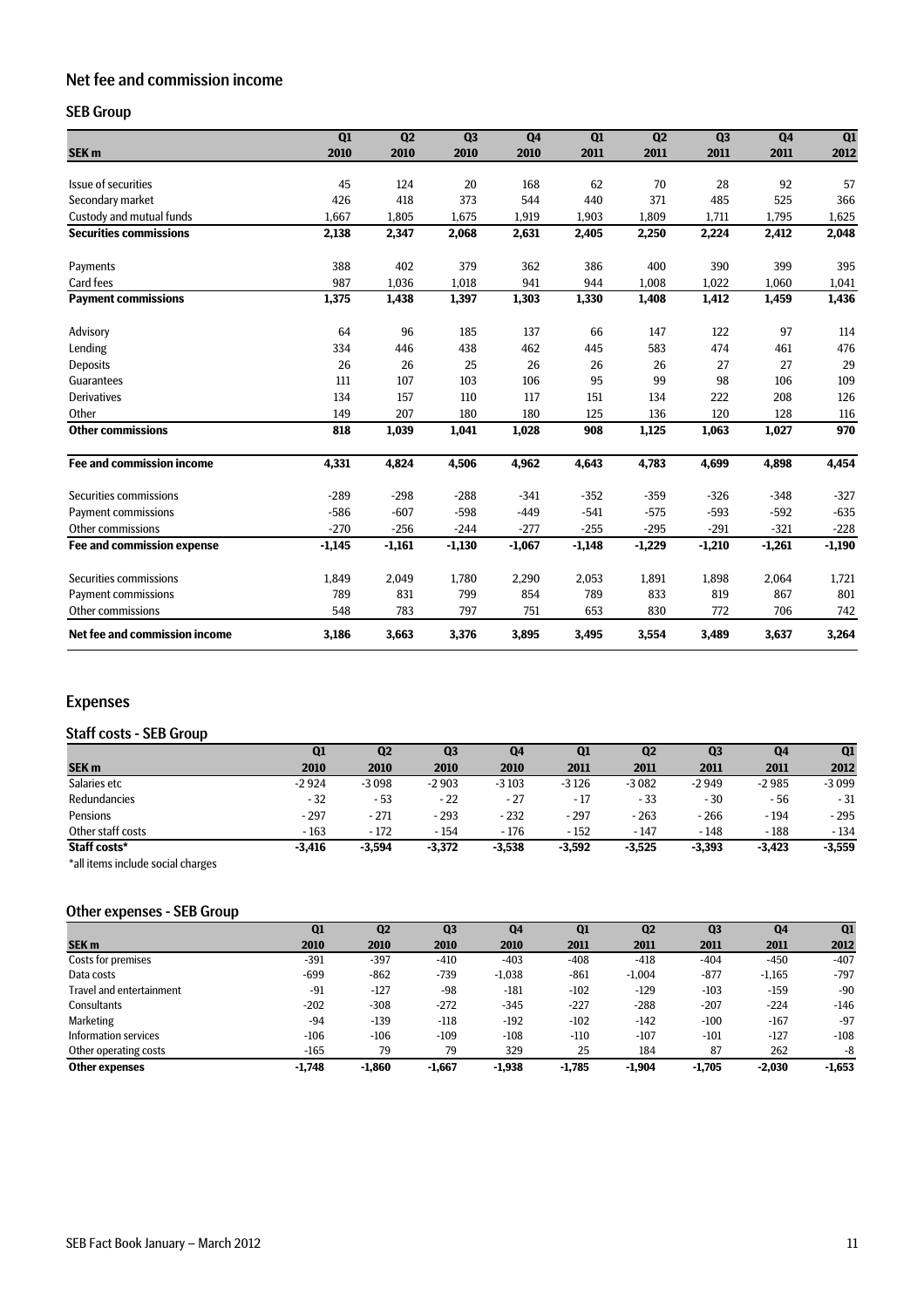## Net fee and commission income

### SEB Group

| SEK m | Q1 2010 | Q2 2010 | Q3 2010 | Q4 2010 | Q1 2011 | Q2 2011 | Q3 2011 | Q4 2011 | Q1 2012 |
|---|---|---|---|---|---|---|---|---|---|
| Issue of securities | 45 | 124 | 20 | 168 | 62 | 70 | 28 | 92 | 57 |
| Secondary market | 426 | 418 | 373 | 544 | 440 | 371 | 485 | 525 | 366 |
| Custody and mutual funds | 1,667 | 1,805 | 1,675 | 1,919 | 1,903 | 1,809 | 1,711 | 1,795 | 1,625 |
| **Securities commissions** | **2,138** | **2,347** | **2,068** | **2,631** | **2,405** | **2,250** | **2,224** | **2,412** | **2,048** |
| Payments | 388 | 402 | 379 | 362 | 386 | 400 | 390 | 399 | 395 |
| Card fees | 987 | 1,036 | 1,018 | 941 | 944 | 1,008 | 1,022 | 1,060 | 1,041 |
| **Payment commissions** | **1,375** | **1,438** | **1,397** | **1,303** | **1,330** | **1,408** | **1,412** | **1,459** | **1,436** |
| Advisory | 64 | 96 | 185 | 137 | 66 | 147 | 122 | 97 | 114 |
| Lending | 334 | 446 | 438 | 462 | 445 | 583 | 474 | 461 | 476 |
| Deposits | 26 | 26 | 25 | 26 | 26 | 26 | 27 | 27 | 29 |
| Guarantees | 111 | 107 | 103 | 106 | 95 | 99 | 98 | 106 | 109 |
| Derivatives | 134 | 157 | 110 | 117 | 151 | 134 | 222 | 208 | 126 |
| Other | 149 | 207 | 180 | 180 | 125 | 136 | 120 | 128 | 116 |
| **Other commissions** | **818** | **1,039** | **1,041** | **1,028** | **908** | **1,125** | **1,063** | **1,027** | **970** |
| **Fee and commission income** | **4,331** | **4,824** | **4,506** | **4,962** | **4,643** | **4,783** | **4,699** | **4,898** | **4,454** |
| Securities commissions | -289 | -298 | -288 | -341 | -352 | -359 | -326 | -348 | -327 |
| Payment commissions | -586 | -607 | -598 | -449 | -541 | -575 | -593 | -592 | -635 |
| Other commissions | -270 | -256 | -244 | -277 | -255 | -295 | -291 | -321 | -228 |
| **Fee and commission expense** | **-1,145** | **-1,161** | **-1,130** | **-1,067** | **-1,148** | **-1,229** | **-1,210** | **-1,261** | **-1,190** |
| Securities commissions | 1,849 | 2,049 | 1,780 | 2,290 | 2,053 | 1,891 | 1,898 | 2,064 | 1,721 |
| Payment commissions | 789 | 831 | 799 | 854 | 789 | 833 | 819 | 867 | 801 |
| Other commissions | 548 | 783 | 797 | 751 | 653 | 830 | 772 | 706 | 742 |
| **Net fee and commission income** | **3,186** | **3,663** | **3,376** | **3,895** | **3,495** | **3,554** | **3,489** | **3,637** | **3,264** |

## Expenses

### Staff costs - SEB Group

| SEK m | Q1 2010 | Q2 2010 | Q3 2010 | Q4 2010 | Q1 2011 | Q2 2011 | Q3 2011 | Q4 2011 | Q1 2012 |
|---|---|---|---|---|---|---|---|---|---|
| Salaries etc | -2 924 | -3 098 | -2 903 | -3 103 | -3 126 | -3 082 | -2 949 | -2 985 | -3 099 |
| Redundancies | - 32 | - 53 | - 22 | - 27 | - 17 | - 33 | - 30 | - 56 | - 31 |
| Pensions | - 297 | - 271 | - 293 | - 232 | - 297 | - 263 | - 266 | - 194 | - 295 |
| Other staff costs | - 163 | - 172 | - 154 | - 176 | - 152 | - 147 | - 148 | - 188 | - 134 |
| **Staff costs*** | **-3,416** | **-3,594** | **-3,372** | **-3,538** | **-3,592** | **-3,525** | **-3,393** | **-3,423** | **-3,559** |

*all items include social charges

### Other expenses - SEB Group

| SEK m | Q1 2010 | Q2 2010 | Q3 2010 | Q4 2010 | Q1 2011 | Q2 2011 | Q3 2011 | Q4 2011 | Q1 2012 |
|---|---|---|---|---|---|---|---|---|---|
| Costs for premises | -391 | -397 | -410 | -403 | -408 | -418 | -404 | -450 | -407 |
| Data costs | -699 | -862 | -739 | -1,038 | -861 | -1,004 | -877 | -1,165 | -797 |
| Travel and entertainment | -91 | -127 | -98 | -181 | -102 | -129 | -103 | -159 | -90 |
| Consultants | -202 | -308 | -272 | -345 | -227 | -288 | -207 | -224 | -146 |
| Marketing | -94 | -139 | -118 | -192 | -102 | -142 | -100 | -167 | -97 |
| Information services | -106 | -106 | -109 | -108 | -110 | -107 | -101 | -127 | -108 |
| Other operating costs | -165 | 79 | 79 | 329 | 25 | 184 | 87 | 262 | -8 |
| **Other expenses** | **-1,748** | **-1,860** | **-1,667** | **-1,938** | **-1,785** | **-1,904** | **-1,705** | **-2,030** | **-1,653** |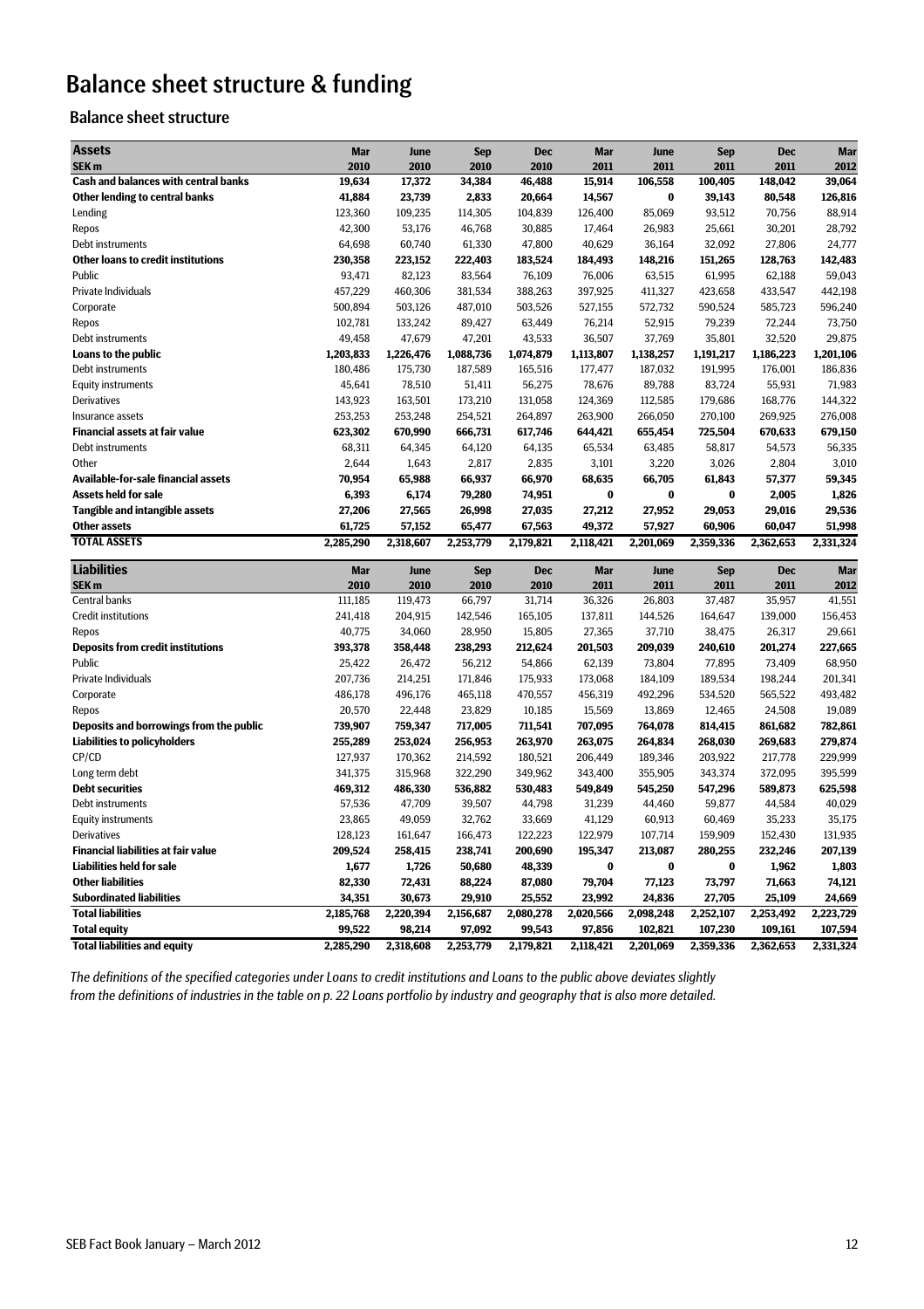# Balance sheet structure & funding

## Balance sheet structure

| **Assets** | **Mar** | **June** | **Sep** | **Dec** | **Mar** | **June** | **Sep** | **Dec** | **Mar** |
|---|---|---|---|---|---|---|---|---|---|
| **SEK m** | **2010** | **2010** | **2010** | **2010** | **2011** | **2011** | **2011** | **2011** | **2012** |
| **Cash and balances with central banks** | **19,634** | **17,372** | **34,384** | **46,488** | **15,914** | **106,558** | **100,405** | **148,042** | **39,064** |
| **Other lending to central banks** | **41,884** | **23,739** | **2,833** | **20,664** | **14,567** | **0** | **39,143** | **80,548** | **126,816** |
| Lending | 123,360 | 109,235 | 114,305 | 104,839 | 126,400 | 85,069 | 93,512 | 70,756 | 88,914 |
| Repos | 42,300 | 53,176 | 46,768 | 30,885 | 17,464 | 26,983 | 25,661 | 30,201 | 28,792 |
| Debt instruments | 64,698 | 60,740 | 61,330 | 47,800 | 40,629 | 36,164 | 32,092 | 27,806 | 24,777 |
| **Other loans to credit institutions** | **230,358** | **223,152** | **222,403** | **183,524** | **184,493** | **148,216** | **151,265** | **128,763** | **142,483** |
| Public | 93,471 | 82,123 | 83,564 | 76,109 | 76,006 | 63,515 | 61,995 | 62,188 | 59,043 |
| Private Individuals | 457,229 | 460,306 | 381,534 | 388,263 | 397,925 | 411,327 | 423,658 | 433,547 | 442,198 |
| Corporate | 500,894 | 503,126 | 487,010 | 503,526 | 527,155 | 572,732 | 590,524 | 585,723 | 596,240 |
| Repos | 102,781 | 133,242 | 89,427 | 63,449 | 76,214 | 52,915 | 79,239 | 72,244 | 73,750 |
| Debt instruments | 49,458 | 47,679 | 47,201 | 43,533 | 36,507 | 37,769 | 35,801 | 32,520 | 29,875 |
| **Loans to the public** | **1,203,833** | **1,226,476** | **1,088,736** | **1,074,879** | **1,113,807** | **1,138,257** | **1,191,217** | **1,186,223** | **1,201,106** |
| Debt instruments | 180,486 | 175,730 | 187,589 | 165,516 | 177,477 | 187,032 | 191,995 | 176,001 | 186,836 |
| Equity instruments | 45,641 | 78,510 | 51,411 | 56,275 | 78,676 | 89,788 | 83,724 | 55,931 | 71,983 |
| Derivatives | 143,923 | 163,501 | 173,210 | 131,058 | 124,369 | 112,585 | 179,686 | 168,776 | 144,322 |
| Insurance assets | 253,253 | 253,248 | 254,521 | 264,897 | 263,900 | 266,050 | 270,100 | 269,925 | 276,008 |
| **Financial assets at fair value** | **623,302** | **670,990** | **666,731** | **617,746** | **644,421** | **655,454** | **725,504** | **670,633** | **679,150** |
| Debt instruments | 68,311 | 64,345 | 64,120 | 64,135 | 65,534 | 63,485 | 58,817 | 54,573 | 56,335 |
| Other | 2,644 | 1,643 | 2,817 | 2,835 | 3,101 | 3,220 | 3,026 | 2,804 | 3,010 |
| **Available-for-sale financial assets** | **70,954** | **65,988** | **66,937** | **66,970** | **68,635** | **66,705** | **61,843** | **57,377** | **59,345** |
| **Assets held for sale** | **6,393** | **6,174** | **79,280** | **74,951** | **0** | **0** | **0** | **2,005** | **1,826** |
| **Tangible and intangible assets** | **27,206** | **27,565** | **26,998** | **27,035** | **27,212** | **27,952** | **29,053** | **29,016** | **29,536** |
| **Other assets** | **61,725** | **57,152** | **65,477** | **67,563** | **49,372** | **57,927** | **60,906** | **60,047** | **51,998** |
| **TOTAL ASSETS** | **2,285,290** | **2,318,607** | **2,253,779** | **2,179,821** | **2,118,421** | **2,201,069** | **2,359,336** | **2,362,653** | **2,331,324** |

| **Liabilities** | **Mar** | **June** | **Sep** | **Dec** | **Mar** | **June** | **Sep** | **Dec** | **Mar** |
|---|---|---|---|---|---|---|---|---|---|
| **SEK m** | **2010** | **2010** | **2010** | **2010** | **2011** | **2011** | **2011** | **2011** | **2012** |
| Central banks | 111,185 | 119,473 | 66,797 | 31,714 | 36,326 | 26,803 | 37,487 | 35,957 | 41,551 |
| Credit institutions | 241,418 | 204,915 | 142,546 | 165,105 | 137,811 | 144,526 | 164,647 | 139,000 | 156,453 |
| Repos | 40,775 | 34,060 | 28,950 | 15,805 | 27,365 | 37,710 | 38,475 | 26,317 | 29,661 |
| **Deposits from credit institutions** | **393,378** | **358,448** | **238,293** | **212,624** | **201,503** | **209,039** | **240,610** | **201,274** | **227,665** |
| Public | 25,422 | 26,472 | 56,212 | 54,866 | 62,139 | 73,804 | 77,895 | 73,409 | 68,950 |
| Private Individuals | 207,736 | 214,251 | 171,846 | 175,933 | 173,068 | 184,109 | 189,534 | 198,244 | 201,341 |
| Corporate | 486,178 | 496,176 | 465,118 | 470,557 | 456,319 | 492,296 | 534,520 | 565,522 | 493,482 |
| Repos | 20,570 | 22,448 | 23,829 | 10,185 | 15,569 | 13,869 | 12,465 | 24,508 | 19,089 |
| **Deposits and borrowings from the public** | **739,907** | **759,347** | **717,005** | **711,541** | **707,095** | **764,078** | **814,415** | **861,682** | **782,861** |
| **Liabilities to policyholders** | **255,289** | **253,024** | **256,953** | **263,970** | **263,075** | **264,834** | **268,030** | **269,683** | **279,874** |
| CP/CD | 127,937 | 170,362 | 214,592 | 180,521 | 206,449 | 189,346 | 203,922 | 217,778 | 229,999 |
| Long term debt | 341,375 | 315,968 | 322,290 | 349,962 | 343,400 | 355,905 | 343,374 | 372,095 | 395,599 |
| **Debt securities** | **469,312** | **486,330** | **536,882** | **530,483** | **549,849** | **545,250** | **547,296** | **589,873** | **625,598** |
| Debt instruments | 57,536 | 47,709 | 39,507 | 44,798 | 31,239 | 44,460 | 59,877 | 44,584 | 40,029 |
| Equity instruments | 23,865 | 49,059 | 32,762 | 33,669 | 41,129 | 60,913 | 60,469 | 35,233 | 35,175 |
| Derivatives | 128,123 | 161,647 | 166,473 | 122,223 | 122,979 | 107,714 | 159,909 | 152,430 | 131,935 |
| **Financial liabilities at fair value** | **209,524** | **258,415** | **238,741** | **200,690** | **195,347** | **213,087** | **280,255** | **232,246** | **207,139** |
| **Liabilities held for sale** | **1,677** | **1,726** | **50,680** | **48,339** | **0** | **0** | **0** | **1,962** | **1,803** |
| **Other liabilities** | **82,330** | **72,431** | **88,224** | **87,080** | **79,704** | **77,123** | **73,797** | **71,663** | **74,121** |
| **Subordinated liabilities** | **34,351** | **30,673** | **29,910** | **25,552** | **23,992** | **24,836** | **27,705** | **25,109** | **24,669** |
| **Total liabilities** | **2,185,768** | **2,220,394** | **2,156,687** | **2,080,278** | **2,020,566** | **2,098,248** | **2,252,107** | **2,253,492** | **2,223,729** |
| **Total equity** | **99,522** | **98,214** | **97,092** | **99,543** | **97,856** | **102,821** | **107,230** | **109,161** | **107,594** |
| **Total liabilities and equity** | **2,285,290** | **2,318,608** | **2,253,779** | **2,179,821** | **2,118,421** | **2,201,069** | **2,359,336** | **2,362,653** | **2,331,324** |

*The definitions of the specified categories under Loans to credit institutions and Loans to the public above deviates slightly from the definitions of industries in the table on p. 22 Loans portfolio by industry and geography that is also more detailed.*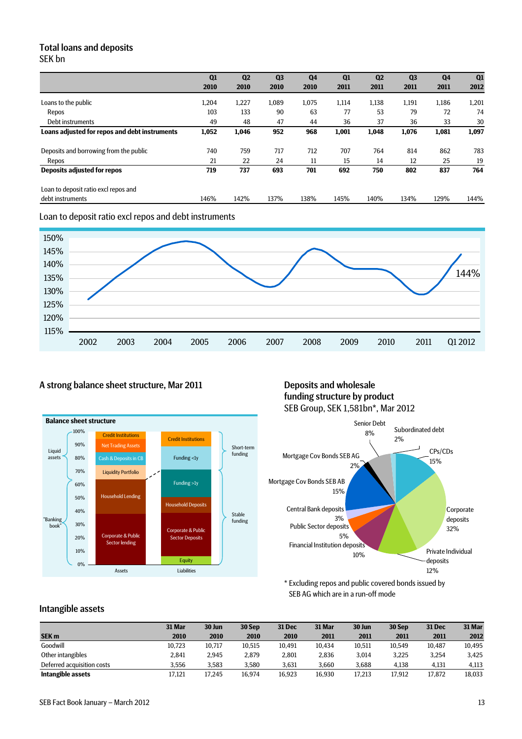## Total loans and deposits

SEK bn

| | Q1 2010 | Q2 2010 | Q3 2010 | Q4 2010 | Q1 2011 | Q2 2011 | Q3 2011 | Q4 2011 | Q1 2012 |
|---|---|---|---|---|---|---|---|---|---|
| Loans to the public | 1,204 | 1,227 | 1,089 | 1,075 | 1,114 | 1,138 | 1,191 | 1,186 | 1,201 |
| Repos | 103 | 133 | 90 | 63 | 77 | 53 | 79 | 72 | 74 |
| Debt instruments | 49 | 48 | 47 | 44 | 36 | 37 | 36 | 33 | 30 |
| **Loans adjusted for repos and debt instruments** | **1,052** | **1,046** | **952** | **968** | **1,001** | **1,048** | **1,076** | **1,081** | **1,097** |
| | | | | | | | | | |
| Deposits and borrowing from the public | 740 | 759 | 717 | 712 | 707 | 764 | 814 | 862 | 783 |
| Repos | 21 | 22 | 24 | 11 | 15 | 14 | 12 | 25 | 19 |
| **Deposits adjusted for repos** | **719** | **737** | **693** | **701** | **692** | **750** | **802** | **837** | **764** |
| | | | | | | | | | |
| Loan to deposit ratio excl repos and debt instruments | 146% | 142% | 137% | 138% | 145% | 140% | 134% | 129% | 144% |

Loan to deposit ratio excl repos and debt instruments

### A strong balance sheet structure, Mar 2011

### Deposits and wholesale funding structure by product

SEB Group, SEK 1,581bn*, Mar 2012

* Excluding repos and public covered bonds issued by SEB AG which are in a run-off mode

## Intangible assets

| SEK m | 31 Mar 2010 | 30 Jun 2010 | 30 Sep 2010 | 31 Dec 2010 | 31 Mar 2011 | 30 Jun 2011 | 30 Sep 2011 | 31 Dec 2011 | 31 Mar 2012 |
|---|---|---|---|---|---|---|---|---|---|
| Goodwill | 10,723 | 10,717 | 10,515 | 10,491 | 10,434 | 10,511 | 10,549 | 10,487 | 10,495 |
| Other intangibles | 2,841 | 2,945 | 2,879 | 2,801 | 2,836 | 3,014 | 3,225 | 3,254 | 3,425 |
| Deferred acquisition costs | 3,556 | 3,583 | 3,580 | 3,631 | 3,660 | 3,688 | 4,138 | 4,131 | 4,113 |
| **Intangible assets** | **17,121** | **17,245** | **16,974** | **16,923** | **16,930** | **17,213** | **17,912** | **17,872** | **18,033** |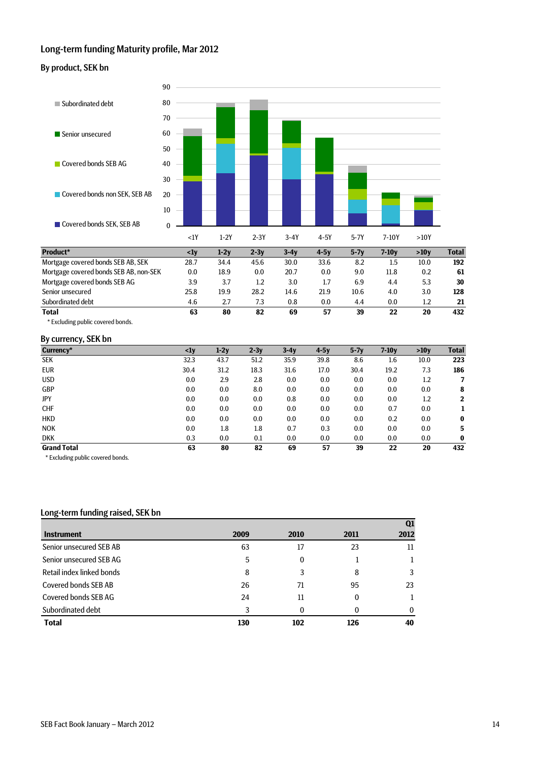## Long-term funding Maturity profile, Mar 2012

### By product, SEK bn

| Product* | <1y | 1-2y | 2-3y | 3-4y | 4-5y | 5-7y | 7-10y | >10y | Total |
|---|---|---|---|---|---|---|---|---|---|
| Mortgage covered bonds SEB AB, SEK | 28.7 | 34.4 | 45.6 | 30.0 | 33.6 | 8.2 | 1.5 | 10.0 | **192** |
| Mortgage covered bonds SEB AB, non-SEK | 0.0 | 18.9 | 0.0 | 20.7 | 0.0 | 9.0 | 11.8 | 0.2 | **61** |
| Mortgage covered bonds SEB AG | 3.9 | 3.7 | 1.2 | 3.0 | 1.7 | 6.9 | 4.4 | 5.3 | **30** |
| Senior unsecured | 25.8 | 19.9 | 28.2 | 14.6 | 21.9 | 10.6 | 4.0 | 3.0 | **128** |
| Subordinated debt | 4.6 | 2.7 | 7.3 | 0.8 | 0.0 | 4.4 | 0.0 | 1.2 | **21** |
| **Total** | **63** | **80** | **82** | **69** | **57** | **39** | **22** | **20** | **432** |

* Excluding public covered bonds.

### By currency, SEK bn

| Currency* | <1y | 1-2y | 2-3y | 3-4y | 4-5y | 5-7y | 7-10y | >10y | Total |
|---|---|---|---|---|---|---|---|---|---|
| SEK | 32.3 | 43.7 | 51.2 | 35.9 | 39.8 | 8.6 | 1.6 | 10.0 | **223** |
| EUR | 30.4 | 31.2 | 18.3 | 31.6 | 17.0 | 30.4 | 19.2 | 7.3 | **186** |
| USD | 0.0 | 2.9 | 2.8 | 0.0 | 0.0 | 0.0 | 0.0 | 1.2 | **7** |
| GBP | 0.0 | 0.0 | 8.0 | 0.0 | 0.0 | 0.0 | 0.0 | 0.0 | **8** |
| JPY | 0.0 | 0.0 | 0.0 | 0.8 | 0.0 | 0.0 | 0.0 | 1.2 | **2** |
| CHF | 0.0 | 0.0 | 0.0 | 0.0 | 0.0 | 0.0 | 0.7 | 0.0 | **1** |
| HKD | 0.0 | 0.0 | 0.0 | 0.0 | 0.0 | 0.0 | 0.2 | 0.0 | **0** |
| NOK | 0.0 | 1.8 | 1.8 | 0.7 | 0.3 | 0.0 | 0.0 | 0.0 | **5** |
| DKK | 0.3 | 0.0 | 0.1 | 0.0 | 0.0 | 0.0 | 0.0 | 0.0 | **0** |
| **Grand Total** | **63** | **80** | **82** | **69** | **57** | **39** | **22** | **20** | **432** |

* Excluding public covered bonds.

## Long-term funding raised, SEK bn

| Instrument | 2009 | 2010 | 2011 | Q1 2012 |
|---|---|---|---|---|
| Senior unsecured SEB AB | 63 | 17 | 23 | 11 |
| Senior unsecured SEB AG | 5 | 0 | 1 | 1 |
| Retail index linked bonds | 8 | 3 | 8 | 3 |
| Covered bonds SEB AB | 26 | 71 | 95 | 23 |
| Covered bonds SEB AG | 24 | 11 | 0 | 1 |
| Subordinated debt | 3 | 0 | 0 | 0 |
| **Total** | **130** | **102** | **126** | **40** |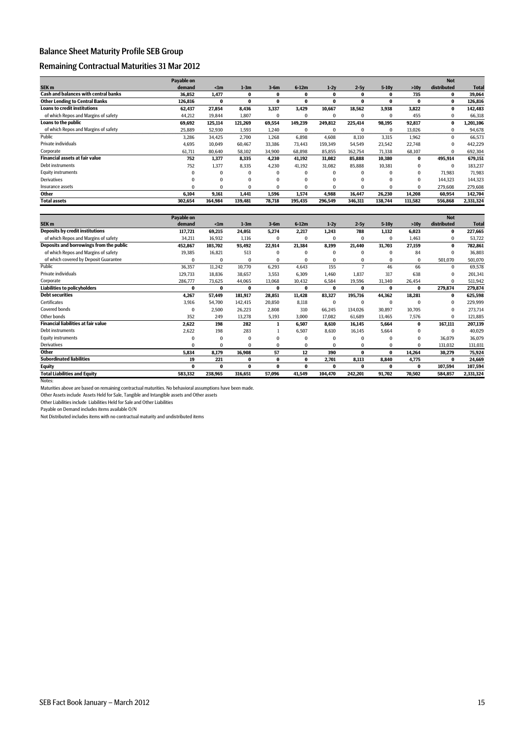## Balance Sheet Maturity Profile SEB Group

## Remaining Contractual Maturities 31 Mar 2012

| SEK m | Payable on demand | <1m | 1-3m | 3-6m | 6-12m | 1-2y | 2-5y | 5-10y | >10y | Not distributed | Total |
|---|---|---|---|---|---|---|---|---|---|---|---|
| **Cash and balances with central banks** | **36,852** | **1,477** | **0** | **0** | **0** | **0** | **0** | **0** | **735** | **0** | **39,064** |
| **Other Lending to Central Banks** | **126,816** | **0** | **0** | **0** | **0** | **0** | **0** | **0** | **0** | **0** | **126,816** |
| **Loans to credit institutions** | **62,437** | **27,854** | **8,436** | **3,337** | **3,429** | **10,667** | **18,562** | **3,938** | **3,822** | **0** | **142,483** |
| of which Repos and Margins of safety | 44,212 | 19,844 | 1,807 | 0 | 0 | 0 | 0 | 0 | 455 | 0 | 66,318 |
| **Loans to the public** | **69,692** | **125,114** | **121,269** | **69,554** | **149,239** | **249,812** | **225,414** | **98,195** | **92,817** | **0** | **1,201,106** |
| of which Repos and Margins of safety | 25,889 | 52,930 | 1,593 | 1,240 | 0 | 0 | 0 | 0 | 13,026 | 0 | 94,678 |
| Public | 3,286 | 34,425 | 2,700 | 1,268 | 6,898 | 4,608 | 8,110 | 3,315 | 1,962 | 0 | 66,573 |
| Private individuals | 4,695 | 10,049 | 60,467 | 33,386 | 73,443 | 159,349 | 54,549 | 23,542 | 22,748 | 0 | 442,229 |
| Corporate | 61,711 | 80,640 | 58,102 | 34,900 | 68,898 | 85,855 | 162,754 | 71,338 | 68,107 | 0 | 692,304 |
| **Financial assets at fair value** | **752** | **1,377** | **8,335** | **4,230** | **41,192** | **31,082** | **85,888** | **10,380** | **0** | **495,914** | **679,151** |
| Debt instruments | 752 | 1,377 | 8,335 | 4,230 | 41,192 | 31,082 | 85,888 | 10,381 | 0 | 0 | 183,237 |
| Equity instruments | 0 | 0 | 0 | 0 | 0 | 0 | 0 | 0 | 0 | 71,983 | 71,983 |
| Derivatives | 0 | 0 | 0 | 0 | 0 | 0 | 0 | 0 | 0 | 144,323 | 144,323 |
| Insurance assets | 0 | 0 | 0 | 0 | 0 | 0 | 0 | 0 | 0 | 279,608 | 279,608 |
| **Other** | **6,104** | **9,161** | **1,441** | **1,596** | **1,574** | **4,988** | **16,447** | **26,230** | **14,208** | **60,954** | **142,704** |
| **Total assets** | **302,654** | **164,984** | **139,481** | **78,718** | **195,435** | **296,549** | **346,311** | **138,744** | **111,582** | **556,868** | **2,331,324** |

| SEK m | Payable on demand | <1m | 1-3m | 3-6m | 6-12m | 1-2y | 2-5y | 5-10y | >10y | Not distributed | Total |
|---|---|---|---|---|---|---|---|---|---|---|---|
| **Deposits by credit institutions** | **117,721** | **69,215** | **24,051** | **5,274** | **2,217** | **1,243** | **788** | **1,132** | **6,023** | **0** | **227,665** |
| of which Repos and Margins of safety | 34,211 | 16,932 | 1,116 | 0 | 0 | 0 | 0 | 0 | 1,463 | 0 | 53,722 |
| **Deposits and borrowings from the public** | **452,867** | **103,702** | **93,492** | **22,914** | **21,384** | **8,199** | **21,440** | **31,703** | **27,159** | **0** | **782,861** |
| of which Repos and Margins of safety | 19,385 | 16,821 | 513 | 0 | 0 | 0 | 0 | 0 | 84 | 0 | 36,803 |
| of which covered by Deposit Guarantee | 0 | 0 | 0 | 0 | 0 | 0 | 0 | 0 | 0 | 501,070 | 501,070 |
| Public | 36,357 | 11,242 | 10,770 | 6,293 | 4,643 | 155 | 7 | 46 | 66 | 0 | 69,578 |
| Private individuals | 129,733 | 18,836 | 38,657 | 3,553 | 6,309 | 1,460 | 1,837 | 317 | 638 | 0 | 201,341 |
| Corporate | 286,777 | 73,625 | 44,065 | 13,068 | 10,432 | 6,584 | 19,596 | 31,340 | 26,454 | 0 | 511,942 |
| **Liabilities to policyholders** | **0** | **0** | **0** | **0** | **0** | **0** | **0** | **0** | **0** | **279,874** | **279,874** |
| **Debt securities** | **4,267** | **57,449** | **181,917** | **28,851** | **11,428** | **83,327** | **195,716** | **44,362** | **18,281** | **0** | **625,598** |
| Certificates | 3,916 | 54,700 | 142,415 | 20,850 | 8,118 | 0 | 0 | 0 | 0 | 0 | 229,999 |
| Covered bonds | 0 | 2,500 | 26,223 | 2,808 | 310 | 66,245 | 134,026 | 30,897 | 10,705 | 0 | 273,714 |
| Other bonds | 352 | 249 | 13,278 | 5,193 | 3,000 | 17,082 | 61,689 | 13,465 | 7,576 | 0 | 121,885 |
| **Financial liabilities at fair value** | **2,622** | **198** | **282** | **1** | **6,507** | **8,610** | **16,145** | **5,664** | **0** | **167,111** | **207,139** |
| Debt instruments | 2,622 | 198 | 283 | 1 | 6,507 | 8,610 | 16,145 | 5,664 | 0 | 0 | 40,029 |
| Equity instruments | 0 | 0 | 0 | 0 | 0 | 0 | 0 | 0 | 0 | 36,079 | 36,079 |
| Derivatives | 0 | 0 | 0 | 0 | 0 | 0 | 0 | 0 | 0 | 131,032 | 131,031 |
| **Other** | **5,834** | **8,179** | **16,908** | **57** | **12** | **390** | **0** | **0** | **14,264** | **30,279** | **75,924** |
| **Subordinated liabilities** | **19** | **221** | **0** | **0** | **0** | **2,701** | **8,113** | **8,840** | **4,775** | **0** | **24,669** |
| **Equity** | **0** | **0** | **0** | **0** | **0** | **0** | **0** | **0** | **0** | **107,594** | **107,594** |
| **Total Liabilities and Equity** | **583,332** | **238,965** | **316,651** | **57,096** | **41,549** | **104,470** | **242,201** | **91,702** | **70,502** | **584,857** | **2,331,324** |

Notes:

Maturities above are based on remaining contractual maturities. No behavioral assumptions have been made.

Other Assets include Assets Held for Sale, Tangible and Intangible assets and Other assets

Other Liabilities include Liabilities Held for Sale and Other Liabilities

Payable on Demand includes items available O/N

Not Distributed includes items with no contractual maturity and undistributed items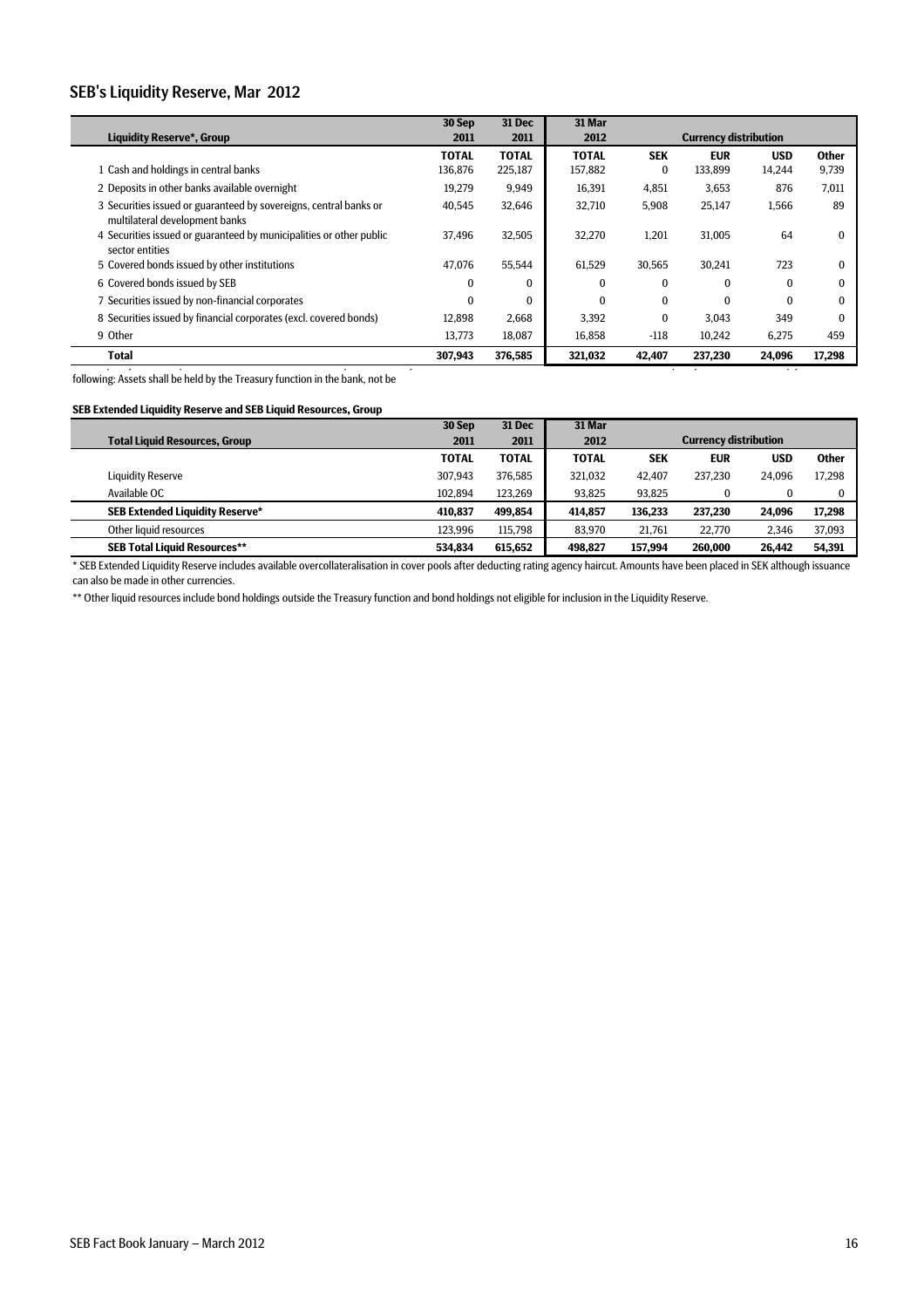## SEB's Liquidity Reserve, Mar 2012

| Liquidity Reserve*, Group | 30 Sep 2011 | 31 Dec 2011 | 31 Mar 2012 | Currency distribution | | | |
|---|---|---|---|---|---|---|---|
| | TOTAL | TOTAL | TOTAL | SEK | EUR | USD | Other |
| 1 Cash and holdings in central banks | 136,876 | 225,187 | 157,882 | 0 | 133,899 | 14,244 | 9,739 |
| 2 Deposits in other banks available overnight | 19,279 | 9,949 | 16,391 | 4,851 | 3,653 | 876 | 7,011 |
| 3 Securities issued or guaranteed by sovereigns, central banks or multilateral development banks | 40,545 | 32,646 | 32,710 | 5,908 | 25,147 | 1,566 | 89 |
| 4 Securities issued or guaranteed by municipalities or other public sector entities | 37,496 | 32,505 | 32,270 | 1,201 | 31,005 | 64 | 0 |
| 5 Covered bonds issued by other institutions | 47,076 | 55,544 | 61,529 | 30,565 | 30,241 | 723 | 0 |
| 6 Covered bonds issued by SEB | 0 | 0 | 0 | 0 | 0 | 0 | 0 |
| 7 Securities issued by non-financial corporates | 0 | 0 | 0 | 0 | 0 | 0 | 0 |
| 8 Securities issued by financial corporates (excl. covered bonds) | 12,898 | 2,668 | 3,392 | 0 | 3,043 | 349 | 0 |
| 9 Other | 13,773 | 18,087 | 16,858 | -118 | 10,242 | 6,275 | 459 |
| **Total** | **307,943** | **376,585** | **321,032** | **42,407** | **237,230** | **24,096** | **17,298** |

following: Assets shall be held by the Treasury function in the bank, not be

**SEB Extended Liquidity Reserve and SEB Liquid Resources, Group**

| Total Liquid Resources, Group | 30 Sep 2011 | 31 Dec 2011 | 31 Mar 2012 | Currency distribution | | | |
|---|---|---|---|---|---|---|---|
| | TOTAL | TOTAL | TOTAL | SEK | EUR | USD | Other |
| Liquidity Reserve | 307,943 | 376,585 | 321,032 | 42,407 | 237,230 | 24,096 | 17,298 |
| Available OC | 102,894 | 123,269 | 93,825 | 93,825 | 0 | 0 | 0 |
| **SEB Extended Liquidity Reserve*** | **410,837** | **499,854** | **414,857** | **136,233** | **237,230** | **24,096** | **17,298** |
| Other liquid resources | 123,996 | 115,798 | 83,970 | 21,761 | 22,770 | 2,346 | 37,093 |
| **SEB Total Liquid Resources**** | **534,834** | **615,652** | **498,827** | **157,994** | **260,000** | **26,442** | **54,391** |

* SEB Extended Liquidity Reserve includes available overcollateralisation in cover pools after deducting rating agency haircut. Amounts have been placed in SEK although issuance can also be made in other currencies.

** Other liquid resources include bond holdings outside the Treasury function and bond holdings not eligible for inclusion in the Liquidity Reserve.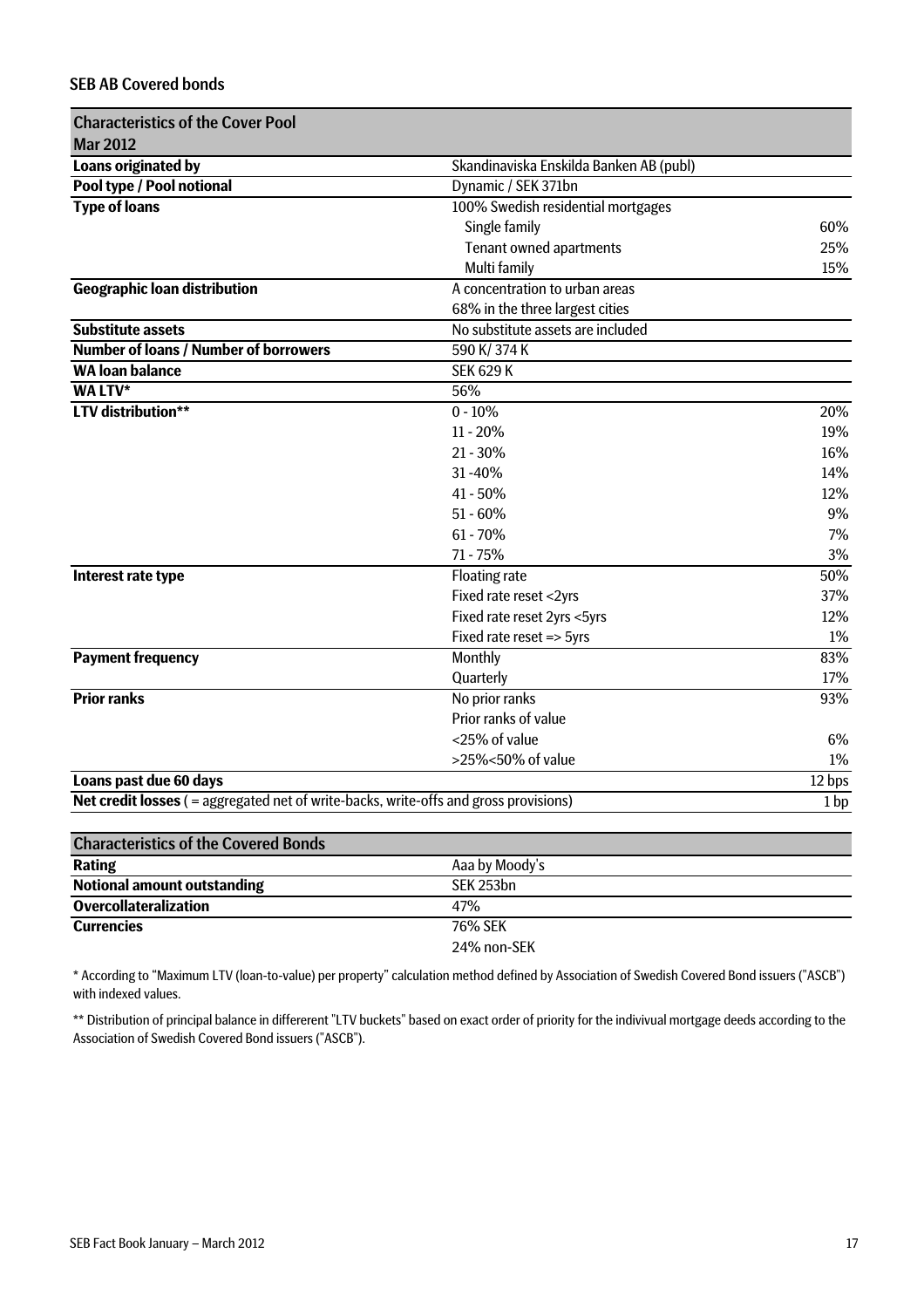## SEB AB Covered bonds

| Characteristics of the Cover Pool<br>Mar 2012 | | |
|---|---|---|
| **Loans originated by** | Skandinaviska Enskilda Banken AB (publ) | |
| **Pool type / Pool notional** | Dynamic / SEK 371bn | |
| **Type of loans** | 100% Swedish residential mortgages | |
| | Single family | 60% |
| | Tenant owned apartments | 25% |
| | Multi family | 15% |
| **Geographic loan distribution** | A concentration to urban areas | |
| | 68% in the three largest cities | |
| **Substitute assets** | No substitute assets are included | |
| **Number of loans / Number of borrowers** | 590 K/ 374 K | |
| **WA loan balance** | SEK 629 K | |
| **WA LTV*** | 56% | |
| **LTV distribution**** | 0 - 10% | 20% |
| | 11 - 20% | 19% |
| | 21 - 30% | 16% |
| | 31 -40% | 14% |
| | 41 - 50% | 12% |
| | 51 - 60% | 9% |
| | 61 - 70% | 7% |
| | 71 - 75% | 3% |
| **Interest rate type** | Floating rate | 50% |
| | Fixed rate reset <2yrs | 37% |
| | Fixed rate reset 2yrs <5yrs | 12% |
| | Fixed rate reset => 5yrs | 1% |
| **Payment frequency** | Monthly | 83% |
| | Quarterly | 17% |
| **Prior ranks** | No prior ranks | 93% |
| | Prior ranks of value | |
| | <25% of value | 6% |
| | >25%<50% of value | 1% |
| **Loans past due 60 days** | | 12 bps |
| **Net credit losses** ( = aggregated net of write-backs, write-offs and gross provisions) | | 1 bp |

| Characteristics of the Covered Bonds | |
|---|---|
| **Rating** | Aaa by Moody's |
| **Notional amount outstanding** | SEK 253bn |
| **Overcollateralization** | 47% |
| **Currencies** | 76% SEK |
| | 24% non-SEK |

* According to "Maximum LTV (loan-to-value) per property" calculation method defined by Association of Swedish Covered Bond issuers ("ASCB") with indexed values.

** Distribution of principal balance in differerent "LTV buckets" based on exact order of priority for the indivivual mortgage deeds according to the Association of Swedish Covered Bond issuers ("ASCB").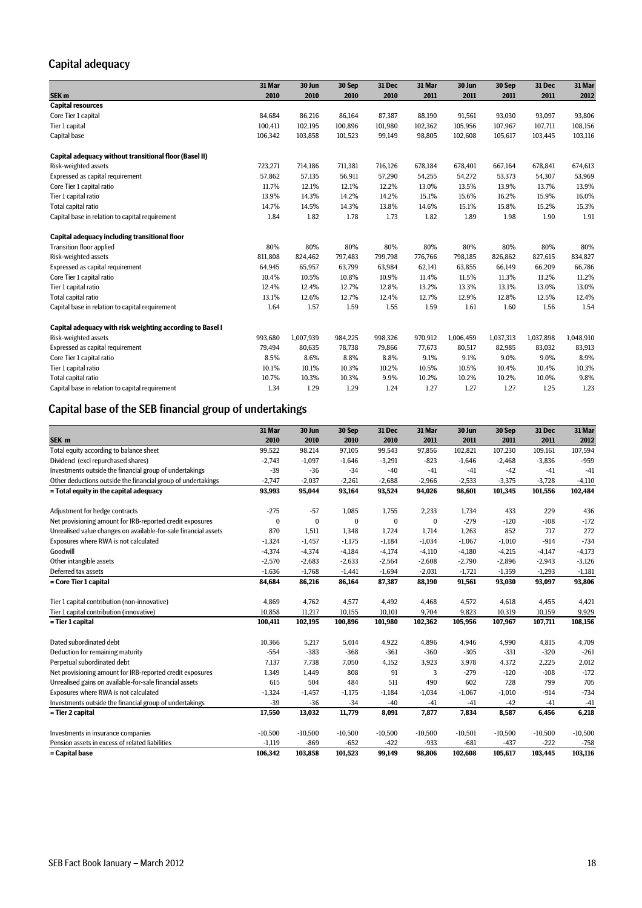## Capital adequacy

| SEK m | 31 Mar 2010 | 30 Jun 2010 | 30 Sep 2010 | 31 Dec 2010 | 31 Mar 2011 | 30 Jun 2011 | 30 Sep 2011 | 31 Dec 2011 | 31 Mar 2012 |
|---|---|---|---|---|---|---|---|---|---|
| **Capital resources** | | | | | | | | | |
| Core Tier 1 capital | 84,684 | 86,216 | 86,164 | 87,387 | 88,190 | 91,561 | 93,030 | 93,097 | 93,806 |
| Tier 1 capital | 100,411 | 102,195 | 100,896 | 101,980 | 102,362 | 105,956 | 107,967 | 107,711 | 108,156 |
| Capital base | 106,342 | 103,858 | 101,523 | 99,149 | 98,805 | 102,608 | 105,617 | 103,445 | 103,116 |
| | | | | | | | | | |
| **Capital adequacy without transitional floor (Basel II)** | | | | | | | | | |
| Risk-weighted assets | 723,271 | 714,186 | 711,381 | 716,126 | 678,184 | 678,401 | 667,164 | 678,841 | 674,613 |
| Expressed as capital requirement | 57,862 | 57,135 | 56,911 | 57,290 | 54,255 | 54,272 | 53,373 | 54,307 | 53,969 |
| Core Tier 1 capital ratio | 11.7% | 12.1% | 12.1% | 12.2% | 13.0% | 13.5% | 13.9% | 13.7% | 13.9% |
| Tier 1 capital ratio | 13.9% | 14.3% | 14.2% | 14.2% | 15.1% | 15.6% | 16.2% | 15.9% | 16.0% |
| Total capital ratio | 14.7% | 14.5% | 14.3% | 13.8% | 14.6% | 15.1% | 15.8% | 15.2% | 15.3% |
| Capital base in relation to capital requirement | 1.84 | 1.82 | 1.78 | 1.73 | 1.82 | 1.89 | 1.98 | 1.90 | 1.91 |
| | | | | | | | | | |
| **Capital adequacy including transitional floor** | | | | | | | | | |
| Transition floor applied | 80% | 80% | 80% | 80% | 80% | 80% | 80% | 80% | 80% |
| Risk-weighted assets | 811,808 | 824,462 | 797,483 | 799,798 | 776,766 | 798,185 | 826,862 | 827,615 | 834,827 |
| Expressed as capital requirement | 64,945 | 65,957 | 63,799 | 63,984 | 62,141 | 63,855 | 66,149 | 66,209 | 66,786 |
| Core Tier 1 capital ratio | 10.4% | 10.5% | 10.8% | 10.9% | 11.4% | 11.5% | 11.3% | 11.2% | 11.2% |
| Tier 1 capital ratio | 12.4% | 12.4% | 12.7% | 12.8% | 13.2% | 13.3% | 13.1% | 13.0% | 13.0% |
| Total capital ratio | 13.1% | 12.6% | 12.7% | 12.4% | 12.7% | 12.9% | 12.8% | 12.5% | 12.4% |
| Capital base in relation to capital requirement | 1.64 | 1.57 | 1.59 | 1.55 | 1.59 | 1.61 | 1.60 | 1.56 | 1.54 |
| | | | | | | | | | |
| **Capital adequacy with risk weighting according to Basel I** | | | | | | | | | |
| Risk-weighted assets | 993,680 | 1,007,939 | 984,225 | 998,326 | 970,912 | 1,006,459 | 1,037,313 | 1,037,898 | 1,048,910 |
| Expressed as capital requirement | 79,494 | 80,635 | 78,738 | 79,866 | 77,673 | 80,517 | 82,985 | 83,032 | 83,913 |
| Core Tier 1 capital ratio | 8.5% | 8.6% | 8.8% | 8.8% | 9.1% | 9.1% | 9.0% | 9.0% | 8.9% |
| Tier 1 capital ratio | 10.1% | 10.1% | 10.3% | 10.2% | 10.5% | 10.5% | 10.4% | 10.4% | 10.3% |
| Total capital ratio | 10.7% | 10.3% | 10.3% | 9.9% | 10.2% | 10.2% | 10.2% | 10.0% | 9.8% |
| Capital base in relation to capital requirement | 1.34 | 1.29 | 1.29 | 1.24 | 1.27 | 1.27 | 1.27 | 1.25 | 1.23 |

## Capital base of the SEB financial group of undertakings

| SEK m | 31 Mar 2010 | 30 Jun 2010 | 30 Sep 2010 | 31 Dec 2010 | 31 Mar 2011 | 30 Jun 2011 | 30 Sep 2011 | 31 Dec 2011 | 31 Mar 2012 |
|---|---|---|---|---|---|---|---|---|---|
| Total equity according to balance sheet | 99,522 | 98,214 | 97,105 | 99,543 | 97,856 | 102,821 | 107,230 | 109,161 | 107,594 |
| Dividend (excl repurchased shares) | -2,743 | -1,097 | -1,646 | -3,291 | -823 | -1,646 | -2,468 | -3,836 | -959 |
| Investments outside the financial group of undertakings | -39 | -36 | -34 | -40 | -41 | -41 | -42 | -41 | -41 |
| Other deductions outside the financial group of undertakings | -2,747 | -2,037 | -2,261 | -2,688 | -2,966 | -2,533 | -3,375 | -3,728 | -4,110 |
| **= Total equity in the capital adequacy** | **93,993** | **95,044** | **93,164** | **93,524** | **94,026** | **98,601** | **101,345** | **101,556** | **102,484** |
| | | | | | | | | | |
| Adjustment for hedge contracts | -275 | -57 | 1,085 | 1,755 | 2,233 | 1,734 | 433 | 229 | 436 |
| Net provisioning amount for IRB-reported credit exposures | 0 | 0 | 0 | 0 | 0 | -279 | -120 | -108 | -172 |
| Unrealised value changes on available-for-sale financial assets | 870 | 1,511 | 1,348 | 1,724 | 1,714 | 1,263 | 852 | 717 | 272 |
| Exposures where RWA is not calculated | -1,324 | -1,457 | -1,175 | -1,184 | -1,034 | -1,067 | -1,010 | -914 | -734 |
| Goodwill | -4,374 | -4,374 | -4,184 | -4,174 | -4,110 | -4,180 | -4,215 | -4,147 | -4,173 |
| Other intangible assets | -2,570 | -2,683 | -2,633 | -2,564 | -2,608 | -2,790 | -2,896 | -2,943 | -3,126 |
| Deferred tax assets | -1,636 | -1,768 | -1,441 | -1,694 | -2,031 | -1,721 | -1,359 | -1,293 | -1,181 |
| **= Core Tier 1 capital** | **84,684** | **86,216** | **86,164** | **87,387** | **88,190** | **91,561** | **93,030** | **93,097** | **93,806** |
| | | | | | | | | | |
| Tier 1 capital contribution (non-innovative) | 4,869 | 4,762 | 4,577 | 4,492 | 4,468 | 4,572 | 4,618 | 4,455 | 4,421 |
| Tier 1 capital contribution (innovative) | 10,858 | 11,217 | 10,155 | 10,101 | 9,704 | 9,823 | 10,319 | 10,159 | 9,929 |
| **= Tier 1 capital** | **100,411** | **102,195** | **100,896** | **101,980** | **102,362** | **105,956** | **107,967** | **107,711** | **108,156** |
| | | | | | | | | | |
| Dated subordinated debt | 10,366 | 5,217 | 5,014 | 4,922 | 4,896 | 4,946 | 4,990 | 4,815 | 4,709 |
| Deduction for remaining maturity | -554 | -383 | -368 | -361 | -360 | -305 | -331 | -320 | -261 |
| Perpetual subordinated debt | 7,137 | 7,738 | 7,050 | 4,152 | 3,923 | 3,978 | 4,372 | 2,225 | 2,012 |
| Net provisioning amount for IRB-reported credit exposures | 1,349 | 1,449 | 808 | 91 | 3 | -279 | -120 | -108 | -172 |
| Unrealised gains on available-for-sale financial assets | 615 | 504 | 484 | 511 | 490 | 602 | 728 | 799 | 705 |
| Exposures where RWA is not calculated | -1,324 | -1,457 | -1,175 | -1,184 | -1,034 | -1,067 | -1,010 | -914 | -734 |
| Investments outside the financial group of undertakings | -39 | -36 | -34 | -40 | -41 | -41 | -42 | -41 | -41 |
| **= Tier 2 capital** | **17,550** | **13,032** | **11,779** | **8,091** | **7,877** | **7,834** | **8,587** | **6,456** | **6,218** |
| | | | | | | | | | |
| Investments in insurance companies | -10,500 | -10,500 | -10,500 | -10,500 | -10,500 | -10,501 | -10,500 | -10,500 | -10,500 |
| Pension assets in excess of related liabilities | -1,119 | -869 | -652 | -422 | -933 | -681 | -437 | -222 | -758 |
| **= Capital base** | **106,342** | **103,858** | **101,523** | **99,149** | **98,806** | **102,608** | **105,617** | **103,445** | **103,116** |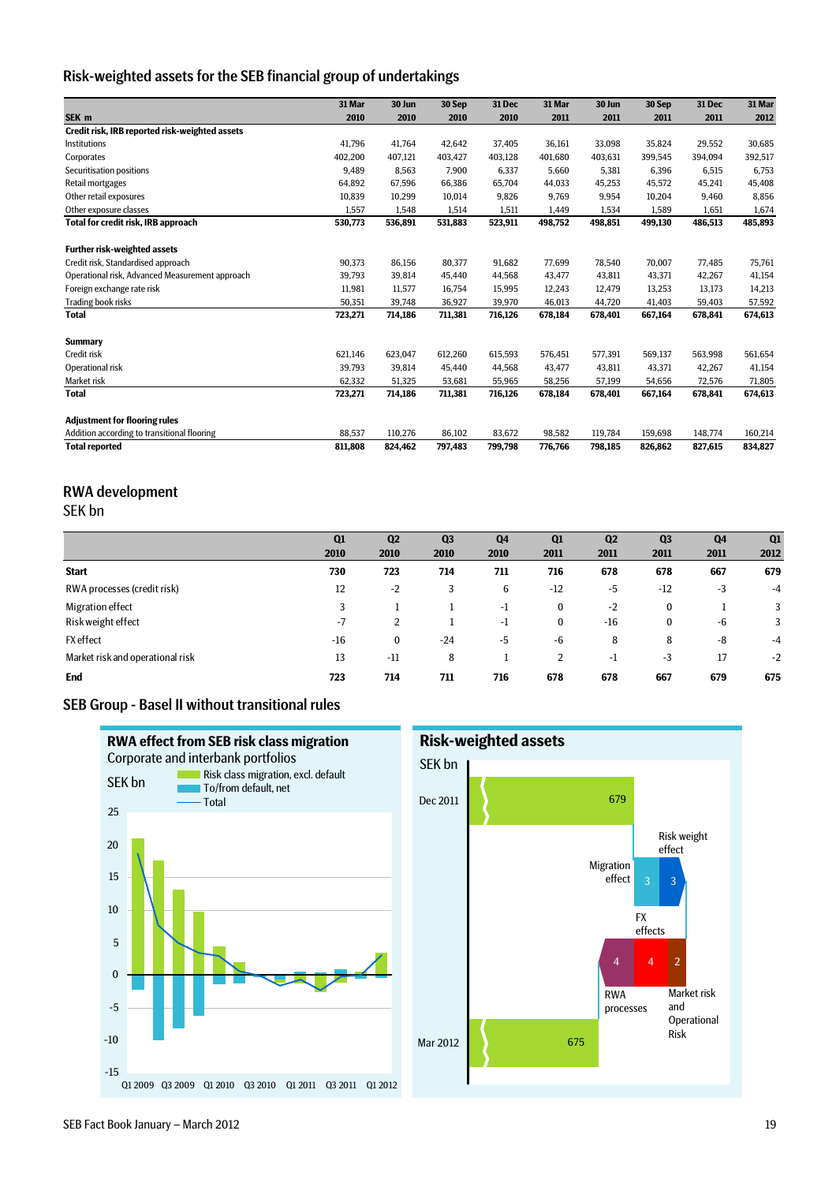## Risk-weighted assets for the SEB financial group of undertakings

| SEK m | 31 Mar 2010 | 30 Jun 2010 | 30 Sep 2010 | 31 Dec 2010 | 31 Mar 2011 | 30 Jun 2011 | 30 Sep 2011 | 31 Dec 2011 | 31 Mar 2012 |
|---|---|---|---|---|---|---|---|---|---|
| **Credit risk, IRB reported risk-weighted assets** | | | | | | | | | |
| Institutions | 41,796 | 41,764 | 42,642 | 37,405 | 36,161 | 33,098 | 35,824 | 29,552 | 30,685 |
| Corporates | 402,200 | 407,121 | 403,427 | 403,128 | 401,680 | 403,631 | 399,545 | 394,094 | 392,517 |
| Securitisation positions | 9,489 | 8,563 | 7,900 | 6,337 | 5,660 | 5,381 | 6,396 | 6,515 | 6,753 |
| Retail mortgages | 64,892 | 67,596 | 66,386 | 65,704 | 44,033 | 45,253 | 45,572 | 45,241 | 45,408 |
| Other retail exposures | 10,839 | 10,299 | 10,014 | 9,826 | 9,769 | 9,954 | 10,204 | 9,460 | 8,856 |
| Other exposure classes | 1,557 | 1,548 | 1,514 | 1,511 | 1,449 | 1,534 | 1,589 | 1,651 | 1,674 |
| **Total for credit risk, IRB approach** | **530,773** | **536,891** | **531,883** | **523,911** | **498,752** | **498,851** | **499,130** | **486,513** | **485,893** |
| **Further risk-weighted assets** | | | | | | | | | |
| Credit risk, Standardised approach | 90,373 | 86,156 | 80,377 | 91,682 | 77,699 | 78,540 | 70,007 | 77,485 | 75,761 |
| Operational risk, Advanced Measurement approach | 39,793 | 39,814 | 45,440 | 44,568 | 43,477 | 43,811 | 43,371 | 42,267 | 41,154 |
| Foreign exchange rate risk | 11,981 | 11,577 | 16,754 | 15,995 | 12,243 | 12,479 | 13,253 | 13,173 | 14,213 |
| Trading book risks | 50,351 | 39,748 | 36,927 | 39,970 | 46,013 | 44,720 | 41,403 | 59,403 | 57,592 |
| **Total** | **723,271** | **714,186** | **711,381** | **716,126** | **678,184** | **678,401** | **667,164** | **678,841** | **674,613** |
| **Summary** | | | | | | | | | |
| Credit risk | 621,146 | 623,047 | 612,260 | 615,593 | 576,451 | 577,391 | 569,137 | 563,998 | 561,654 |
| Operational risk | 39,793 | 39,814 | 45,440 | 44,568 | 43,477 | 43,811 | 43,371 | 42,267 | 41,154 |
| Market risk | 62,332 | 51,325 | 53,681 | 55,965 | 58,256 | 57,199 | 54,656 | 72,576 | 71,805 |
| **Total** | **723,271** | **714,186** | **711,381** | **716,126** | **678,184** | **678,401** | **667,164** | **678,841** | **674,613** |
| **Adjustment for flooring rules** | | | | | | | | | |
| Addition according to transitional flooring | 88,537 | 110,276 | 86,102 | 83,672 | 98,582 | 119,784 | 159,698 | 148,774 | 160,214 |
| **Total reported** | **811,808** | **824,462** | **797,483** | **799,798** | **776,766** | **798,185** | **826,862** | **827,615** | **834,827** |

## RWA development

SEK bn

| | Q1 2010 | Q2 2010 | Q3 2010 | Q4 2010 | Q1 2011 | Q2 2011 | Q3 2011 | Q4 2011 | Q1 2012 |
|---|---|---|---|---|---|---|---|---|---|
| **Start** | **730** | **723** | **714** | **711** | **716** | **678** | **678** | **667** | **679** |
| RWA processes (credit risk) | 12 | -2 | 3 | 6 | -12 | -5 | -12 | -3 | -4 |
| Migration effect | 3 | 1 | 1 | -1 | 0 | -2 | 0 | 1 | 3 |
| Risk weight effect | -7 | 2 | 1 | -1 | 0 | -16 | 0 | -6 | 3 |
| FX effect | -16 | 0 | -24 | -5 | -6 | 8 | 8 | -8 | -4 |
| Market risk and operational risk | 13 | -11 | 8 | 1 | 2 | -1 | -3 | 17 | -2 |
| **End** | **723** | **714** | **711** | **716** | **678** | **678** | **667** | **679** | **675** |

## SEB Group - Basel II without transitional rules

**RWA effect from SEB risk class migration**
Corporate and interbank portfolios

**Risk-weighted assets**
SEK bn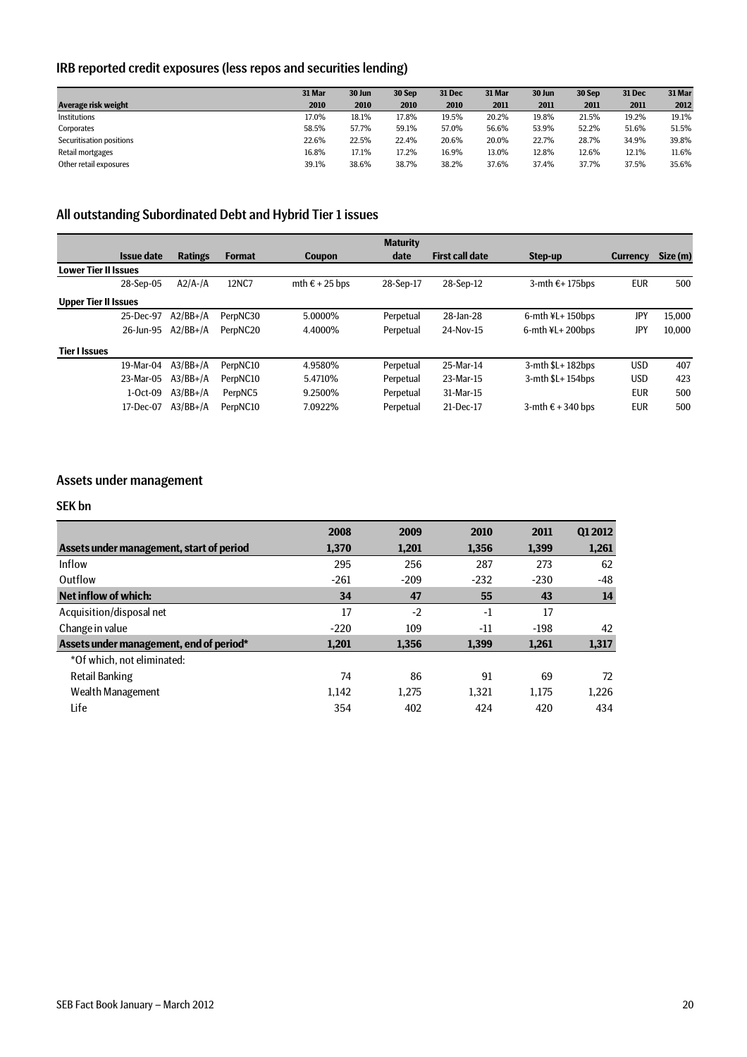## IRB reported credit exposures (less repos and securities lending)

| Average risk weight | 31 Mar 2010 | 30 Jun 2010 | 30 Sep 2010 | 31 Dec 2010 | 31 Mar 2011 | 30 Jun 2011 | 30 Sep 2011 | 31 Dec 2011 | 31 Mar 2012 |
|---|---|---|---|---|---|---|---|---|---|
| Institutions | 17.0% | 18.1% | 17.8% | 19.5% | 20.2% | 19.8% | 21.5% | 19.2% | 19.1% |
| Corporates | 58.5% | 57.7% | 59.1% | 57.0% | 56.6% | 53.9% | 52.2% | 51.6% | 51.5% |
| Securitisation positions | 22.6% | 22.5% | 22.4% | 20.6% | 20.0% | 22.7% | 28.7% | 34.9% | 39.8% |
| Retail mortgages | 16.8% | 17.1% | 17.2% | 16.9% | 13.0% | 12.8% | 12.6% | 12.1% | 11.6% |
| Other retail exposures | 39.1% | 38.6% | 38.7% | 38.2% | 37.6% | 37.4% | 37.7% | 37.5% | 35.6% |

## All outstanding Subordinated Debt and Hybrid Tier 1 issues

| Issue date | Ratings | Format | Coupon | Maturity date | First call date | Step-up | Currency | Size (m) |
|---|---|---|---|---|---|---|---|---|
| **Lower Tier II Issues** | | | | | | | | |
| 28-Sep-05 | A2/A-/A | 12NC7 | mth € + 25 bps | 28-Sep-17 | 28-Sep-12 | 3-mth €+ 175bps | EUR | 500 |
| **Upper Tier II Issues** | | | | | | | | |
| 25-Dec-97 | A2/BB+/A | PerpNC30 | 5.0000% | Perpetual | 28-Jan-28 | 6-mth ¥L+ 150bps | JPY | 15,000 |
| 26-Jun-95 | A2/BB+/A | PerpNC20 | 4.4000% | Perpetual | 24-Nov-15 | 6-mth ¥L+ 200bps | JPY | 10,000 |
| **Tier I Issues** | | | | | | | | |
| 19-Mar-04 | A3/BB+/A | PerpNC10 | 4.9580% | Perpetual | 25-Mar-14 | 3-mth $L+ 182bps | USD | 407 |
| 23-Mar-05 | A3/BB+/A | PerpNC10 | 5.4710% | Perpetual | 23-Mar-15 | 3-mth $L+ 154bps | USD | 423 |
| 1-Oct-09 | A3/BB+/A | PerpNC5 | 9.2500% | Perpetual | 31-Mar-15 | | EUR | 500 |
| 17-Dec-07 | A3/BB+/A | PerpNC10 | 7.0922% | Perpetual | 21-Dec-17 | 3-mth € + 340 bps | EUR | 500 |

## Assets under management

### SEK bn

| | 2008 | 2009 | 2010 | 2011 | Q1 2012 |
|---|---|---|---|---|---|
| **Assets under management, start of period** | **1,370** | **1,201** | **1,356** | **1,399** | **1,261** |
| Inflow | 295 | 256 | 287 | 273 | 62 |
| Outflow | -261 | -209 | -232 | -230 | -48 |
| **Net inflow of which:** | **34** | **47** | **55** | **43** | **14** |
| Acquisition/disposal net | 17 | -2 | -1 | 17 | |
| Change in value | -220 | 109 | -11 | -198 | 42 |
| **Assets under management, end of period*** | **1,201** | **1,356** | **1,399** | **1,261** | **1,317** |
| *Of which, not eliminated: | | | | | |
| Retail Banking | 74 | 86 | 91 | 69 | 72 |
| Wealth Management | 1,142 | 1,275 | 1,321 | 1,175 | 1,226 |
| Life | 354 | 402 | 424 | 420 | 434 |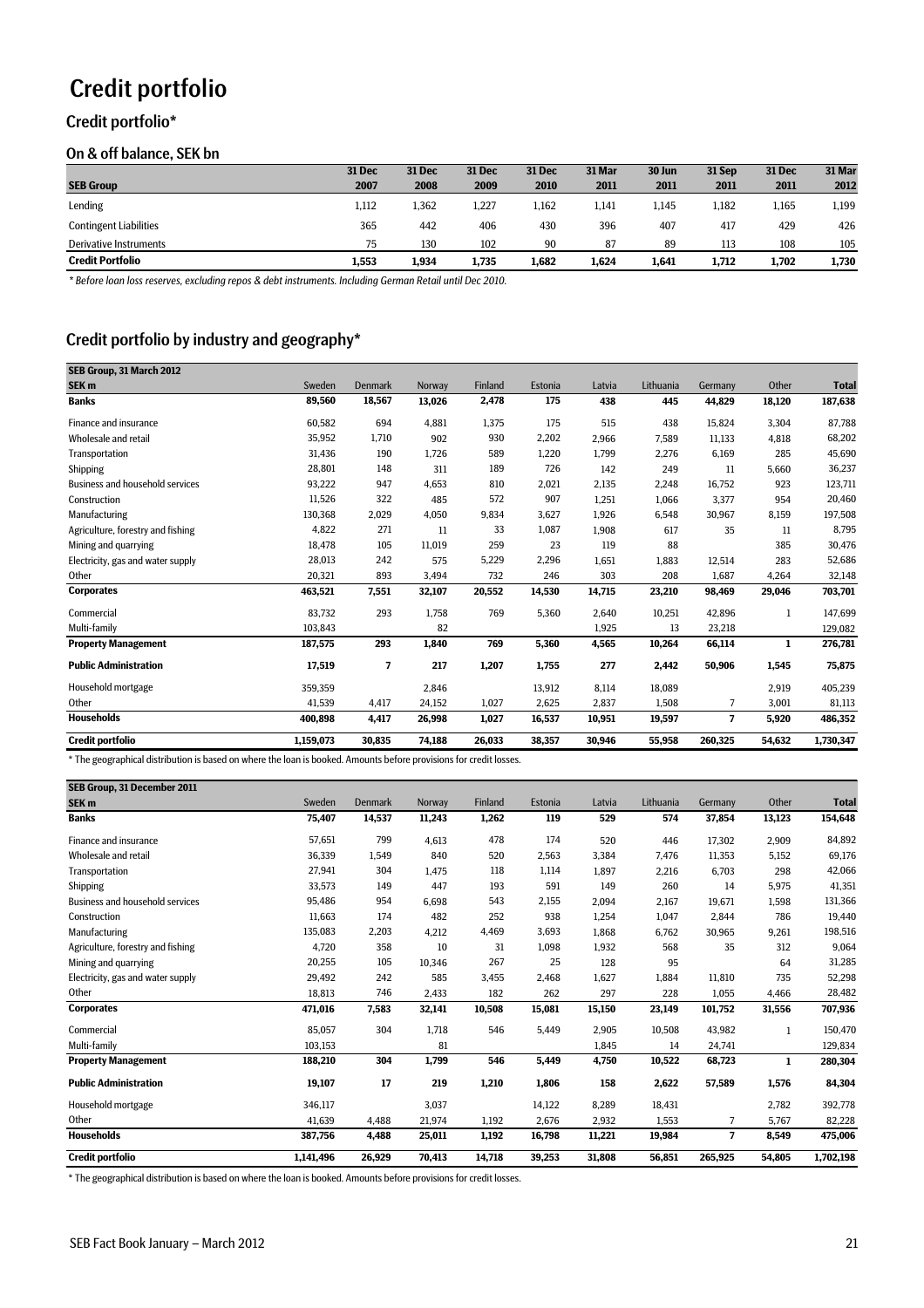# Credit portfolio

## Credit portfolio*

### On & off balance, SEK bn

| SEB Group | 31 Dec 2007 | 31 Dec 2008 | 31 Dec 2009 | 31 Dec 2010 | 31 Mar 2011 | 30 Jun 2011 | 31 Sep 2011 | 31 Dec 2011 | 31 Mar 2012 |
|---|---|---|---|---|---|---|---|---|---|
| Lending | 1,112 | 1,362 | 1,227 | 1,162 | 1,141 | 1,145 | 1,182 | 1,165 | 1,199 |
| Contingent Liabilities | 365 | 442 | 406 | 430 | 396 | 407 | 417 | 429 | 426 |
| Derivative Instruments | 75 | 130 | 102 | 90 | 87 | 89 | 113 | 108 | 105 |
| **Credit Portfolio** | **1,553** | **1,934** | **1,735** | **1,682** | **1,624** | **1,641** | **1,712** | **1,702** | **1,730** |

*\* Before loan loss reserves, excluding repos & debt instruments. Including German Retail until Dec 2010.*

## Credit portfolio by industry and geography*

| SEB Group, 31 March 2012 SEK m | Sweden | Denmark | Norway | Finland | Estonia | Latvia | Lithuania | Germany | Other | Total |
|---|---|---|---|---|---|---|---|---|---|---|
| **Banks** | **89,560** | **18,567** | **13,026** | **2,478** | **175** | **438** | **445** | **44,829** | **18,120** | **187,638** |
| Finance and insurance | 60,582 | 694 | 4,881 | 1,375 | 175 | 515 | 438 | 15,824 | 3,304 | 87,788 |
| Wholesale and retail | 35,952 | 1,710 | 902 | 930 | 2,202 | 2,966 | 7,589 | 11,133 | 4,818 | 68,202 |
| Transportation | 31,436 | 190 | 1,726 | 589 | 1,220 | 1,799 | 2,276 | 6,169 | 285 | 45,690 |
| Shipping | 28,801 | 148 | 318 | 189 | 726 | 142 | 249 | 11 | 5,660 | 36,237 |
| Business and household services | 93,222 | 947 | 4,653 | 810 | 2,021 | 2,135 | 2,248 | 16,752 | 923 | 123,711 |
| Construction | 11,526 | 322 | 485 | 572 | 907 | 1,251 | 1,066 | 3,377 | 954 | 20,460 |
| Manufacturing | 130,368 | 2,029 | 4,050 | 9,834 | 3,627 | 1,926 | 6,548 | 30,967 | 8,159 | 197,508 |
| Agriculture, forestry and fishing | 4,822 | 271 | 11 | 33 | 1,087 | 1,908 | 617 | 35 | 11 | 8,795 |
| Mining and quarrying | 18,478 | 105 | 11,019 | 259 | 23 | 119 | 88 | | 385 | 30,476 |
| Electricity, gas and water supply | 28,013 | 242 | 575 | 5,229 | 2,296 | 1,651 | 1,883 | 12,514 | 283 | 52,686 |
| Other | 20,321 | 893 | 3,494 | 732 | 246 | 303 | 208 | 1,687 | 4,264 | 32,148 |
| **Corporates** | **463,521** | **7,551** | **32,107** | **20,552** | **14,530** | **14,715** | **23,210** | **98,469** | **29,046** | **703,701** |
| Commercial | 83,732 | 293 | 1,758 | 769 | 5,360 | 2,640 | 10,251 | 42,896 | 1 | 147,699 |
| Multi-family | 103,843 | | 82 | | | 1,925 | 13 | 23,218 | | 129,082 |
| **Property Management** | **187,575** | **293** | **1,840** | **769** | **5,360** | **4,565** | **10,264** | **66,114** | **1** | **276,781** |
| **Public Administration** | **17,519** | **7** | **217** | **1,207** | **1,755** | **277** | **2,442** | **50,906** | **1,545** | **75,875** |
| Household mortgage | 359,359 | | 2,846 | | 13,912 | 8,114 | 18,089 | | 2,919 | 405,239 |
| Other | 41,539 | 4,417 | 24,152 | 1,027 | 2,625 | 2,837 | 1,508 | 7 | 3,001 | 81,113 |
| **Households** | **400,898** | **4,417** | **26,998** | **1,027** | **16,537** | **10,951** | **19,597** | **7** | **5,920** | **486,352** |
| **Credit portfolio** | **1,159,073** | **30,835** | **74,188** | **26,033** | **38,357** | **30,946** | **55,958** | **260,325** | **54,632** | **1,730,347** |

\* The geographical distribution is based on where the loan is booked. Amounts before provisions for credit losses.

| SEB Group, 31 December 2011 SEK m | Sweden | Denmark | Norway | Finland | Estonia | Latvia | Lithuania | Germany | Other | Total |
|---|---|---|---|---|---|---|---|---|---|---|
| **Banks** | **75,407** | **14,537** | **11,243** | **1,262** | **119** | **529** | **574** | **37,854** | **13,123** | **154,648** |
| Finance and insurance | 57,651 | 799 | 4,613 | 478 | 174 | 520 | 446 | 17,302 | 2,909 | 84,892 |
| Wholesale and retail | 36,339 | 1,549 | 840 | 520 | 2,563 | 3,384 | 7,476 | 11,353 | 5,152 | 69,176 |
| Transportation | 27,941 | 304 | 1,475 | 118 | 1,114 | 1,897 | 2,216 | 6,703 | 298 | 42,066 |
| Shipping | 33,573 | 149 | 447 | 193 | 591 | 149 | 260 | 14 | 5,975 | 41,351 |
| Business and household services | 95,486 | 954 | 6,698 | 543 | 2,155 | 2,094 | 2,167 | 19,671 | 1,598 | 131,366 |
| Construction | 11,663 | 174 | 482 | 252 | 938 | 1,254 | 1,047 | 2,844 | 786 | 19,440 |
| Manufacturing | 135,083 | 2,203 | 4,212 | 4,469 | 3,693 | 1,868 | 6,762 | 30,965 | 9,261 | 198,516 |
| Agriculture, forestry and fishing | 4,720 | 358 | 10 | 31 | 1,098 | 1,932 | 568 | 35 | 312 | 9,064 |
| Mining and quarrying | 20,255 | 105 | 10,346 | 267 | 25 | 128 | 95 | | 64 | 31,285 |
| Electricity, gas and water supply | 29,492 | 242 | 585 | 3,455 | 2,468 | 1,627 | 1,884 | 11,810 | 735 | 52,298 |
| Other | 18,813 | 746 | 2,433 | 182 | 262 | 297 | 228 | 1,055 | 4,466 | 28,482 |
| **Corporates** | **471,016** | **7,583** | **32,141** | **10,508** | **15,081** | **15,150** | **23,149** | **101,752** | **31,556** | **707,936** |
| Commercial | 85,057 | 304 | 1,718 | 546 | 5,449 | 2,905 | 10,508 | 43,982 | 1 | 150,470 |
| Multi-family | 103,153 | | 81 | | | 1,845 | 14 | 24,741 | | 129,834 |
| **Property Management** | **188,210** | **304** | **1,799** | **546** | **5,449** | **4,750** | **10,522** | **68,723** | **1** | **280,304** |
| **Public Administration** | **19,107** | **17** | **219** | **1,210** | **1,806** | **158** | **2,622** | **57,589** | **1,576** | **84,304** |
| Household mortgage | 346,117 | | 3,037 | | 14,122 | 8,289 | 18,431 | | 2,782 | 392,778 |
| Other | 41,639 | 4,488 | 21,974 | 1,192 | 2,676 | 2,932 | 1,553 | 7 | 5,767 | 82,228 |
| **Households** | **387,756** | **4,488** | **25,011** | **1,192** | **16,798** | **11,221** | **19,984** | **7** | **8,549** | **475,006** |
| **Credit portfolio** | **1,141,496** | **26,929** | **70,413** | **14,718** | **39,253** | **31,808** | **56,851** | **265,925** | **54,805** | **1,702,198** |

\* The geographical distribution is based on where the loan is booked. Amounts before provisions for credit losses.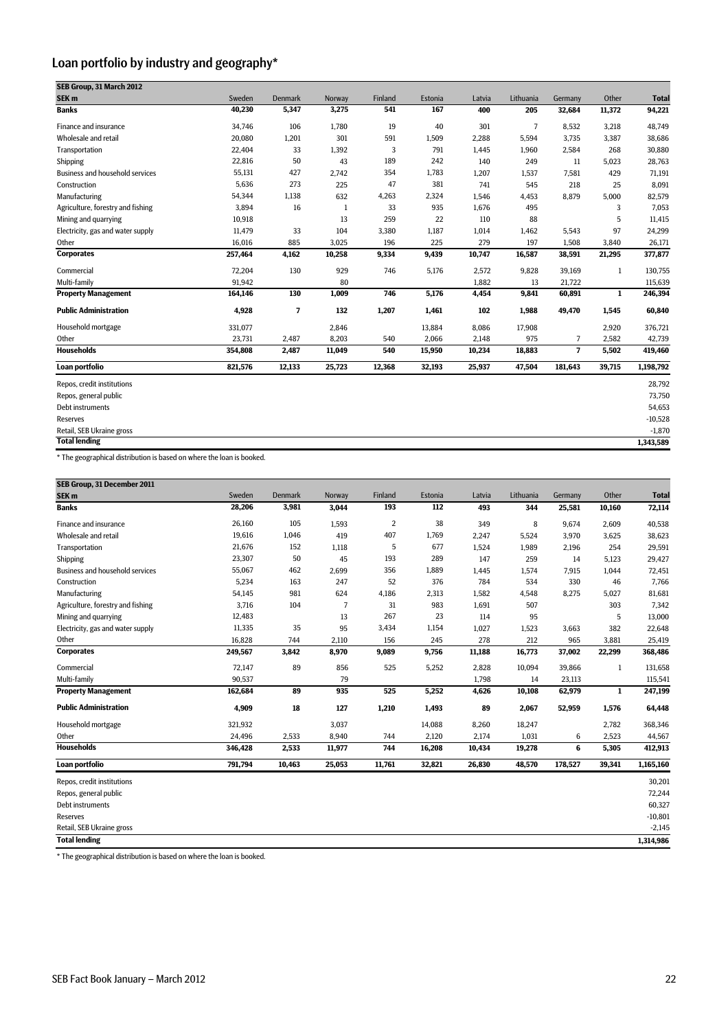# Loan portfolio by industry and geography*

| SEB Group, 31 March 2012 | | | | | | | | | | |
|---|---|---|---|---|---|---|---|---|---|---|
| **SEK m** | Sweden | Denmark | Norway | Finland | Estonia | Latvia | Lithuania | Germany | Other | **Total** |
| **Banks** | **40,230** | **5,347** | **3,275** | **541** | **167** | **400** | **205** | **32,684** | **11,372** | **94,221** |
| Finance and insurance | 34,746 | 106 | 1,780 | 19 | 40 | 301 | 7 | 8,532 | 3,218 | 48,749 |
| Wholesale and retail | 20,080 | 1,201 | 301 | 591 | 1,509 | 2,288 | 5,594 | 3,735 | 3,387 | 38,686 |
| Transportation | 22,404 | 33 | 1,392 | 3 | 791 | 1,445 | 1,960 | 2,584 | 268 | 30,880 |
| Shipping | 22,816 | 50 | 43 | 189 | 242 | 140 | 249 | 11 | 5,023 | 28,763 |
| Business and household services | 55,131 | 427 | 2,742 | 354 | 1,783 | 1,207 | 1,537 | 7,581 | 429 | 71,191 |
| Construction | 5,636 | 273 | 225 | 47 | 381 | 741 | 545 | 218 | 25 | 8,091 |
| Manufacturing | 54,344 | 1,138 | 632 | 4,263 | 2,324 | 1,546 | 4,453 | 8,879 | 5,000 | 82,579 |
| Agriculture, forestry and fishing | 3,894 | 16 | 1 | 33 | 935 | 1,676 | 495 | | 3 | 7,053 |
| Mining and quarrying | 10,918 | | 13 | 259 | 22 | 110 | 88 | | 5 | 11,415 |
| Electricity, gas and water supply | 11,479 | 33 | 104 | 3,380 | 1,187 | 1,014 | 1,462 | 5,543 | 97 | 24,299 |
| Other | 16,016 | 885 | 3,025 | 196 | 225 | 279 | 197 | 1,508 | 3,840 | 26,171 |
| **Corporates** | **257,464** | **4,162** | **10,258** | **9,334** | **9,439** | **10,747** | **16,587** | **38,591** | **21,295** | **377,877** |
| Commercial | 72,204 | 130 | 929 | 746 | 5,176 | 2,572 | 9,828 | 39,169 | 1 | 130,755 |
| Multi-family | 91,942 | | 80 | | | 1,882 | 13 | 21,722 | | 115,639 |
| **Property Management** | **164,146** | **130** | **1,009** | **746** | **5,176** | **4,454** | **9,841** | **60,891** | **1** | **246,394** |
| **Public Administration** | **4,928** | **7** | **132** | **1,207** | **1,461** | **102** | **1,988** | **49,470** | **1,545** | **60,840** |
| Household mortgage | 331,077 | | 2,846 | | 13,884 | 8,086 | 17,908 | | 2,920 | 376,721 |
| Other | 23,731 | 2,487 | 8,203 | 540 | 2,066 | 2,148 | 975 | 7 | 2,582 | 42,739 |
| **Households** | **354,808** | **2,487** | **11,049** | **540** | **15,950** | **10,234** | **18,883** | **7** | **5,502** | **419,460** |
| **Loan portfolio** | **821,576** | **12,133** | **25,723** | **12,368** | **32,193** | **25,937** | **47,504** | **181,643** | **39,715** | **1,198,792** |
| Repos, credit institutions | | | | | | | | | | 28,792 |
| Repos, general public | | | | | | | | | | 73,750 |
| Debt instruments | | | | | | | | | | 54,653 |
| Reserves | | | | | | | | | | -10,528 |
| Retail, SEB Ukraine gross | | | | | | | | | | -1,870 |
| **Total lending** | | | | | | | | | | **1,343,589** |

\* The geographical distribution is based on where the loan is booked.

| SEB Group, 31 December 2011 | | | | | | | | | | |
|---|---|---|---|---|---|---|---|---|---|---|
| **SEK m** | Sweden | Denmark | Norway | Finland | Estonia | Latvia | Lithuania | Germany | Other | **Total** |
| **Banks** | **28,206** | **3,981** | **3,044** | **193** | **112** | **493** | **344** | **25,581** | **10,160** | **72,114** |
| Finance and insurance | 26,160 | 105 | 1,593 | 2 | 38 | 349 | 8 | 9,674 | 2,609 | 40,538 |
| Wholesale and retail | 19,616 | 1,046 | 419 | 407 | 1,769 | 2,247 | 5,524 | 3,970 | 3,625 | 38,623 |
| Transportation | 21,676 | 152 | 1,118 | 5 | 677 | 1,524 | 1,989 | 2,196 | 254 | 29,591 |
| Shipping | 23,307 | 50 | 45 | 193 | 289 | 147 | 259 | 14 | 5,123 | 29,427 |
| Business and household services | 55,067 | 462 | 2,699 | 356 | 1,889 | 1,445 | 1,574 | 7,915 | 1,044 | 72,451 |
| Construction | 5,234 | 163 | 247 | 52 | 376 | 784 | 534 | 330 | 46 | 7,766 |
| Manufacturing | 54,145 | 981 | 624 | 4,186 | 2,313 | 1,582 | 4,548 | 8,275 | 5,027 | 81,681 |
| Agriculture, forestry and fishing | 3,716 | 104 | 7 | 31 | 983 | 1,691 | 507 | | 303 | 7,342 |
| Mining and quarrying | 12,483 | | 13 | 267 | 23 | 114 | 95 | | 5 | 13,000 |
| Electricity, gas and water supply | 11,335 | 35 | 95 | 3,434 | 1,154 | 1,027 | 1,523 | 3,663 | 382 | 22,648 |
| Other | 16,828 | 744 | 2,110 | 156 | 245 | 278 | 212 | 965 | 3,881 | 25,419 |
| **Corporates** | **249,567** | **3,842** | **8,970** | **9,089** | **9,756** | **11,188** | **16,773** | **37,002** | **22,299** | **368,486** |
| Commercial | 72,147 | 89 | 856 | 525 | 5,252 | 2,828 | 10,094 | 39,866 | 1 | 131,658 |
| Multi-family | 90,537 | | 79 | | | 1,798 | 14 | 23,113 | | 115,541 |
| **Property Management** | **162,684** | **89** | **935** | **525** | **5,252** | **4,626** | **10,108** | **62,979** | **1** | **247,199** |
| **Public Administration** | **4,909** | **18** | **127** | **1,210** | **1,493** | **89** | **2,067** | **52,959** | **1,576** | **64,448** |
| Household mortgage | 321,932 | | 3,037 | | 14,088 | 8,260 | 18,247 | | 2,782 | 368,346 |
| Other | 24,496 | 2,533 | 8,940 | 744 | 2,120 | 2,174 | 1,031 | 6 | 2,523 | 44,567 |
| **Households** | **346,428** | **2,533** | **11,977** | **744** | **16,208** | **10,434** | **19,278** | **6** | **5,305** | **412,913** |
| **Loan portfolio** | **791,794** | **10,463** | **25,053** | **11,761** | **32,821** | **26,830** | **48,570** | **178,527** | **39,341** | **1,165,160** |
| Repos, credit institutions | | | | | | | | | | 30,201 |
| Repos, general public | | | | | | | | | | 72,244 |
| Debt instruments | | | | | | | | | | 60,327 |
| Reserves | | | | | | | | | | -10,801 |
| Retail, SEB Ukraine gross | | | | | | | | | | -2,145 |
| **Total lending** | | | | | | | | | | **1,314,986** |

\* The geographical distribution is based on where the loan is booked.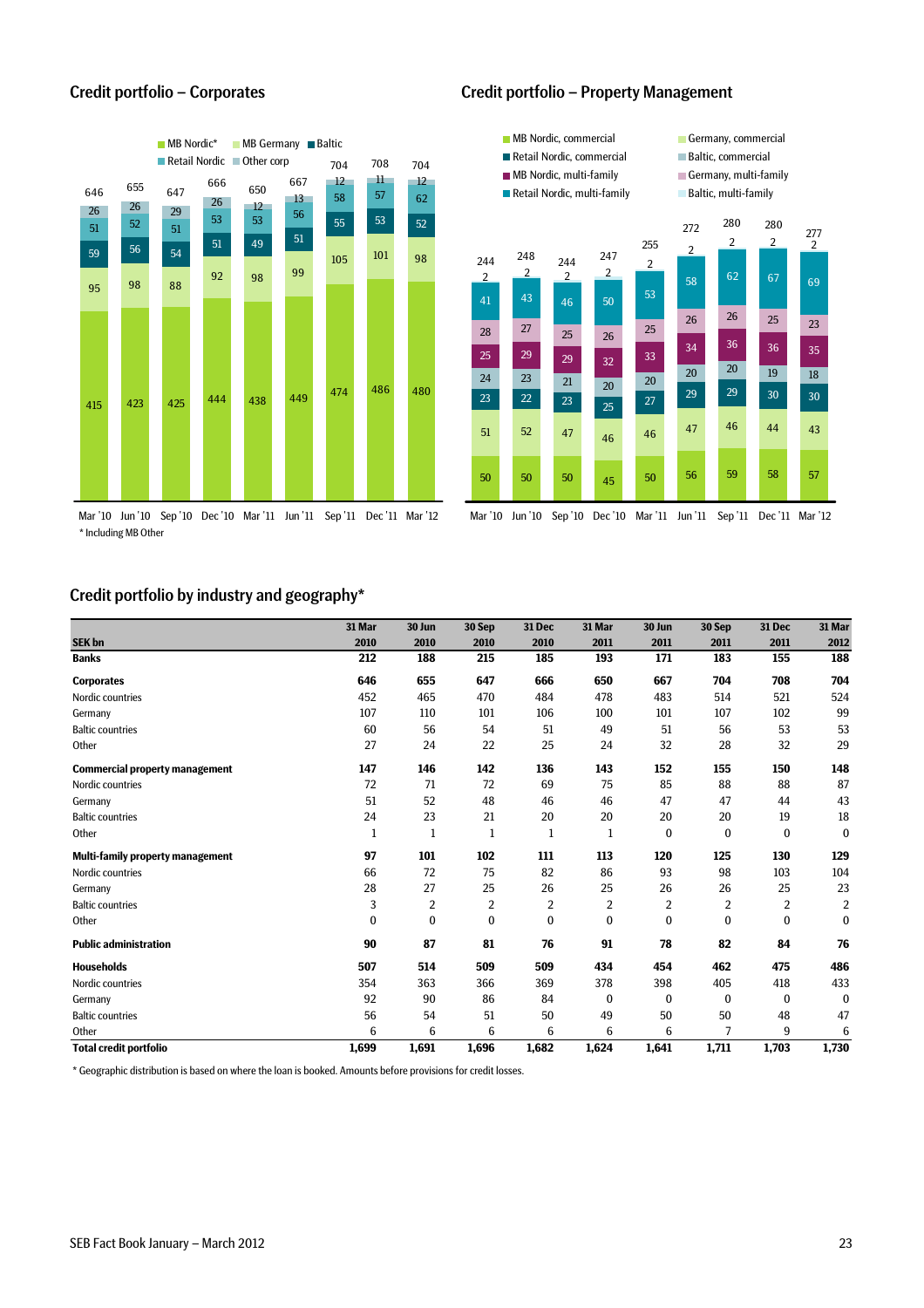## Credit portfolio – Corporates

| | Mar '10 | Jun '10 | Sep '10 | Dec '10 | Mar '11 | Jun '11 | Sep '11 | Dec '11 | Mar '12 |
|---|---|---|---|---|---|---|---|---|---|
| MB Nordic* | 415 | 423 | 425 | 444 | 438 | 449 | 474 | 486 | 480 |
| MB Germany | 95 | 98 | 88 | 92 | 98 | 99 | 105 | 101 | 98 |
| Baltic | 59 | 56 | 54 | 51 | 49 | 51 | 55 | 53 | 52 |
| Retail Nordic | 51 | 52 | 51 | 53 | 53 | 56 | 58 | 57 | 62 |
| Other corp | 26 | 26 | 29 | 26 | 12 | 13 | 12 | 11 | 12 |
| Total | 646 | 655 | 647 | 666 | 650 | 667 | 704 | 708 | 704 |

\* Including MB Other

## Credit portfolio – Property Management

| | Mar '10 | Jun '10 | Sep '10 | Dec '10 | Mar '11 | Jun '11 | Sep '11 | Dec '11 | Mar '12 |
|---|---|---|---|---|---|---|---|---|---|
| MB Nordic, commercial | 50 | 50 | 50 | 45 | 50 | 56 | 59 | 58 | 57 |
| Germany, commercial | 51 | 52 | 47 | 46 | 46 | 47 | 46 | 44 | 43 |
| Retail Nordic, commercial | 23 | 22 | 23 | 25 | 27 | 29 | 29 | 30 | 30 |
| Baltic, commercial | 24 | 23 | 21 | 20 | 20 | 20 | 20 | 19 | 18 |
| MB Nordic, multi-family | 25 | 29 | 29 | 32 | 33 | 34 | 36 | 36 | 35 |
| Germany, multi-family | 28 | 27 | 25 | 26 | 25 | 26 | 26 | 25 | 23 |
| Retail Nordic, multi-family | 41 | 43 | 46 | 50 | 53 | 58 | 62 | 67 | 69 |
| Baltic, multi-family | 2 | 2 | 2 | 2 | 2 | 2 | 2 | 2 | 2 |
| Total | 244 | 248 | 244 | 247 | 255 | 272 | 280 | 280 | 277 |

## Credit portfolio by industry and geography*

| SEK bn | 31 Mar 2010 | 30 Jun 2010 | 30 Sep 2010 | 31 Dec 2010 | 31 Mar 2011 | 30 Jun 2011 | 30 Sep 2011 | 31 Dec 2011 | 31 Mar 2012 |
|---|---|---|---|---|---|---|---|---|---|
| **Banks** | **212** | **188** | **215** | **185** | **193** | **171** | **183** | **155** | **188** |
| **Corporates** | **646** | **655** | **647** | **666** | **650** | **667** | **704** | **708** | **704** |
| Nordic countries | 452 | 465 | 470 | 484 | 478 | 483 | 514 | 521 | 524 |
| Germany | 107 | 110 | 101 | 106 | 100 | 101 | 107 | 102 | 99 |
| Baltic countries | 60 | 56 | 54 | 51 | 49 | 51 | 56 | 53 | 53 |
| Other | 27 | 24 | 22 | 25 | 24 | 32 | 28 | 32 | 29 |
| **Commercial property management** | **147** | **146** | **142** | **136** | **143** | **152** | **155** | **150** | **148** |
| Nordic countries | 72 | 71 | 72 | 69 | 75 | 85 | 88 | 88 | 87 |
| Germany | 51 | 52 | 48 | 46 | 46 | 47 | 47 | 44 | 43 |
| Baltic countries | 24 | 23 | 21 | 20 | 20 | 20 | 20 | 19 | 18 |
| Other | 1 | 1 | 1 | 1 | 1 | 0 | 0 | 0 | 0 |
| **Multi-family property management** | **97** | **101** | **102** | **111** | **113** | **120** | **125** | **130** | **129** |
| Nordic countries | 66 | 72 | 75 | 82 | 86 | 93 | 98 | 103 | 104 |
| Germany | 28 | 27 | 25 | 26 | 25 | 26 | 26 | 25 | 23 |
| Baltic countries | 3 | 2 | 2 | 2 | 2 | 2 | 2 | 2 | 2 |
| Other | 0 | 0 | 0 | 0 | 0 | 0 | 0 | 0 | 0 |
| **Public administration** | **90** | **87** | **81** | **76** | **91** | **78** | **82** | **84** | **76** |
| **Households** | **507** | **514** | **509** | **509** | **434** | **454** | **462** | **475** | **486** |
| Nordic countries | 354 | 363 | 366 | 369 | 378 | 398 | 405 | 418 | 433 |
| Germany | 92 | 90 | 86 | 84 | 0 | 0 | 0 | 0 | 0 |
| Baltic countries | 56 | 54 | 51 | 50 | 49 | 50 | 50 | 48 | 47 |
| Other | 6 | 6 | 6 | 6 | 6 | 6 | 7 | 9 | 6 |
| **Total credit portfolio** | **1,699** | **1,691** | **1,696** | **1,682** | **1,624** | **1,641** | **1,711** | **1,703** | **1,730** |

\* Geographic distribution is based on where the loan is booked. Amounts before provisions for credit losses.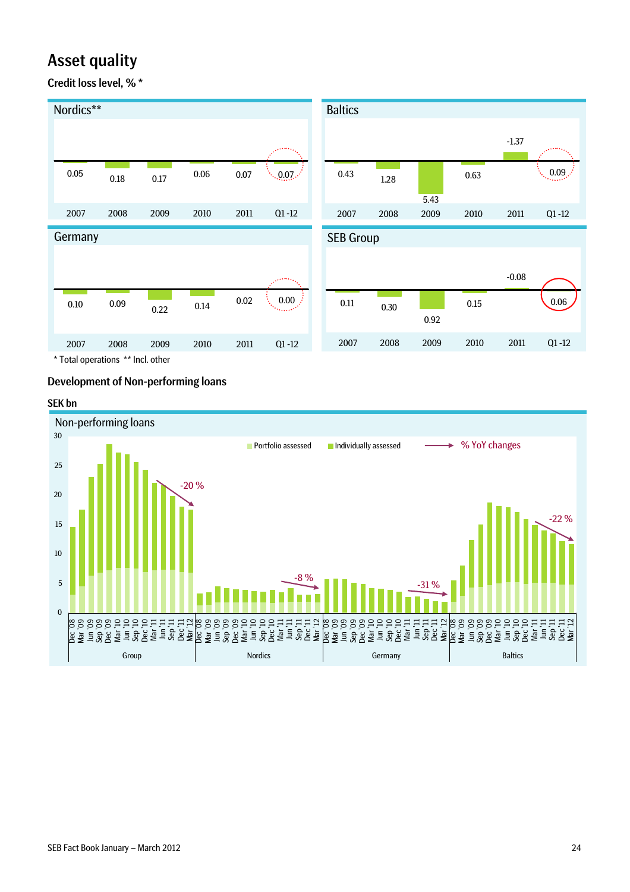# Asset quality

## Credit loss level, % *

**Nordics****

| 2007 | 2008 | 2009 | 2010 | 2011 | Q1 -12 |
|---|---|---|---|---|---|
| 0.05 | 0.18 | 0.17 | 0.06 | 0.07 | 0.07 |

**Baltics**

| 2007 | 2008 | 2009 | 2010 | 2011 | Q1 -12 |
|---|---|---|---|---|---|
| 0.43 | 1.28 | 5.43 | 0.63 | -1.37 | 0.09 |

**Germany**

| 2007 | 2008 | 2009 | 2010 | 2011 | Q1 -12 |
|---|---|---|---|---|---|
| 0.10 | 0.09 | 0.22 | 0.14 | 0.02 | 0.00 |

**SEB Group**

| 2007 | 2008 | 2009 | 2010 | 2011 | Q1 -12 |
|---|---|---|---|---|---|
| 0.11 | 0.30 | 0.92 | 0.15 | -0.08 | 0.06 |

\* Total operations ** Incl. other

## Development of Non-performing loans

SEK bn

**Non-performing loans**

Legend: Portfolio assessed, Individually assessed, % YoY changes

Quarters Dec '08 – Mar '12 for Group, Nordics, Germany, Baltics.

% YoY changes: Group -20 %, Nordics -8 %, Germany -31 %, Baltics -22 %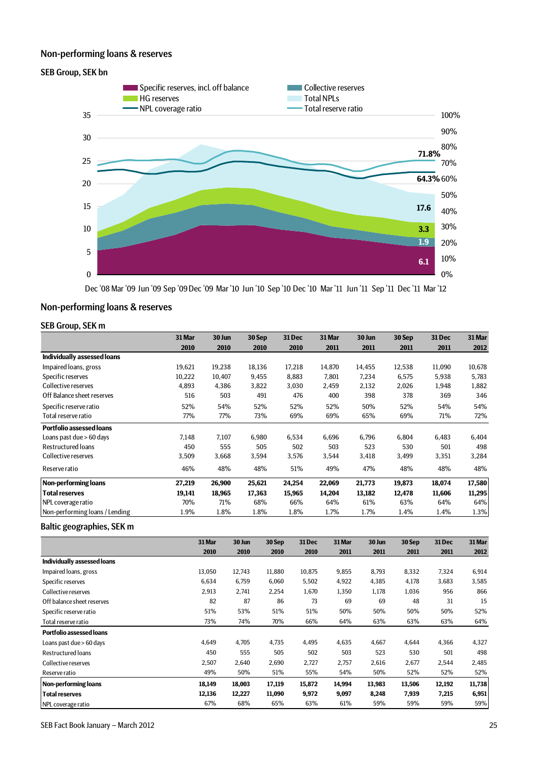## Non-performing loans & reserves

### SEB Group, SEK bn

Specific reserves, incl. off balance | Collective reserves | HG reserves | Total NPLs | NPL coverage ratio | Total reserve ratio

71.8%
64.3%
17.6
3.3
1.9
6.1

Dec '08 Mar '09 Jun '09 Sep '09 Dec '09 Mar '10 Jun '10 Sep '10 Dec '10 Mar '11 Jun '11 Sep '11 Dec '11 Mar '12

## Non-performing loans & reserves

### SEB Group, SEK m

| | 31 Mar 2010 | 30 Jun 2010 | 30 Sep 2010 | 31 Dec 2010 | 31 Mar 2011 | 30 Jun 2011 | 30 Sep 2011 | 31 Dec 2011 | 31 Mar 2012 |
|---|---|---|---|---|---|---|---|---|---|
| **Individually assessed loans** | | | | | | | | | |
| Impaired loans, gross | 19,621 | 19,238 | 18,136 | 17,218 | 14,870 | 14,455 | 12,538 | 11,090 | 10,678 |
| Specific reserves | 10,222 | 10,407 | 9,455 | 8,883 | 7,801 | 7,234 | 6,575 | 5,938 | 5,783 |
| Collective reserves | 4,893 | 4,386 | 3,822 | 3,030 | 2,459 | 2,132 | 2,026 | 1,948 | 1,882 |
| Off Balance sheet reserves | 516 | 503 | 491 | 476 | 400 | 398 | 378 | 369 | 346 |
| Specific reserve ratio | 52% | 54% | 52% | 52% | 52% | 50% | 52% | 54% | 54% |
| Total reserve ratio | 77% | 77% | 73% | 69% | 69% | 65% | 69% | 71% | 72% |
| **Portfolio assessed loans** | | | | | | | | | |
| Loans past due > 60 days | 7,148 | 7,107 | 6,980 | 6,534 | 6,696 | 6,796 | 6,804 | 6,483 | 6,404 |
| Restructured loans | 450 | 555 | 505 | 502 | 503 | 523 | 530 | 501 | 498 |
| Collective reserves | 3,509 | 3,668 | 3,594 | 3,576 | 3,544 | 3,418 | 3,499 | 3,351 | 3,284 |
| Reserve ratio | 46% | 48% | 48% | 51% | 49% | 47% | 48% | 48% | 48% |
| **Non-performing loans** | **27,219** | **26,900** | **25,621** | **24,254** | **22,069** | **21,773** | **19,873** | **18,074** | **17,580** |
| **Total reserves** | **19,141** | **18,965** | **17,363** | **15,965** | **14,204** | **13,182** | **12,478** | **11,606** | **11,295** |
| NPL coverage ratio | 70% | 71% | 68% | 66% | 64% | 61% | 63% | 64% | 64% |
| Non-performing loans / Lending | 1.9% | 1.8% | 1.8% | 1.8% | 1.7% | 1.7% | 1.4% | 1.4% | 1.3% |

### Baltic geographies, SEK m

| | 31 Mar 2010 | 30 Jun 2010 | 30 Sep 2010 | 31 Dec 2010 | 31 Mar 2011 | 30 Jun 2011 | 30 Sep 2011 | 31 Dec 2011 | 31 Mar 2012 |
|---|---|---|---|---|---|---|---|---|---|
| **Individually assessed loans** | | | | | | | | | |
| Impaired loans, gross | 13,050 | 12,743 | 11,880 | 10,875 | 9,855 | 8,793 | 8,332 | 7,324 | 6,914 |
| Specific reserves | 6,634 | 6,759 | 6,060 | 5,502 | 4,922 | 4,385 | 4,178 | 3,683 | 3,585 |
| Collective reserves | 2,913 | 2,741 | 2,254 | 1,670 | 1,350 | 1,178 | 1,036 | 956 | 866 |
| Off balance sheet reserves | 82 | 87 | 86 | 73 | 69 | 69 | 48 | 31 | 15 |
| Specific reserve ratio | 51% | 53% | 51% | 51% | 50% | 50% | 50% | 50% | 52% |
| Total reserve ratio | 73% | 74% | 70% | 66% | 64% | 63% | 63% | 63% | 64% |
| **Portfolio assessed loans** | | | | | | | | | |
| Loans past due > 60 days | 4,649 | 4,705 | 4,735 | 4,495 | 4,635 | 4,667 | 4,644 | 4,366 | 4,327 |
| Restructured loans | 450 | 555 | 505 | 502 | 503 | 523 | 530 | 501 | 498 |
| Collective reserves | 2,507 | 2,640 | 2,690 | 2,727 | 2,757 | 2,616 | 2,677 | 2,544 | 2,485 |
| Reserve ratio | 49% | 50% | 51% | 55% | 54% | 50% | 52% | 52% | 52% |
| **Non-performing loans** | **18,149** | **18,003** | **17,119** | **15,872** | **14,994** | **13,983** | **13,506** | **12,192** | **11,738** |
| **Total reserves** | **12,136** | **12,227** | **11,090** | **9,972** | **9,097** | **8,248** | **7,939** | **7,215** | **6,951** |
| NPL coverage ratio | 67% | 68% | 65% | 63% | 61% | 59% | 59% | 59% | 59% |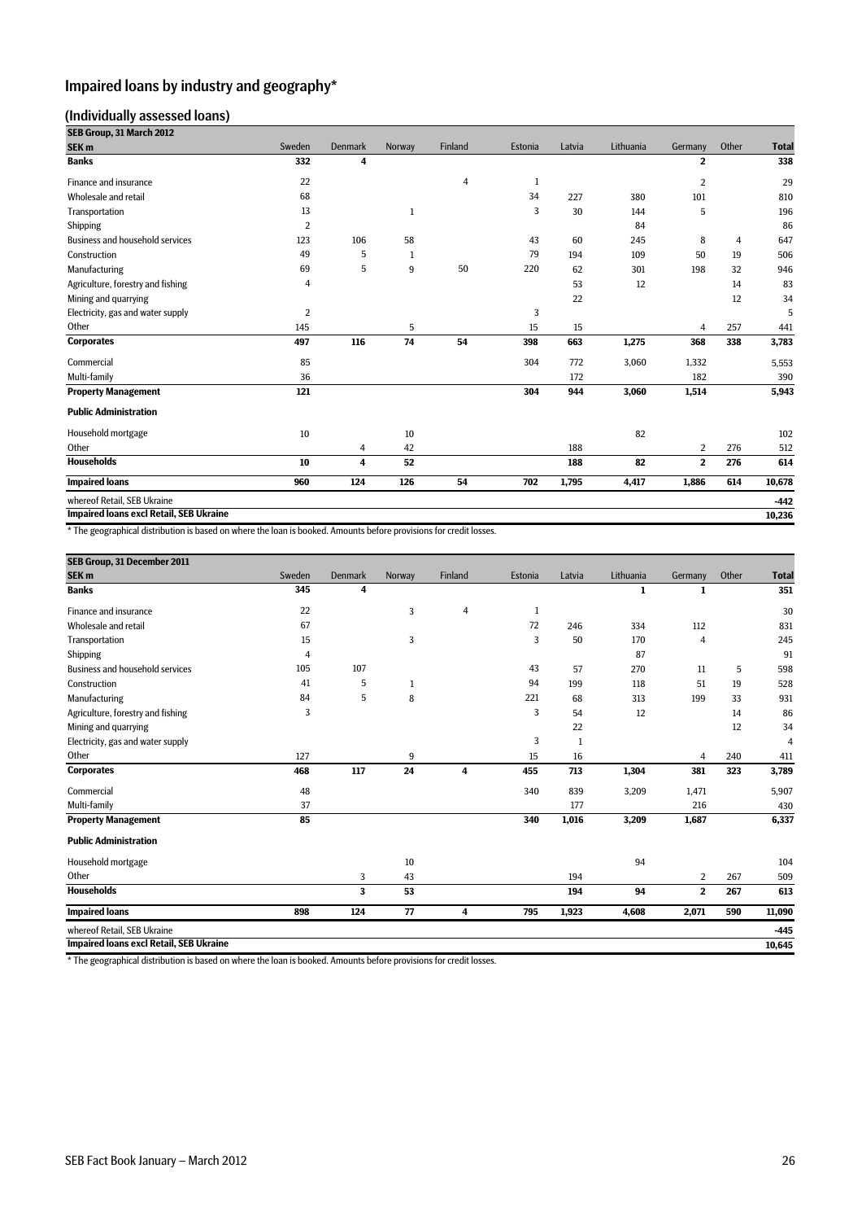# Impaired loans by industry and geography*

## (Individually assessed loans)

| SEB Group, 31 March 2012 | | | | | | | | | | |
|---|---|---|---|---|---|---|---|---|---|---|
| **SEK m** | Sweden | Denmark | Norway | Finland | Estonia | Latvia | Lithuania | Germany | Other | **Total** |
| **Banks** | **332** | **4** | | | | | | **2** | | **338** |
| Finance and insurance | 22 | | | 4 | 1 | | | 2 | | 29 |
| Wholesale and retail | 68 | | | | 34 | 227 | 380 | 101 | | 810 |
| Transportation | 13 | | 1 | | 3 | 30 | 144 | 5 | | 196 |
| Shipping | 2 | | | | | | 84 | | | 86 |
| Business and household services | 123 | 106 | 58 | | 43 | 60 | 245 | 8 | 4 | 647 |
| Construction | 49 | 5 | 1 | | 79 | 194 | 109 | 50 | 19 | 506 |
| Manufacturing | 69 | 5 | 9 | 50 | 220 | 62 | 301 | 198 | 32 | 946 |
| Agriculture, forestry and fishing | 4 | | | | | 53 | 12 | | 14 | 83 |
| Mining and quarrying | | | | | | 22 | | | 12 | 34 |
| Electricity, gas and water supply | 2 | | | | 3 | | | | | 5 |
| Other | 145 | | 5 | | 15 | 15 | | 4 | 257 | 441 |
| **Corporates** | **497** | **116** | **74** | **54** | **398** | **663** | **1,275** | **368** | **338** | **3,783** |
| Commercial | 85 | | | | 304 | 772 | 3,060 | 1,332 | | 5,553 |
| Multi-family | 36 | | | | | 172 | | 182 | | 390 |
| **Property Management** | **121** | | | | **304** | **944** | **3,060** | **1,514** | | **5,943** |
| **Public Administration** | | | | | | | | | | |
| Household mortgage | 10 | | 10 | | | | 82 | | | 102 |
| Other | | 4 | 42 | | | 188 | | 2 | 276 | 512 |
| **Households** | **10** | **4** | **52** | | | **188** | **82** | **2** | **276** | **614** |
| **Impaired loans** | **960** | **124** | **126** | **54** | **702** | **1,795** | **4,417** | **1,886** | **614** | **10,678** |
| whereof Retail, SEB Ukraine | | | | | | | | | | **-442** |
| **Impaired loans excl Retail, SEB Ukraine** | | | | | | | | | | **10,236** |

\* The geographical distribution is based on where the loan is booked. Amounts before provisions for credit losses.

| SEB Group, 31 December 2011 | | | | | | | | | | |
|---|---|---|---|---|---|---|---|---|---|---|
| **SEK m** | Sweden | Denmark | Norway | Finland | Estonia | Latvia | Lithuania | Germany | Other | **Total** |
| **Banks** | **345** | **4** | | | | | **1** | **1** | | **351** |
| Finance and insurance | 22 | | 3 | 4 | 1 | | | | | 30 |
| Wholesale and retail | 67 | | | | 72 | 246 | 334 | 112 | | 831 |
| Transportation | 15 | | 3 | | 3 | 50 | 170 | 4 | | 245 |
| Shipping | 4 | | | | | | 87 | | | 91 |
| Business and household services | 105 | 107 | | | 43 | 57 | 270 | 11 | 5 | 598 |
| Construction | 41 | 5 | 1 | | 94 | 199 | 118 | 51 | 19 | 528 |
| Manufacturing | 84 | 5 | 8 | | 221 | 68 | 313 | 199 | 33 | 931 |
| Agriculture, forestry and fishing | 3 | | | | 3 | 54 | 12 | | 14 | 86 |
| Mining and quarrying | | | | | | 22 | | | 12 | 34 |
| Electricity, gas and water supply | | | | | 3 | 1 | | | | 4 |
| Other | 127 | | 9 | | 15 | 16 | | 4 | 240 | 411 |
| **Corporates** | **468** | **117** | **24** | **4** | **455** | **713** | **1,304** | **381** | **323** | **3,789** |
| Commercial | 48 | | | | 340 | 839 | 3,209 | 1,471 | | 5,907 |
| Multi-family | 37 | | | | | 177 | | 216 | | 430 |
| **Property Management** | **85** | | | | **340** | **1,016** | **3,209** | **1,687** | | **6,337** |
| **Public Administration** | | | | | | | | | | |
| Household mortgage | | | 10 | | | | 94 | | | 104 |
| Other | | 3 | 43 | | | 194 | | 2 | 267 | 509 |
| **Households** | | **3** | **53** | | | **194** | **94** | **2** | **267** | **613** |
| **Impaired loans** | **898** | **124** | **77** | **4** | **795** | **1,923** | **4,608** | **2,071** | **590** | **11,090** |
| whereof Retail, SEB Ukraine | | | | | | | | | | **-445** |
| **Impaired loans excl Retail, SEB Ukraine** | | | | | | | | | | **10,645** |

\* The geographical distribution is based on where the loan is booked. Amounts before provisions for credit losses.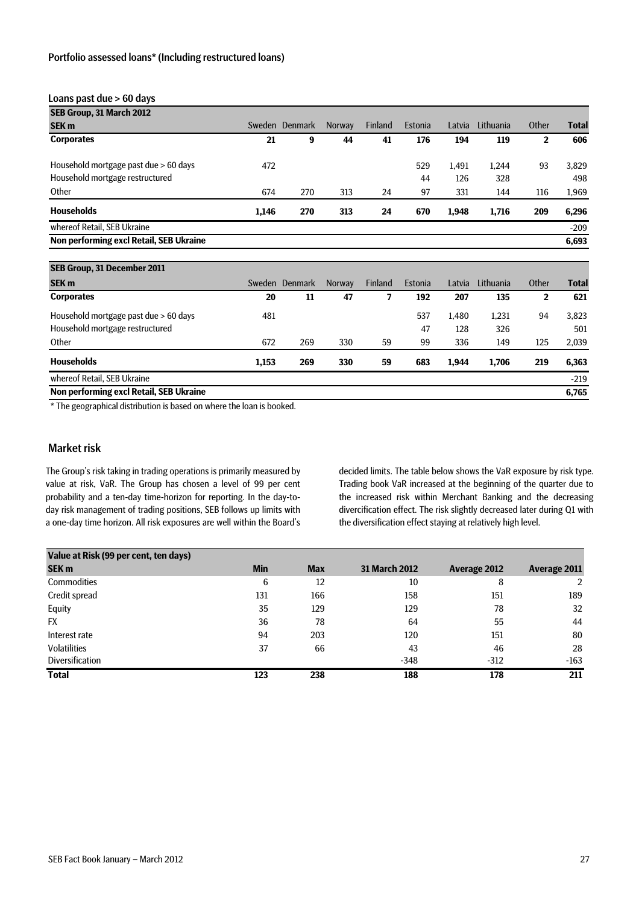### Portfolio assessed loans* (Including restructured loans)

#### Loans past due > 60 days

| SEB Group, 31 March 2012 | | | | | | | | | |
|---|---|---|---|---|---|---|---|---|---|
| **SEK m** | Sweden | Denmark | Norway | Finland | Estonia | Latvia | Lithuania | Other | **Total** |
| **Corporates** | **21** | **9** | **44** | **41** | **176** | **194** | **119** | **2** | **606** |
| Household mortgage past due > 60 days | 472 | | | | 529 | 1,491 | 1,244 | 93 | 3,829 |
| Household mortgage restructured | | | | | 44 | 126 | 328 | | 498 |
| Other | 674 | 270 | 313 | 24 | 97 | 331 | 144 | 116 | 1,969 |
| **Households** | **1,146** | **270** | **313** | **24** | **670** | **1,948** | **1,716** | **209** | **6,296** |
| whereof Retail, SEB Ukraine | | | | | | | | | -209 |
| **Non performing excl Retail, SEB Ukraine** | | | | | | | | | **6,693** |

| SEB Group, 31 December 2011 | | | | | | | | | |
|---|---|---|---|---|---|---|---|---|---|
| **SEK m** | Sweden | Denmark | Norway | Finland | Estonia | Latvia | Lithuania | Other | **Total** |
| **Corporates** | **20** | **11** | **47** | **7** | **192** | **207** | **135** | **2** | **621** |
| Household mortgage past due > 60 days | 481 | | | | 537 | 1,480 | 1,231 | 94 | 3,823 |
| Household mortgage restructured | | | | | 47 | 128 | 326 | | 501 |
| Other | 672 | 269 | 330 | 59 | 99 | 336 | 149 | 125 | 2,039 |
| **Households** | **1,153** | **269** | **330** | **59** | **683** | **1,944** | **1,706** | **219** | **6,363** |
| whereof Retail, SEB Ukraine | | | | | | | | | -219 |
| **Non performing excl Retail, SEB Ukraine** | | | | | | | | | **6,765** |

* The geographical distribution is based on where the loan is booked.

## Market risk

The Group's risk taking in trading operations is primarily measured by value at risk, VaR. The Group has chosen a level of 99 per cent probability and a ten-day time-horizon for reporting. In the day-to-day risk management of trading positions, SEB follows up limits with a one-day time horizon. All risk exposures are well within the Board's decided limits. The table below shows the VaR exposure by risk type. Trading book VaR increased at the beginning of the quarter due to the increased risk within Merchant Banking and the decreasing divercification effect. The risk slightly decreased later during Q1 with the diversification effect staying at relatively high level.

| Value at Risk (99 per cent, ten days) | | | | | |
|---|---|---|---|---|---|
| **SEK m** | **Min** | **Max** | **31 March 2012** | **Average 2012** | **Average 2011** |
| Commodities | 6 | 12 | 10 | 8 | 2 |
| Credit spread | 131 | 166 | 158 | 151 | 189 |
| Equity | 35 | 129 | 129 | 78 | 32 |
| FX | 36 | 78 | 64 | 55 | 44 |
| Interest rate | 94 | 203 | 120 | 151 | 80 |
| Volatilities | 37 | 66 | 43 | 46 | 28 |
| Diversification | | | -348 | -312 | -163 |
| **Total** | **123** | **238** | **188** | **178** | **211** |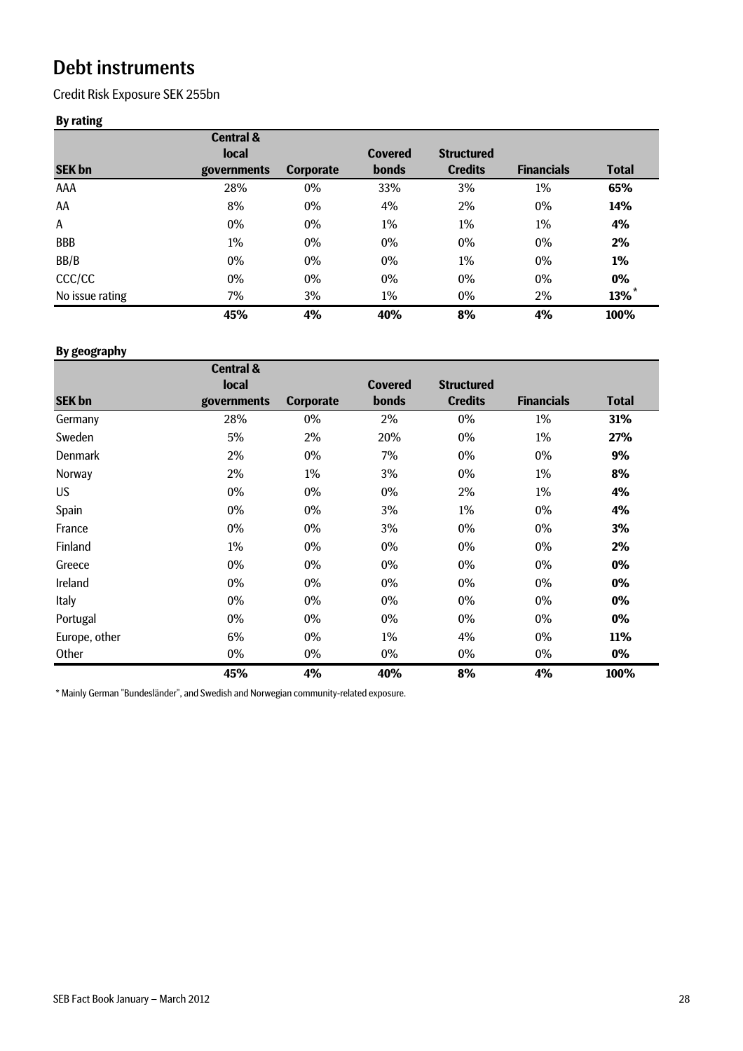# Debt instruments

Credit Risk Exposure SEK 255bn

**By rating**

| SEK bn | Central & local governments | Corporate | Covered bonds | Structured Credits | Financials | Total |
|---|---|---|---|---|---|---|
| AAA | 28% | 0% | 33% | 3% | 1% | **65%** |
| AA | 8% | 0% | 4% | 2% | 0% | **14%** |
| A | 0% | 0% | 1% | 1% | 1% | **4%** |
| BBB | 1% | 0% | 0% | 0% | 0% | **2%** |
| BB/B | 0% | 0% | 0% | 1% | 0% | **1%** |
| CCC/CC | 0% | 0% | 0% | 0% | 0% | **0%** |
| No issue rating | 7% | 3% | 1% | 0% | 2% | **13%** * |
| | **45%** | **4%** | **40%** | **8%** | **4%** | **100%** |

**By geography**

| SEK bn | Central & local governments | Corporate | Covered bonds | Structured Credits | Financials | Total |
|---|---|---|---|---|---|---|
| Germany | 28% | 0% | 2% | 0% | 1% | **31%** |
| Sweden | 5% | 2% | 20% | 0% | 1% | **27%** |
| Denmark | 2% | 0% | 7% | 0% | 0% | **9%** |
| Norway | 2% | 1% | 3% | 0% | 1% | **8%** |
| US | 0% | 0% | 0% | 2% | 1% | **4%** |
| Spain | 0% | 0% | 3% | 1% | 0% | **4%** |
| France | 0% | 0% | 3% | 0% | 0% | **3%** |
| Finland | 1% | 0% | 0% | 0% | 0% | **2%** |
| Greece | 0% | 0% | 0% | 0% | 0% | **0%** |
| Ireland | 0% | 0% | 0% | 0% | 0% | **0%** |
| Italy | 0% | 0% | 0% | 0% | 0% | **0%** |
| Portugal | 0% | 0% | 0% | 0% | 0% | **0%** |
| Europe, other | 6% | 0% | 1% | 4% | 0% | **11%** |
| Other | 0% | 0% | 0% | 0% | 0% | **0%** |
| | **45%** | **4%** | **40%** | **8%** | **4%** | **100%** |

* Mainly German "Bundesländer", and Swedish and Norwegian community-related exposure.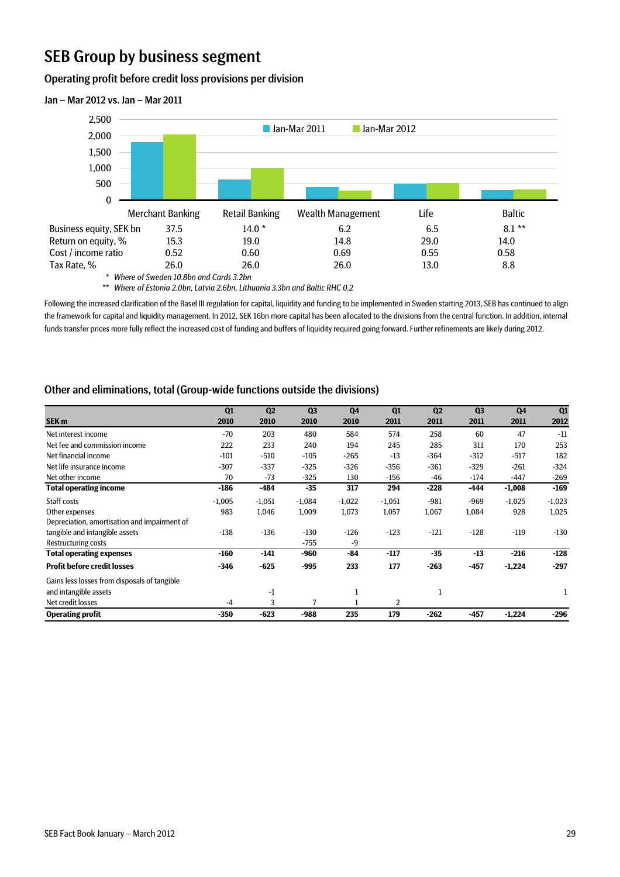# SEB Group by business segment

## Operating profit before credit loss provisions per division

### Jan – Mar 2012 vs. Jan – Mar 2011

| | Merchant Banking | Retail Banking | Wealth Management | Life | Baltic |
|---|---|---|---|---|---|
| Business equity, SEK bn | 37.5 | 14.0 * | 6.2 | 6.5 | 8.1 ** |
| Return on equity, % | 15.3 | 19.0 | 14.8 | 29.0 | 14.0 |
| Cost / income ratio | 0.52 | 0.60 | 0.69 | 0.55 | 0.58 |
| Tax Rate, % | 26.0 | 26.0 | 26.0 | 13.0 | 8.8 |

\* *Where of Sweden 10.8bn and Cards 3.2bn*

\*\* *Where of Estonia 2.0bn, Latvia 2.6bn, Lithuania 3.3bn and Baltic RHC 0.2*

Following the increased clarification of the Basel III regulation for capital, liquidity and funding to be implemented in Sweden starting 2013, SEB has continued to align the framework for capital and liquidity management. In 2012, SEK 16bn more capital has been allocated to the divisions from the central function. In addition, internal funds transfer prices more fully reflect the increased cost of funding and buffers of liquidity required going forward. Further refinements are likely during 2012.

## Other and eliminations, total (Group-wide functions outside the divisions)

| SEK m | Q1 2010 | Q2 2010 | Q3 2010 | Q4 2010 | Q1 2011 | Q2 2011 | Q3 2011 | Q4 2011 | Q1 2012 |
|---|---|---|---|---|---|---|---|---|---|
| Net interest income | -70 | 203 | 480 | 584 | 574 | 258 | 60 | 47 | -11 |
| Net fee and commission income | 222 | 233 | 240 | 194 | 245 | 285 | 311 | 170 | 253 |
| Net financial income | -101 | -510 | -105 | -265 | -13 | -364 | -312 | -517 | 182 |
| Net life insurance income | -307 | -337 | -325 | -326 | -356 | -361 | -329 | -261 | -324 |
| Net other income | 70 | -73 | -325 | 130 | -156 | -46 | -174 | -447 | -269 |
| **Total operating income** | **-186** | **-484** | **-35** | **317** | **294** | **-228** | **-444** | **-1,008** | **-169** |
| Staff costs | -1,005 | -1,051 | -1,084 | -1,022 | -1,051 | -981 | -969 | -1,025 | -1,023 |
| Other expenses | 983 | 1,046 | 1,009 | 1,073 | 1,057 | 1,067 | 1,084 | 928 | 1,025 |
| Depreciation, amortisation and impairment of tangible and intangible assets | -138 | -136 | -130 | -126 | -123 | -121 | -128 | -119 | -130 |
| Restructuring costs | | | -755 | -9 | | | | | |
| **Total operating expenses** | **-160** | **-141** | **-960** | **-84** | **-117** | **-35** | **-13** | **-216** | **-128** |
| **Profit before credit losses** | **-346** | **-625** | **-995** | **233** | **177** | **-263** | **-457** | **-1,224** | **-297** |
| Gains less losses from disposals of tangible and intangible assets | | -1 | | 1 | | 1 | | | 1 |
| Net credit losses | -4 | 3 | 7 | 1 | 2 | | | | |
| **Operating profit** | **-350** | **-623** | **-988** | **235** | **179** | **-262** | **-457** | **-1,224** | **-296** |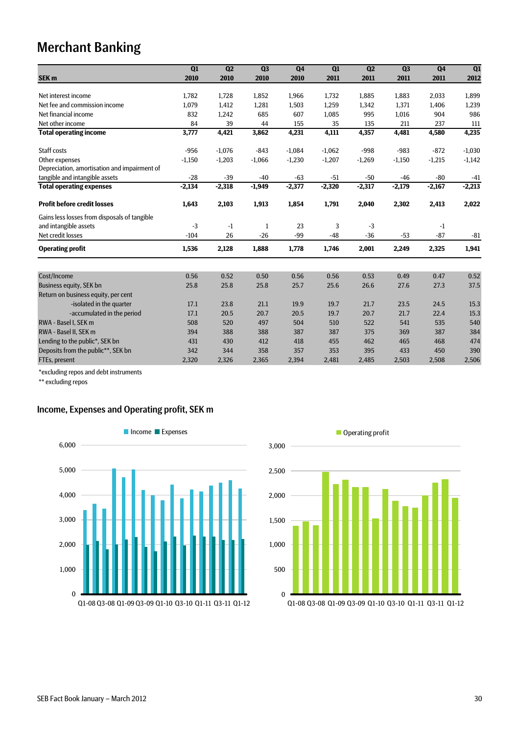# Merchant Banking

| SEK m | Q1 2010 | Q2 2010 | Q3 2010 | Q4 2010 | Q1 2011 | Q2 2011 | Q3 2011 | Q4 2011 | Q1 2012 |
|---|---|---|---|---|---|---|---|---|---|
| Net interest income | 1,782 | 1,728 | 1,852 | 1,966 | 1,732 | 1,885 | 1,883 | 2,033 | 1,899 |
| Net fee and commission income | 1,079 | 1,412 | 1,281 | 1,503 | 1,259 | 1,342 | 1,371 | 1,406 | 1,239 |
| Net financial income | 832 | 1,242 | 685 | 607 | 1,085 | 995 | 1,016 | 904 | 986 |
| Net other income | 84 | 39 | 44 | 155 | 35 | 135 | 211 | 237 | 111 |
| **Total operating income** | **3,777** | **4,421** | **3,862** | **4,231** | **4,111** | **4,357** | **4,481** | **4,580** | **4,235** |
| Staff costs | -956 | -1,076 | -843 | -1,084 | -1,062 | -998 | -983 | -872 | -1,030 |
| Other expenses | -1,150 | -1,203 | -1,066 | -1,230 | -1,207 | -1,269 | -1,150 | -1,215 | -1,142 |
| Depreciation, amortisation and impairment of tangible and intangible assets | -28 | -39 | -40 | -63 | -51 | -50 | -46 | -80 | -41 |
| **Total operating expenses** | **-2,134** | **-2,318** | **-1,949** | **-2,377** | **-2,320** | **-2,317** | **-2,179** | **-2,167** | **-2,213** |
| **Profit before credit losses** | **1,643** | **2,103** | **1,913** | **1,854** | **1,791** | **2,040** | **2,302** | **2,413** | **2,022** |
| Gains less losses from disposals of tangible and intangible assets | -3 | -1 | 1 | 23 | 3 | -3 | | -1 | |
| Net credit losses | -104 | 26 | -26 | -99 | -48 | -36 | -53 | -87 | -81 |
| **Operating profit** | **1,536** | **2,128** | **1,888** | **1,778** | **1,746** | **2,001** | **2,249** | **2,325** | **1,941** |

| | Q1 2010 | Q2 2010 | Q3 2010 | Q4 2010 | Q1 2011 | Q2 2011 | Q3 2011 | Q4 2011 | Q1 2012 |
|---|---|---|---|---|---|---|---|---|---|
| Cost/Income | 0.56 | 0.52 | 0.50 | 0.56 | 0.56 | 0.53 | 0.49 | 0.47 | 0.52 |
| Business equity, SEK bn | 25.8 | 25.8 | 25.8 | 25.7 | 25.6 | 26.6 | 27.6 | 27.3 | 37.5 |
| Return on business equity, per cent | | | | | | | | | |
| -isolated in the quarter | 17.1 | 23.8 | 21.1 | 19.9 | 19.7 | 21.7 | 23.5 | 24.5 | 15.3 |
| -accumulated in the period | 17.1 | 20.5 | 20.7 | 20.5 | 19.7 | 20.7 | 21.7 | 22.4 | 15.3 |
| RWA - Basel I, SEK m | 508 | 520 | 497 | 504 | 510 | 522 | 541 | 535 | 540 |
| RWA - Basel II, SEK m | 394 | 388 | 388 | 387 | 387 | 375 | 369 | 387 | 384 |
| Lending to the public*, SEK bn | 431 | 430 | 412 | 418 | 455 | 462 | 465 | 468 | 474 |
| Deposits from the public**, SEK bn | 342 | 344 | 358 | 357 | 353 | 395 | 433 | 450 | 390 |
| FTEs, present | 2,320 | 2,326 | 2,365 | 2,394 | 2,481 | 2,485 | 2,503 | 2,508 | 2,506 |

*excluding repos and debt instruments

** excluding repos

## Income, Expenses and Operating profit, SEK m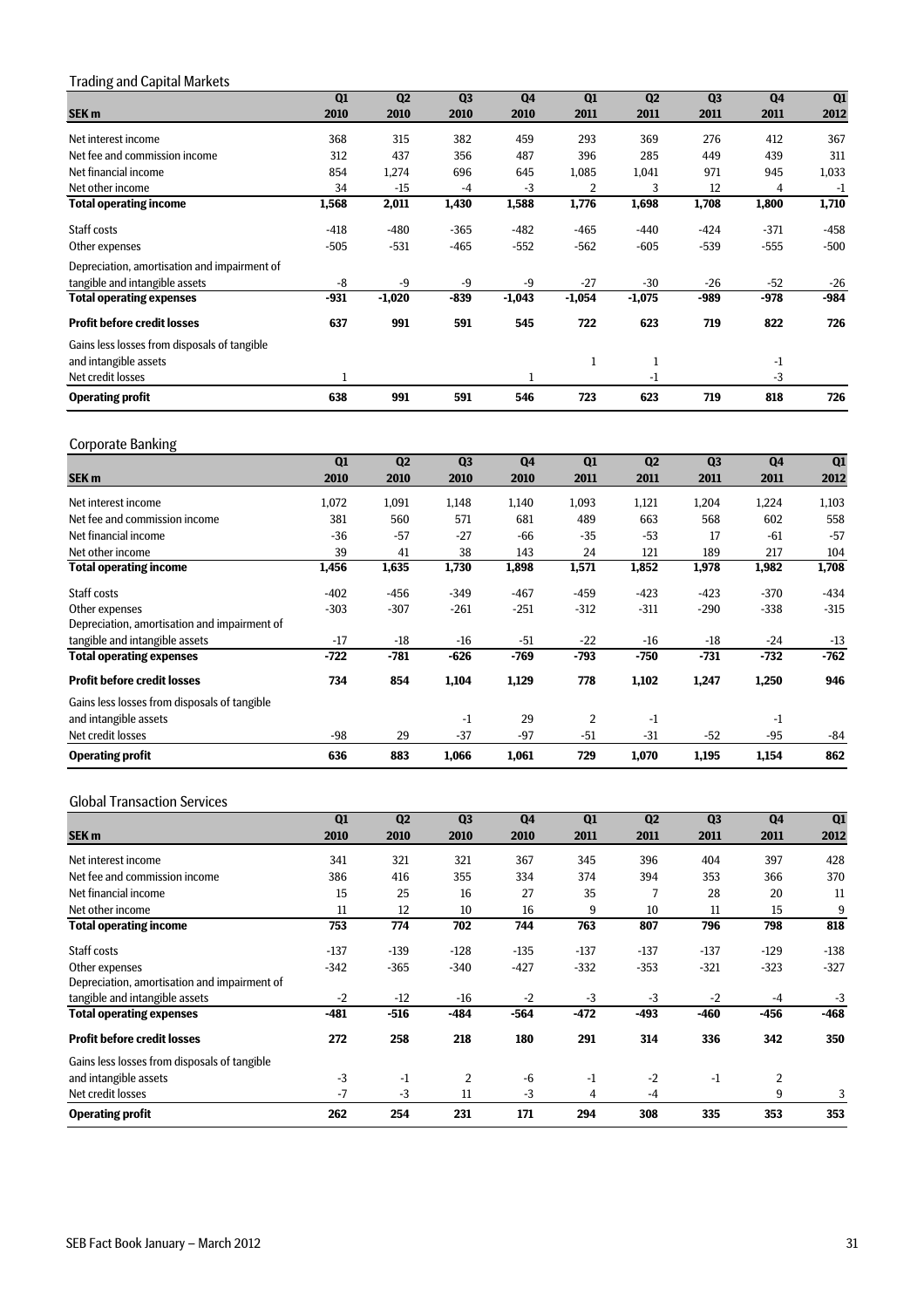## Trading and Capital Markets

| SEK m | Q1 2010 | Q2 2010 | Q3 2010 | Q4 2010 | Q1 2011 | Q2 2011 | Q3 2011 | Q4 2011 | Q1 2012 |
|---|---|---|---|---|---|---|---|---|---|
| Net interest income | 368 | 315 | 382 | 459 | 293 | 369 | 276 | 412 | 367 |
| Net fee and commission income | 312 | 437 | 356 | 487 | 396 | 285 | 449 | 439 | 311 |
| Net financial income | 854 | 1,274 | 696 | 645 | 1,085 | 1,041 | 971 | 945 | 1,033 |
| Net other income | 34 | -15 | -4 | -3 | 2 | 3 | 12 | 4 | -1 |
| **Total operating income** | **1,568** | **2,011** | **1,430** | **1,588** | **1,776** | **1,698** | **1,708** | **1,800** | **1,710** |
| Staff costs | -418 | -480 | -365 | -482 | -465 | -440 | -424 | -371 | -458 |
| Other expenses | -505 | -531 | -465 | -552 | -562 | -605 | -539 | -555 | -500 |
| Depreciation, amortisation and impairment of tangible and intangible assets | -8 | -9 | -9 | -9 | -27 | -30 | -26 | -52 | -26 |
| **Total operating expenses** | **-931** | **-1,020** | **-839** | **-1,043** | **-1,054** | **-1,075** | **-989** | **-978** | **-984** |
| **Profit before credit losses** | **637** | **991** | **591** | **545** | **722** | **623** | **719** | **822** | **726** |
| Gains less losses from disposals of tangible and intangible assets | | | | | 1 | 1 | | -1 | |
| Net credit losses | 1 | | | 1 | | -1 | | -3 | |
| **Operating profit** | **638** | **991** | **591** | **546** | **723** | **623** | **719** | **818** | **726** |

## Corporate Banking

| SEK m | Q1 2010 | Q2 2010 | Q3 2010 | Q4 2010 | Q1 2011 | Q2 2011 | Q3 2011 | Q4 2011 | Q1 2012 |
|---|---|---|---|---|---|---|---|---|---|
| Net interest income | 1,072 | 1,091 | 1,148 | 1,140 | 1,093 | 1,121 | 1,204 | 1,224 | 1,103 |
| Net fee and commission income | 381 | 560 | 571 | 681 | 489 | 663 | 568 | 602 | 558 |
| Net financial income | -36 | -57 | -27 | -66 | -35 | -53 | 17 | -61 | -57 |
| Net other income | 39 | 41 | 38 | 143 | 24 | 121 | 189 | 217 | 104 |
| **Total operating income** | **1,456** | **1,635** | **1,730** | **1,898** | **1,571** | **1,852** | **1,978** | **1,982** | **1,708** |
| Staff costs | -402 | -456 | -349 | -467 | -459 | -423 | -423 | -370 | -434 |
| Other expenses | -303 | -307 | -261 | -251 | -312 | -311 | -290 | -338 | -315 |
| Depreciation, amortisation and impairment of tangible and intangible assets | -17 | -18 | -16 | -51 | -22 | -16 | -18 | -24 | -13 |
| **Total operating expenses** | **-722** | **-781** | **-626** | **-769** | **-793** | **-750** | **-731** | **-732** | **-762** |
| **Profit before credit losses** | **734** | **854** | **1,104** | **1,129** | **778** | **1,102** | **1,247** | **1,250** | **946** |
| Gains less losses from disposals of tangible and intangible assets | | | -1 | 29 | 2 | -1 | | -1 | |
| Net credit losses | -98 | 29 | -37 | -97 | -51 | -31 | -52 | -95 | -84 |
| **Operating profit** | **636** | **883** | **1,066** | **1,061** | **729** | **1,070** | **1,195** | **1,154** | **862** |

## Global Transaction Services

| SEK m | Q1 2010 | Q2 2010 | Q3 2010 | Q4 2010 | Q1 2011 | Q2 2011 | Q3 2011 | Q4 2011 | Q1 2012 |
|---|---|---|---|---|---|---|---|---|---|
| Net interest income | 341 | 321 | 321 | 367 | 345 | 396 | 404 | 397 | 428 |
| Net fee and commission income | 386 | 416 | 355 | 334 | 374 | 394 | 353 | 366 | 370 |
| Net financial income | 15 | 25 | 16 | 27 | 35 | 7 | 28 | 20 | 11 |
| Net other income | 11 | 12 | 10 | 16 | 9 | 10 | 11 | 15 | 9 |
| **Total operating income** | **753** | **774** | **702** | **744** | **763** | **807** | **796** | **798** | **818** |
| Staff costs | -137 | -139 | -128 | -135 | -137 | -137 | -137 | -129 | -138 |
| Other expenses | -342 | -365 | -340 | -427 | -332 | -353 | -321 | -323 | -327 |
| Depreciation, amortisation and impairment of tangible and intangible assets | -2 | -12 | -16 | -2 | -3 | -3 | -2 | -4 | -3 |
| **Total operating expenses** | **-481** | **-516** | **-484** | **-564** | **-472** | **-493** | **-460** | **-456** | **-468** |
| **Profit before credit losses** | **272** | **258** | **218** | **180** | **291** | **314** | **336** | **342** | **350** |
| Gains less losses from disposals of tangible and intangible assets | -3 | -1 | 2 | -6 | -1 | -2 | -1 | 2 | |
| Net credit losses | -7 | -3 | 11 | -3 | 4 | -4 | | 9 | 3 |
| **Operating profit** | **262** | **254** | **231** | **171** | **294** | **308** | **335** | **353** | **353** |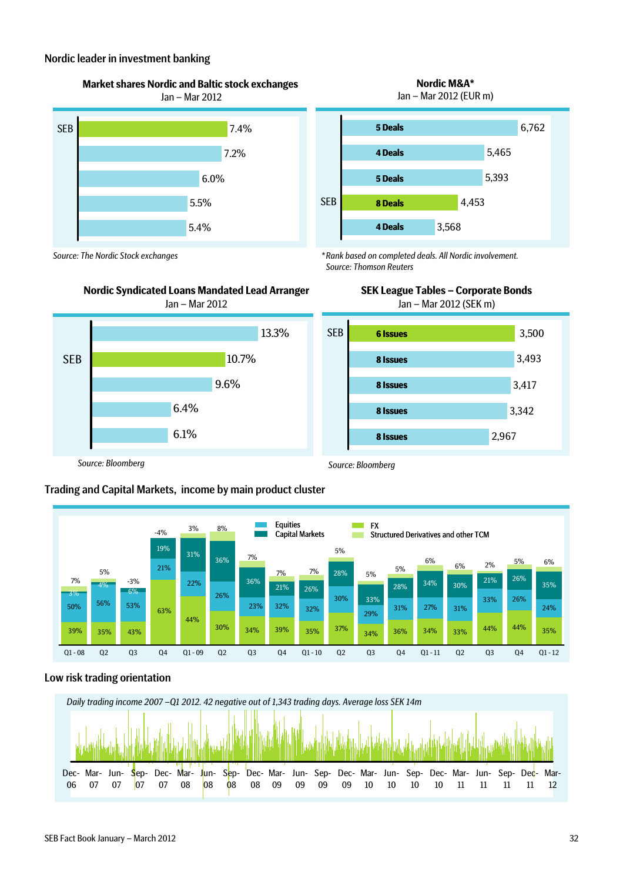## Nordic leader in investment banking

**Market shares Nordic and Baltic stock exchanges**
Jan – Mar 2012

| | Market share |
|---|---|
| SEB | 7.4% |
| | 7.2% |
| | 6.0% |
| | 5.5% |
| | 5.4% |

*Source: The Nordic Stock exchanges*

**Nordic M&A***
Jan – Mar 2012 (EUR m)

| | Deals | EUR m |
|---|---|---|
| | 5 Deals | 6,762 |
| | 4 Deals | 5,465 |
| | 5 Deals | 5,393 |
| SEB | 8 Deals | 4,453 |
| | 4 Deals | 3,568 |

**Rank based on completed deals. All Nordic involvement.*
*Source: Thomson Reuters*

**Nordic Syndicated Loans Mandated Lead Arranger**
Jan – Mar 2012

| | Share |
|---|---|
| | 13.3% |
| SEB | 10.7% |
| | 9.6% |
| | 6.4% |
| | 6.1% |

*Source: Bloomberg*

**SEK League Tables – Corporate Bonds**
Jan – Mar 2012 (SEK m)

| | Issues | SEK m |
|---|---|---|
| SEB | 6 Issues | 3,500 |
| | 8 Issues | 3,493 |
| | 8 Issues | 3,417 |
| | 8 Issues | 3,342 |
| | 8 Issues | 2,967 |

*Source: Bloomberg*

## Trading and Capital Markets, income by main product cluster

| | Q1 - 08 | Q2 | Q3 | Q4 | Q1 - 09 | Q2 | Q3 | Q4 | Q1 - 10 | Q2 | Q3 | Q4 | Q1 - 11 | Q2 | Q3 | Q4 | Q1 - 12 |
|---|---|---|---|---|---|---|---|---|---|---|---|---|---|---|---|---|---|
| Structured Derivatives and other TCM | 7% | 5% | -3% | -4% | 3% | 8% | 7% | 7% | 7% | 5% | 5% | 5% | 6% | 6% | 2% | 5% | 6% |
| Capital Markets | 3% | 4% | 6% | 19% | 31% | 36% | 36% | 21% | 26% | 28% | 33% | 28% | 34% | 30% | 21% | 26% | 35% |
| Equities | 50% | 56% | 53% | 21% | 22% | 26% | 23% | 32% | 32% | 30% | 29% | 31% | 27% | 31% | 33% | 26% | 24% |
| FX | 39% | 35% | 43% | 63% | 44% | 30% | 34% | 39% | 35% | 37% | 34% | 36% | 34% | 33% | 44% | 44% | 35% |

## Low risk trading orientation

*Daily trading income 2007 –Q1 2012. 42 negative out of 1,343 trading days. Average loss SEK 14m*

Dec-06, Mar-07, Jun-07, Sep-07, Dec-07, Mar-08, Jun-08, Sep-08, Dec-08, Mar-09, Jun-09, Sep-09, Dec-09, Mar-10, Jun-10, Sep-10, Dec-10, Mar-11, Jun-11, Sep-11, Dec-11, Mar-12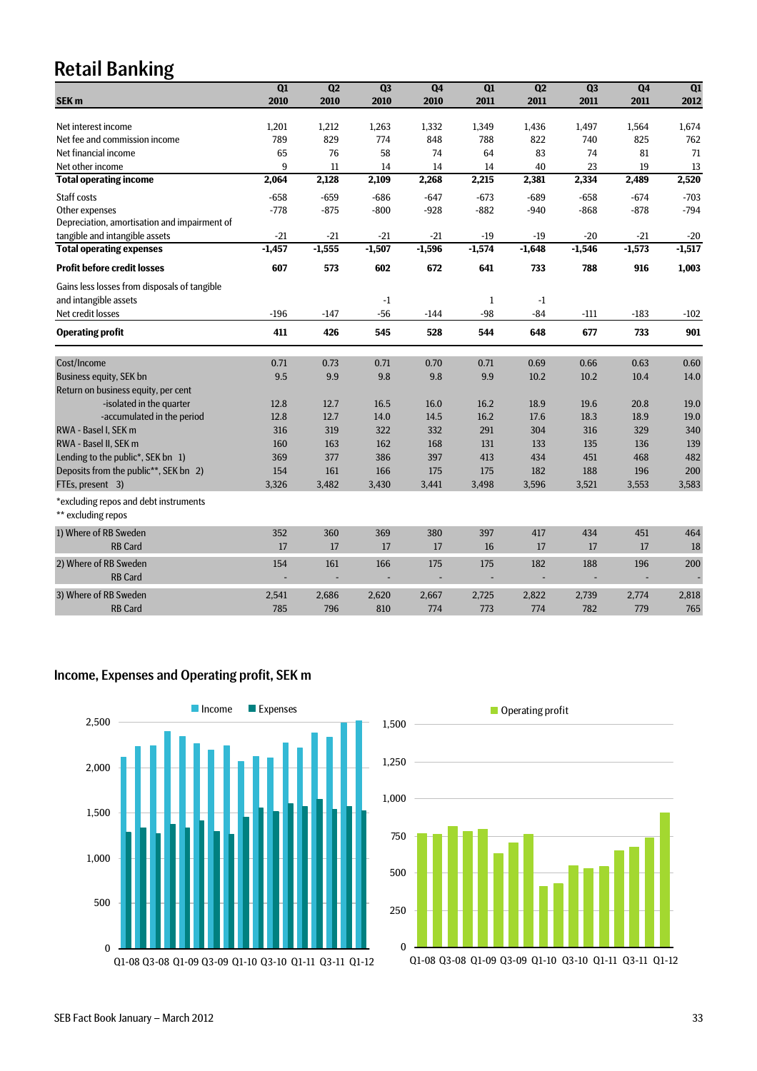# Retail Banking

| SEK m | Q1 2010 | Q2 2010 | Q3 2010 | Q4 2010 | Q1 2011 | Q2 2011 | Q3 2011 | Q4 2011 | Q1 2012 |
|---|---|---|---|---|---|---|---|---|---|
| Net interest income | 1,201 | 1,212 | 1,263 | 1,332 | 1,349 | 1,436 | 1,497 | 1,564 | 1,674 |
| Net fee and commission income | 789 | 829 | 774 | 848 | 788 | 822 | 740 | 825 | 762 |
| Net financial income | 65 | 76 | 58 | 74 | 64 | 83 | 74 | 81 | 71 |
| Net other income | 9 | 11 | 14 | 14 | 14 | 40 | 23 | 19 | 13 |
| **Total operating income** | **2,064** | **2,128** | **2,109** | **2,268** | **2,215** | **2,381** | **2,334** | **2,489** | **2,520** |
| Staff costs | -658 | -659 | -686 | -647 | -673 | -689 | -658 | -674 | -703 |
| Other expenses | -778 | -875 | -800 | -928 | -882 | -940 | -868 | -878 | -794 |
| Depreciation, amortisation and impairment of tangible and intangible assets | -21 | -21 | -21 | -21 | -19 | -19 | -20 | -21 | -20 |
| **Total operating expenses** | **-1,457** | **-1,555** | **-1,507** | **-1,596** | **-1,574** | **-1,648** | **-1,546** | **-1,573** | **-1,517** |
| **Profit before credit losses** | **607** | **573** | **602** | **672** | **641** | **733** | **788** | **916** | **1,003** |
| Gains less losses from disposals of tangible and intangible assets | | | -1 | | 1 | -1 | | | |
| Net credit losses | -196 | -147 | -56 | -144 | -98 | -84 | -111 | -183 | -102 |
| **Operating profit** | **411** | **426** | **545** | **528** | **544** | **648** | **677** | **733** | **901** |
| Cost/Income | 0.71 | 0.73 | 0.71 | 0.70 | 0.71 | 0.69 | 0.66 | 0.63 | 0.60 |
| Business equity, SEK bn | 9.5 | 9.9 | 9.8 | 9.8 | 9.9 | 10.2 | 10.2 | 10.4 | 14.0 |
| Return on business equity, per cent | | | | | | | | | |
| -isolated in the quarter | 12.8 | 12.7 | 16.5 | 16.0 | 16.2 | 18.9 | 19.6 | 20.8 | 19.0 |
| -accumulated in the period | 12.8 | 12.7 | 14.0 | 14.5 | 16.2 | 17.6 | 18.3 | 18.9 | 19.0 |
| RWA - Basel I, SEK m | 316 | 319 | 322 | 332 | 291 | 304 | 316 | 329 | 340 |
| RWA - Basel II, SEK m | 160 | 163 | 162 | 168 | 131 | 133 | 135 | 136 | 139 |
| Lending to the public*, SEK bn 1) | 369 | 377 | 386 | 397 | 413 | 434 | 451 | 468 | 482 |
| Deposits from the public**, SEK bn 2) | 154 | 161 | 166 | 175 | 175 | 182 | 188 | 196 | 200 |
| FTEs, present 3) | 3,326 | 3,482 | 3,430 | 3,441 | 3,498 | 3,596 | 3,521 | 3,553 | 3,583 |

*excluding repos and debt instruments
** excluding repos

| | Q1 2010 | Q2 2010 | Q3 2010 | Q4 2010 | Q1 2011 | Q2 2011 | Q3 2011 | Q4 2011 | Q1 2012 |
|---|---|---|---|---|---|---|---|---|---|
| 1) Where of RB Sweden | 352 | 360 | 369 | 380 | 397 | 417 | 434 | 451 | 464 |
| RB Card | 17 | 17 | 17 | 17 | 16 | 17 | 17 | 17 | 18 |
| 2) Where of RB Sweden | 154 | 161 | 166 | 175 | 175 | 182 | 188 | 196 | 200 |
| RB Card | - | - | - | - | - | - | - | - | - |
| 3) Where of RB Sweden | 2,541 | 2,686 | 2,620 | 2,667 | 2,725 | 2,822 | 2,739 | 2,774 | 2,818 |
| RB Card | 785 | 796 | 810 | 774 | 773 | 774 | 782 | 779 | 765 |

## Income, Expenses and Operating profit, SEK m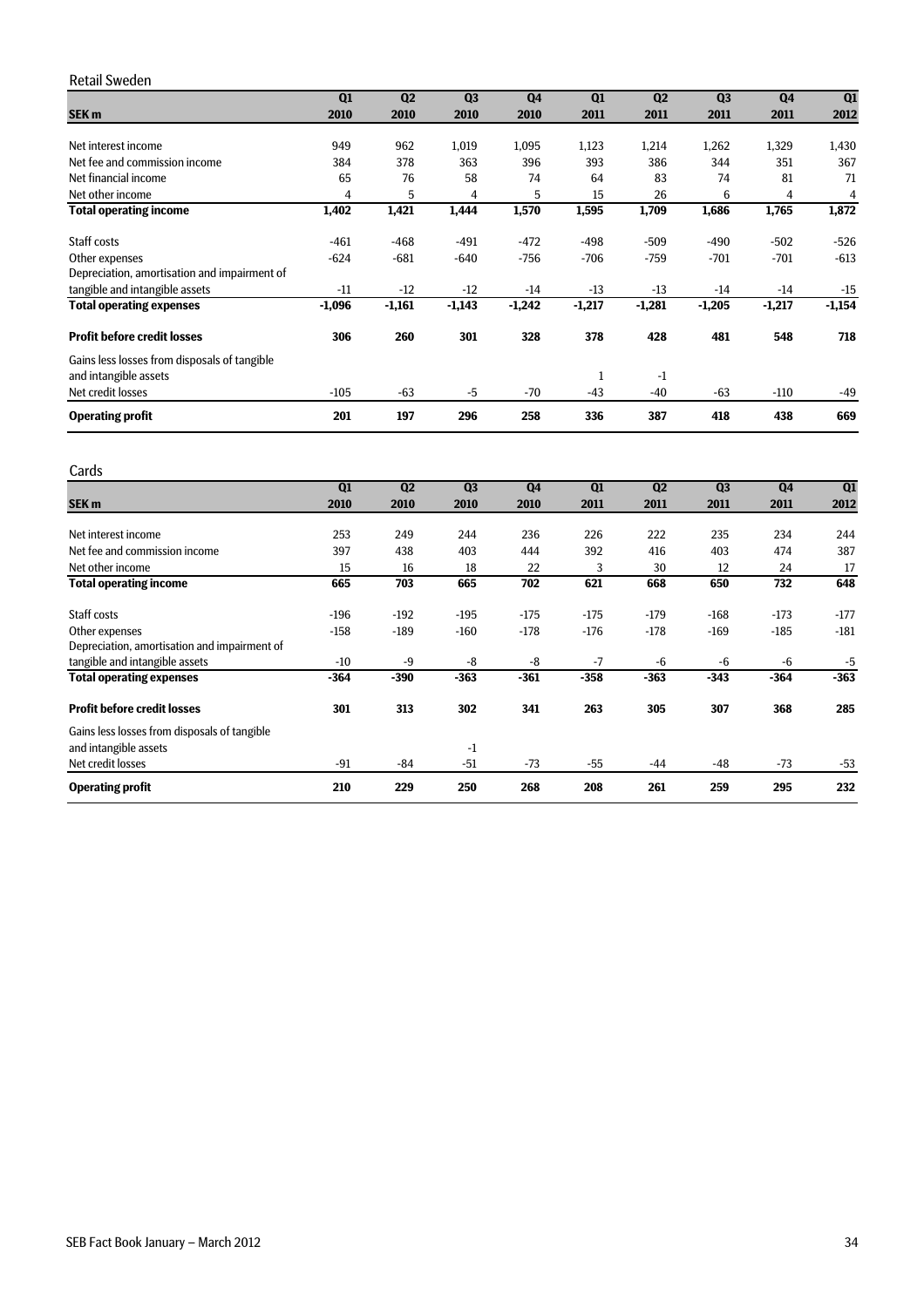## Retail Sweden

| SEK m | Q1 2010 | Q2 2010 | Q3 2010 | Q4 2010 | Q1 2011 | Q2 2011 | Q3 2011 | Q4 2011 | Q1 2012 |
|---|---|---|---|---|---|---|---|---|---|
| Net interest income | 949 | 962 | 1,019 | 1,095 | 1,123 | 1,214 | 1,262 | 1,329 | 1,430 |
| Net fee and commission income | 384 | 378 | 363 | 396 | 393 | 386 | 344 | 351 | 367 |
| Net financial income | 65 | 76 | 58 | 74 | 64 | 83 | 74 | 81 | 71 |
| Net other income | 4 | 5 | 4 | 5 | 15 | 26 | 6 | 4 | 4 |
| **Total operating income** | **1,402** | **1,421** | **1,444** | **1,570** | **1,595** | **1,709** | **1,686** | **1,765** | **1,872** |
| Staff costs | -461 | -468 | -491 | -472 | -498 | -509 | -490 | -502 | -526 |
| Other expenses | -624 | -681 | -640 | -756 | -706 | -759 | -701 | -701 | -613 |
| Depreciation, amortisation and impairment of tangible and intangible assets | -11 | -12 | -12 | -14 | -13 | -13 | -14 | -14 | -15 |
| **Total operating expenses** | **-1,096** | **-1,161** | **-1,143** | **-1,242** | **-1,217** | **-1,281** | **-1,205** | **-1,217** | **-1,154** |
| **Profit before credit losses** | **306** | **260** | **301** | **328** | **378** | **428** | **481** | **548** | **718** |
| Gains less losses from disposals of tangible and intangible assets | | | | | 1 | -1 | | | |
| Net credit losses | -105 | -63 | -5 | -70 | -43 | -40 | -63 | -110 | -49 |
| **Operating profit** | **201** | **197** | **296** | **258** | **336** | **387** | **418** | **438** | **669** |

## Cards

| SEK m | Q1 2010 | Q2 2010 | Q3 2010 | Q4 2010 | Q1 2011 | Q2 2011 | Q3 2011 | Q4 2011 | Q1 2012 |
|---|---|---|---|---|---|---|---|---|---|
| Net interest income | 253 | 249 | 244 | 236 | 226 | 222 | 235 | 234 | 244 |
| Net fee and commission income | 397 | 438 | 403 | 444 | 392 | 416 | 403 | 474 | 387 |
| Net other income | 15 | 16 | 18 | 22 | 3 | 30 | 12 | 24 | 17 |
| **Total operating income** | **665** | **703** | **665** | **702** | **621** | **668** | **650** | **732** | **648** |
| Staff costs | -196 | -192 | -195 | -175 | -175 | -179 | -168 | -173 | -177 |
| Other expenses | -158 | -189 | -160 | -178 | -176 | -178 | -169 | -185 | -181 |
| Depreciation, amortisation and impairment of tangible and intangible assets | -10 | -9 | -8 | -8 | -7 | -6 | -6 | -6 | -5 |
| **Total operating expenses** | **-364** | **-390** | **-363** | **-361** | **-358** | **-363** | **-343** | **-364** | **-363** |
| **Profit before credit losses** | **301** | **313** | **302** | **341** | **263** | **305** | **307** | **368** | **285** |
| Gains less losses from disposals of tangible and intangible assets | | | -1 | | | | | | |
| Net credit losses | -91 | -84 | -51 | -73 | -55 | -44 | -48 | -73 | -53 |
| **Operating profit** | **210** | **229** | **250** | **268** | **208** | **261** | **259** | **295** | **232** |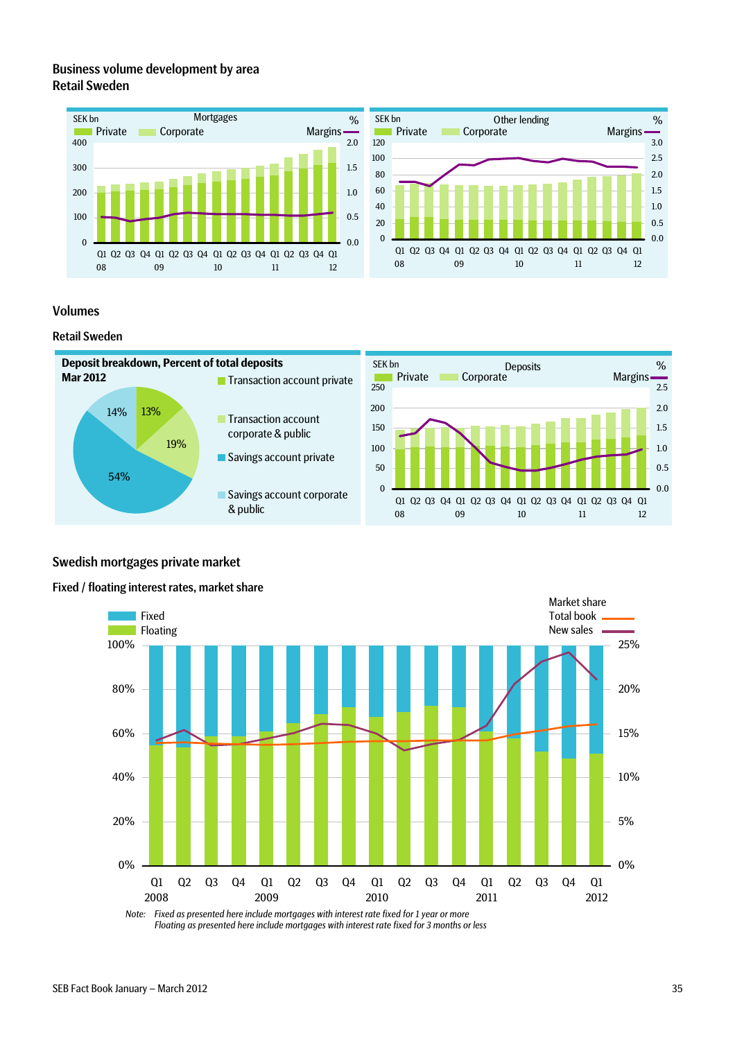## Business volume development by area
### Retail Sweden

Mortgages

SEK bn — Private, Corporate — Margins %

Other lending

SEK bn — Private, Corporate — Margins %

## Volumes

### Retail Sweden

**Deposit breakdown, Percent of total deposits**
**Mar 2012**

- Transaction account private: 13%
- Transaction account corporate & public: 19%
- Savings account private: 54%
- Savings account corporate & public: 14%

Deposits

SEK bn — Private, Corporate — Margins %

## Swedish mortgages private market

### Fixed / floating interest rates, market share

Fixed, Floating — Market share: Total book, New sales

Note: *Fixed as presented here include mortgages with interest rate fixed for 1 year or more*
*Floating as presented here include mortgages with interest rate fixed for 3 months or less*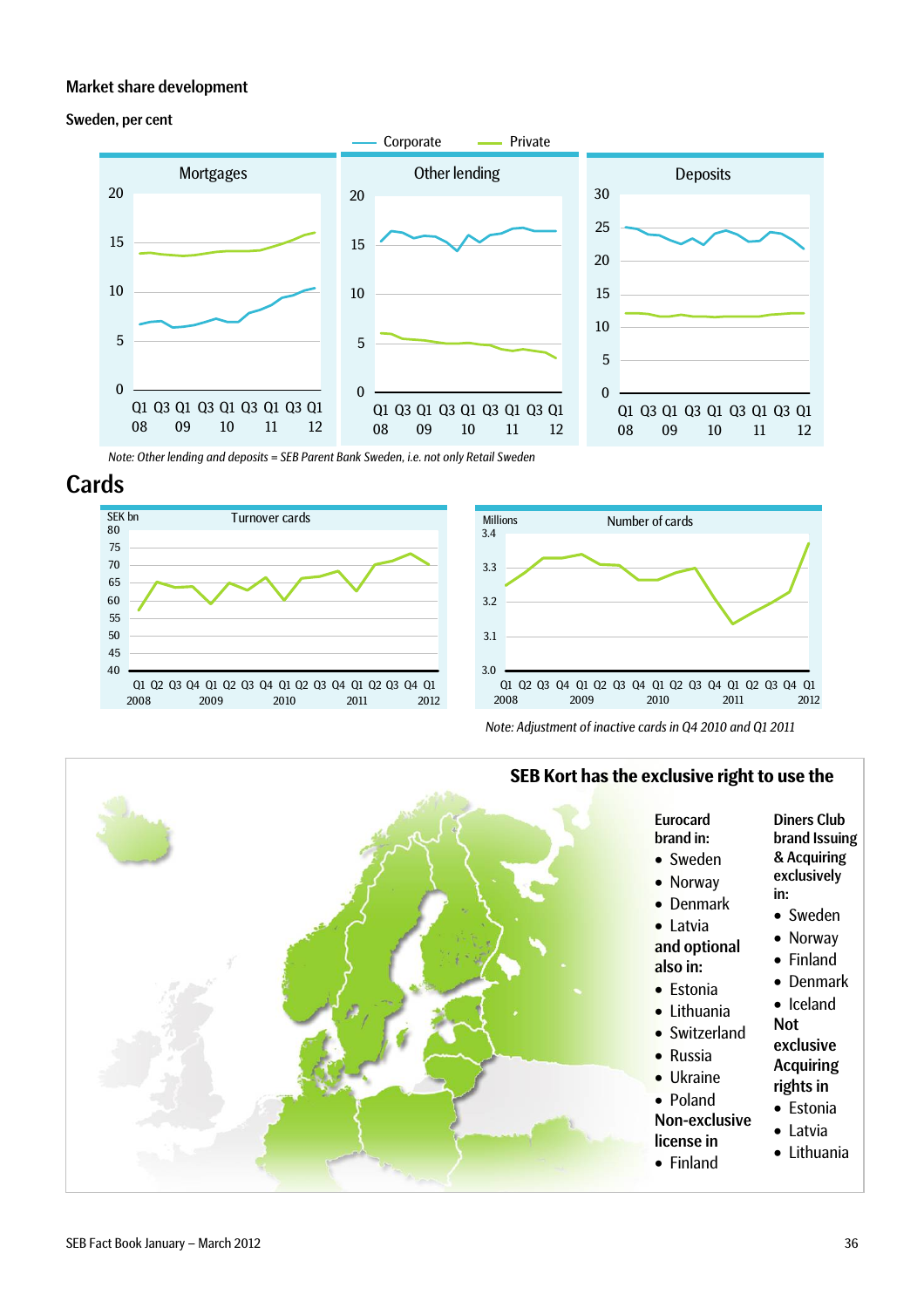## Market share development

**Sweden, per cent**

Corporate — Private

Mortgages

Other lending

Deposits

*Note: Other lending and deposits = SEB Parent Bank Sweden, i.e. not only Retail Sweden*

# Cards

Turnover cards (SEK bn)

Number of cards (Millions)

*Note: Adjustment of inactive cards in Q4 2010 and Q1 2011*

**SEB Kort has the exclusive right to use the**

**Eurocard brand in:**

- Sweden
- Norway
- Denmark
- Latvia

**and optional also in:**

- Estonia
- Lithuania
- Switzerland
- Russia
- Ukraine
- Poland

**Non-exclusive license in**

- Finland

**Diners Club brand Issuing & Acquiring exclusively in:**

- Sweden
- Norway
- Finland
- Denmark
- Iceland

**Not exclusive Acquiring rights in**

- Estonia
- Latvia
- Lithuania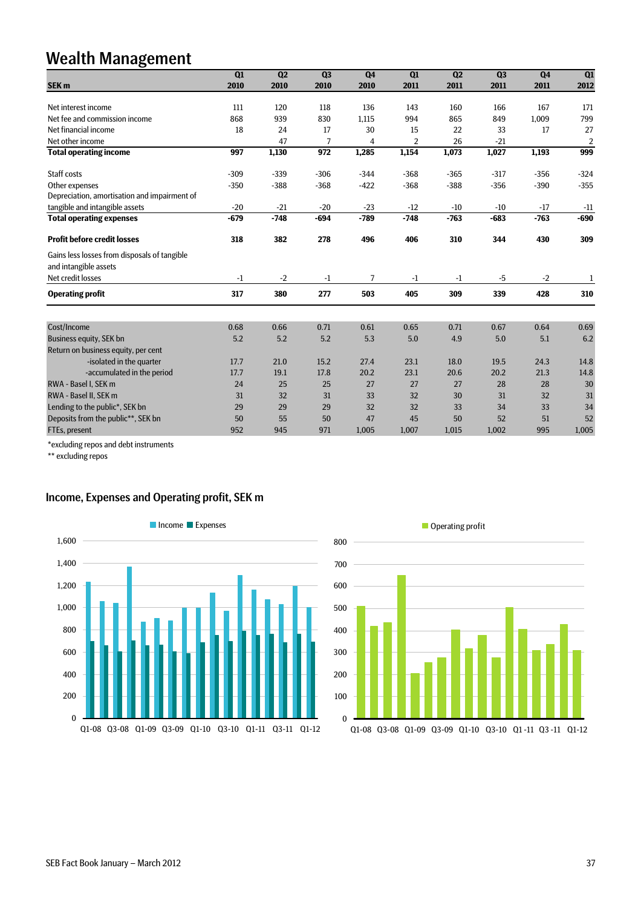# Wealth Management

| SEK m | Q1 2010 | Q2 2010 | Q3 2010 | Q4 2010 | Q1 2011 | Q2 2011 | Q3 2011 | Q4 2011 | Q1 2012 |
|---|---|---|---|---|---|---|---|---|---|
| Net interest income | 111 | 120 | 118 | 136 | 143 | 160 | 166 | 167 | 171 |
| Net fee and commission income | 868 | 939 | 830 | 1,115 | 994 | 865 | 849 | 1,009 | 799 |
| Net financial income | 18 | 24 | 17 | 30 | 15 | 22 | 33 | 17 | 27 |
| Net other income | | 47 | 7 | 4 | 2 | 26 | -21 | | 2 |
| **Total operating income** | **997** | **1,130** | **972** | **1,285** | **1,154** | **1,073** | **1,027** | **1,193** | **999** |
| Staff costs | -309 | -339 | -306 | -344 | -368 | -365 | -317 | -356 | -324 |
| Other expenses | -350 | -388 | -368 | -422 | -368 | -388 | -356 | -390 | -355 |
| Depreciation, amortisation and impairment of tangible and intangible assets | -20 | -21 | -20 | -23 | -12 | -10 | -10 | -17 | -11 |
| **Total operating expenses** | **-679** | **-748** | **-694** | **-789** | **-748** | **-763** | **-683** | **-763** | **-690** |
| **Profit before credit losses** | **318** | **382** | **278** | **496** | **406** | **310** | **344** | **430** | **309** |
| Gains less losses from disposals of tangible and intangible assets | | | | | | | | | |
| Net credit losses | -1 | -2 | -1 | 7 | -1 | -1 | -5 | -2 | 1 |
| **Operating profit** | **317** | **380** | **277** | **503** | **405** | **309** | **339** | **428** | **310** |

| | Q1 2010 | Q2 2010 | Q3 2010 | Q4 2010 | Q1 2011 | Q2 2011 | Q3 2011 | Q4 2011 | Q1 2012 |
|---|---|---|---|---|---|---|---|---|---|
| Cost/Income | 0.68 | 0.66 | 0.71 | 0.61 | 0.65 | 0.71 | 0.67 | 0.64 | 0.69 |
| Business equity, SEK bn | 5.2 | 5.2 | 5.2 | 5.3 | 5.0 | 4.9 | 5.0 | 5.1 | 6.2 |
| Return on business equity, per cent | | | | | | | | | |
| -isolated in the quarter | 17.7 | 21.0 | 15.2 | 27.4 | 23.1 | 18.0 | 19.5 | 24.3 | 14.8 |
| -accumulated in the period | 17.7 | 19.1 | 17.8 | 20.2 | 23.1 | 20.6 | 20.2 | 21.3 | 14.8 |
| RWA - Basel I, SEK m | 24 | 25 | 25 | 27 | 27 | 27 | 28 | 28 | 30 |
| RWA - Basel II, SEK m | 31 | 32 | 31 | 33 | 32 | 30 | 31 | 32 | 31 |
| Lending to the public*, SEK bn | 29 | 29 | 29 | 32 | 32 | 33 | 34 | 33 | 34 |
| Deposits from the public**, SEK bn | 50 | 55 | 50 | 47 | 45 | 50 | 52 | 51 | 52 |
| FTEs, present | 952 | 945 | 971 | 1,005 | 1,007 | 1,015 | 1,002 | 995 | 1,005 |

*excluding repos and debt instruments

** excluding repos

## Income, Expenses and Operating profit, SEK m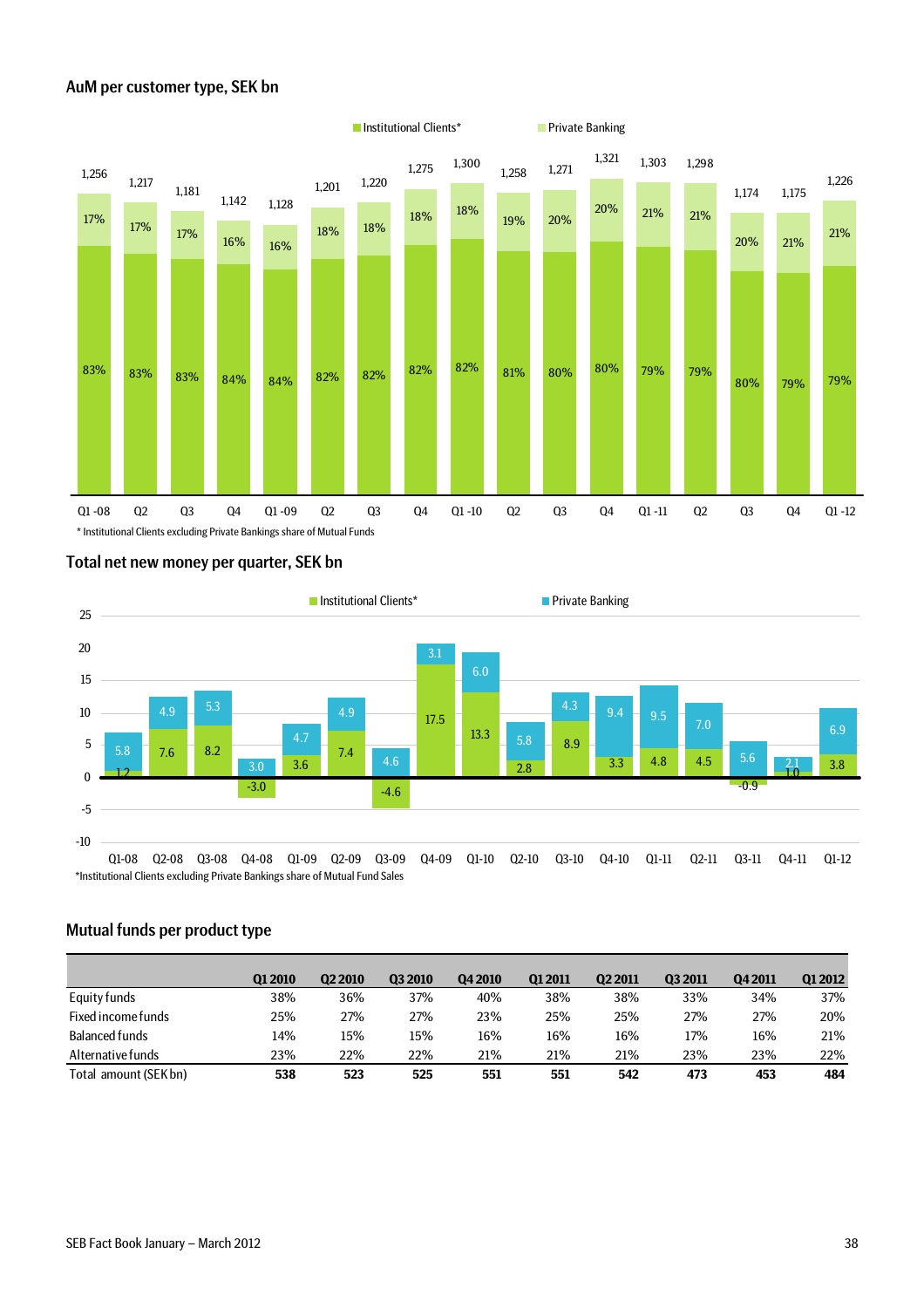## AuM per customer type, SEK bn

| | Q1-08 | Q2 | Q3 | Q4 | Q1-09 | Q2 | Q3 | Q4 | Q1-10 | Q2 | Q3 | Q4 | Q1-11 | Q2 | Q3 | Q4 | Q1-12 |
|---|---|---|---|---|---|---|---|---|---|---|---|---|---|---|---|---|---|
| Total | 1,256 | 1,217 | 1,181 | 1,142 | 1,128 | 1,201 | 1,220 | 1,275 | 1,300 | 1,258 | 1,271 | 1,321 | 1,303 | 1,298 | 1,174 | 1,175 | 1,226 |
| Institutional Clients* | 83% | 83% | 83% | 84% | 84% | 82% | 82% | 82% | 82% | 81% | 80% | 80% | 79% | 79% | 80% | 79% | 79% |
| Private Banking | 17% | 17% | 17% | 16% | 16% | 18% | 18% | 18% | 18% | 19% | 20% | 20% | 21% | 21% | 20% | 21% | 21% |

\* Institutional Clients excluding Private Bankings share of Mutual Funds

## Total net new money per quarter, SEK bn

| | Q1-08 | Q2-08 | Q3-08 | Q4-08 | Q1-09 | Q2-09 | Q3-09 | Q4-09 | Q1-10 | Q2-10 | Q3-10 | Q4-10 | Q1-11 | Q2-11 | Q3-11 | Q4-11 | Q1-12 |
|---|---|---|---|---|---|---|---|---|---|---|---|---|---|---|---|---|---|
| Institutional Clients* | 1.2 | 7.6 | 8.2 | -3.0 | 3.6 | 7.4 | -4.6 | 17.5 | 13.3 | 2.8 | 8.9 | 3.3 | 4.8 | 4.5 | -0.9 | 1.0 | 3.8 |
| Private Banking | 5.8 | 4.9 | 5.3 | 3.0 | 4.7 | 4.9 | 4.6 | 3.1 | 6.0 | 5.8 | 4.3 | 9.4 | 9.5 | 7.0 | 5.6 | 2.1 | 6.9 |

*Institutional Clients excluding Private Bankings share of Mutual Fund Sales

## Mutual funds per product type

| | Q1 2010 | Q2 2010 | Q3 2010 | Q4 2010 | Q1 2011 | Q2 2011 | Q3 2011 | Q4 2011 | Q1 2012 |
|---|---|---|---|---|---|---|---|---|---|
| Equity funds | 38% | 36% | 37% | 40% | 38% | 38% | 33% | 34% | 37% |
| Fixed income funds | 25% | 27% | 27% | 23% | 25% | 25% | 27% | 27% | 20% |
| Balanced funds | 14% | 15% | 15% | 16% | 16% | 16% | 17% | 16% | 21% |
| Alternative funds | 23% | 22% | 22% | 21% | 21% | 21% | 23% | 23% | 22% |
| Total amount (SEK bn) | **538** | **523** | **525** | **551** | **551** | **542** | **473** | **453** | **484** |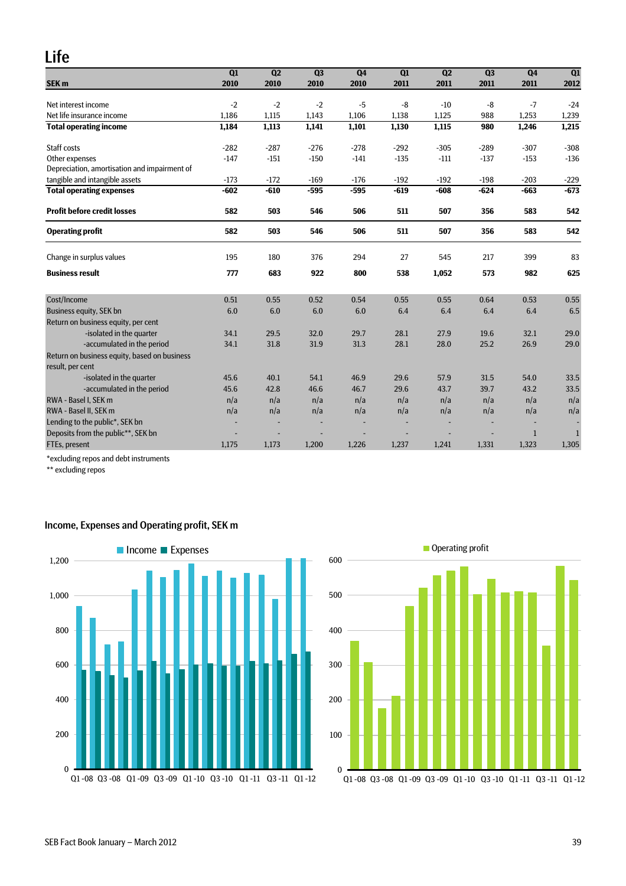# Life

| SEK m | Q1 2010 | Q2 2010 | Q3 2010 | Q4 2010 | Q1 2011 | Q2 2011 | Q3 2011 | Q4 2011 | Q1 2012 |
|---|---|---|---|---|---|---|---|---|---|
| Net interest income | -2 | -2 | -2 | -5 | -8 | -10 | -8 | -7 | -24 |
| Net life insurance income | 1,186 | 1,115 | 1,143 | 1,106 | 1,138 | 1,125 | 988 | 1,253 | 1,239 |
| **Total operating income** | **1,184** | **1,113** | **1,141** | **1,101** | **1,130** | **1,115** | **980** | **1,246** | **1,215** |
| Staff costs | -282 | -287 | -276 | -278 | -292 | -305 | -289 | -307 | -308 |
| Other expenses | -147 | -151 | -150 | -141 | -135 | -111 | -137 | -153 | -136 |
| Depreciation, amortisation and impairment of tangible and intangible assets | -173 | -172 | -169 | -176 | -192 | -192 | -198 | -203 | -229 |
| **Total operating expenses** | **-602** | **-610** | **-595** | **-595** | **-619** | **-608** | **-624** | **-663** | **-673** |
| **Profit before credit losses** | **582** | **503** | **546** | **506** | **511** | **507** | **356** | **583** | **542** |
| **Operating profit** | **582** | **503** | **546** | **506** | **511** | **507** | **356** | **583** | **542** |
| Change in surplus values | 195 | 180 | 376 | 294 | 27 | 545 | 217 | 399 | 83 |
| **Business result** | **777** | **683** | **922** | **800** | **538** | **1,052** | **573** | **982** | **625** |
| Cost/Income | 0.51 | 0.55 | 0.52 | 0.54 | 0.55 | 0.55 | 0.64 | 0.53 | 0.55 |
| Business equity, SEK bn | 6.0 | 6.0 | 6.0 | 6.0 | 6.4 | 6.4 | 6.4 | 6.4 | 6.5 |
| Return on business equity, per cent | | | | | | | | | |
| -isolated in the quarter | 34.1 | 29.5 | 32.0 | 29.7 | 28.1 | 27.9 | 19.6 | 32.1 | 29.0 |
| -accumulated in the period | 34.1 | 31.8 | 31.9 | 31.3 | 28.1 | 28.0 | 25.2 | 26.9 | 29.0 |
| Return on business equity, based on business result, per cent | | | | | | | | | |
| -isolated in the quarter | 45.6 | 40.1 | 54.1 | 46.9 | 29.6 | 57.9 | 31.5 | 54.0 | 33.5 |
| -accumulated in the period | 45.6 | 42.8 | 46.6 | 46.7 | 29.6 | 43.7 | 39.7 | 43.2 | 33.5 |
| RWA - Basel I, SEK m | n/a | n/a | n/a | n/a | n/a | n/a | n/a | n/a | n/a |
| RWA - Basel II, SEK m | n/a | n/a | n/a | n/a | n/a | n/a | n/a | n/a | n/a |
| Lending to the public*, SEK bn | - | - | - | - | - | - | - | - | - |
| Deposits from the public**, SEK bn | - | - | - | - | - | - | - | 1 | 1 |
| FTEs, present | 1,175 | 1,173 | 1,200 | 1,226 | 1,237 | 1,241 | 1,331 | 1,323 | 1,305 |

*excluding repos and debt instruments

** excluding repos

## Income, Expenses and Operating profit, SEK m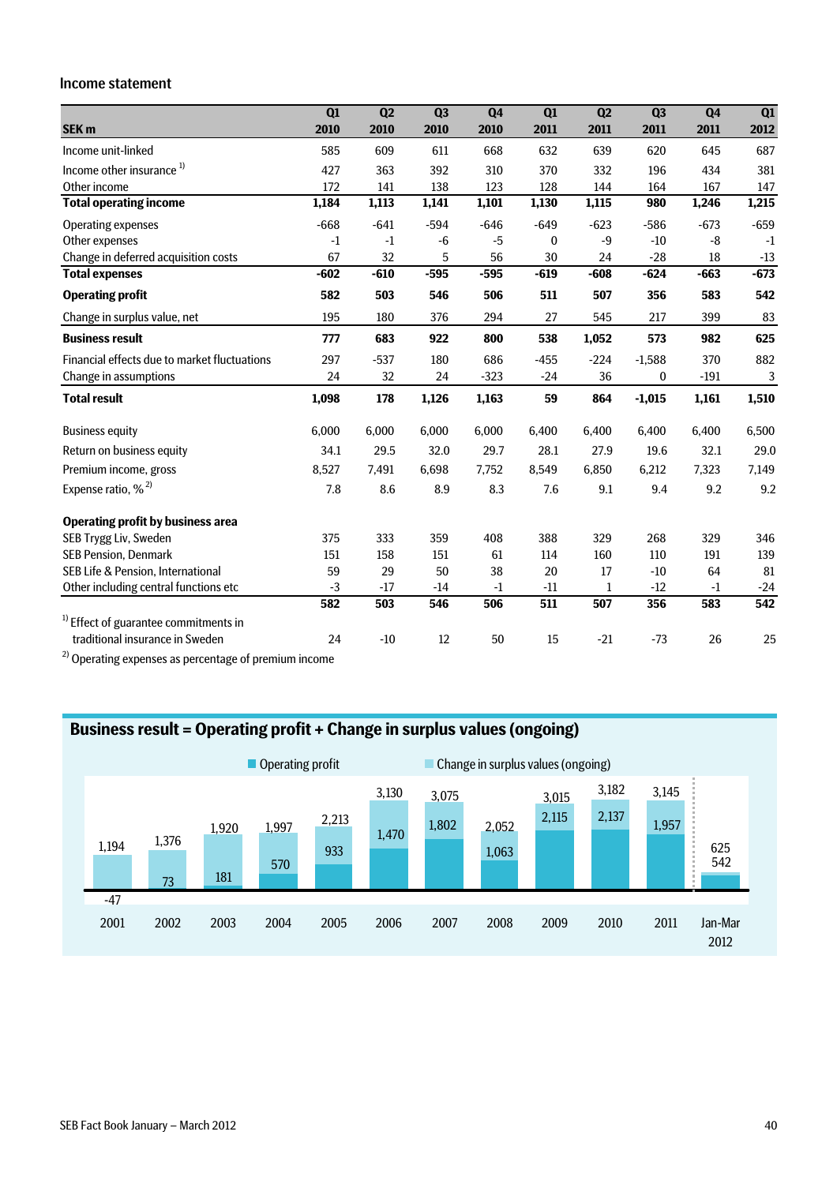## Income statement

| SEK m | Q1 2010 | Q2 2010 | Q3 2010 | Q4 2010 | Q1 2011 | Q2 2011 | Q3 2011 | Q4 2011 | Q1 2012 |
|---|---|---|---|---|---|---|---|---|---|
| Income unit-linked | 585 | 609 | 611 | 668 | 632 | 639 | 620 | 645 | 687 |
| Income other insurance [1] | 427 | 363 | 392 | 310 | 370 | 332 | 196 | 434 | 381 |
| Other income | 172 | 141 | 138 | 123 | 128 | 144 | 164 | 167 | 147 |
| **Total operating income** | **1,184** | **1,113** | **1,141** | **1,101** | **1,130** | **1,115** | **980** | **1,246** | **1,215** |
| Operating expenses | -668 | -641 | -594 | -646 | -649 | -623 | -586 | -673 | -659 |
| Other expenses | -1 | -1 | -6 | -5 | 0 | -9 | -10 | -8 | -1 |
| Change in deferred acquisition costs | 67 | 32 | 5 | 56 | 30 | 24 | -28 | 18 | -13 |
| **Total expenses** | **-602** | **-610** | **-595** | **-595** | **-619** | **-608** | **-624** | **-663** | **-673** |
| **Operating profit** | **582** | **503** | **546** | **506** | **511** | **507** | **356** | **583** | **542** |
| Change in surplus value, net | 195 | 180 | 376 | 294 | 27 | 545 | 217 | 399 | 83 |
| **Business result** | **777** | **683** | **922** | **800** | **538** | **1,052** | **573** | **982** | **625** |
| Financial effects due to market fluctuations | 297 | -537 | 180 | 686 | -455 | -224 | -1,588 | 370 | 882 |
| Change in assumptions | 24 | 32 | 24 | -323 | -24 | 36 | 0 | -191 | 3 |
| **Total result** | **1,098** | **178** | **1,126** | **1,163** | **59** | **864** | **-1,015** | **1,161** | **1,510** |
| Business equity | 6,000 | 6,000 | 6,000 | 6,000 | 6,400 | 6,400 | 6,400 | 6,400 | 6,500 |
| Return on business equity | 34.1 | 29.5 | 32.0 | 29.7 | 28.1 | 27.9 | 19.6 | 32.1 | 29.0 |
| Premium income, gross | 8,527 | 7,491 | 6,698 | 7,752 | 8,549 | 6,850 | 6,212 | 7,323 | 7,149 |
| Expense ratio, % [2] | 7.8 | 8.6 | 8.9 | 8.3 | 7.6 | 9.1 | 9.4 | 9.2 | 9.2 |
| **Operating profit by business area** | | | | | | | | | |
| SEB Trygg Liv, Sweden | 375 | 333 | 359 | 408 | 388 | 329 | 268 | 329 | 346 |
| SEB Pension, Denmark | 151 | 158 | 151 | 61 | 114 | 160 | 110 | 191 | 139 |
| SEB Life & Pension, International | 59 | 29 | 50 | 38 | 20 | 17 | -10 | 64 | 81 |
| Other including central functions etc | -3 | -17 | -14 | -1 | -11 | 1 | -12 | -1 | -24 |
| | **582** | **503** | **546** | **506** | **511** | **507** | **356** | **583** | **542** |
| [1] Effect of guarantee commitments in traditional insurance in Sweden | 24 | -10 | 12 | 50 | 15 | -21 | -73 | 26 | 25 |

[2] Operating expenses as percentage of premium income

## Business result = Operating profit + Change in surplus values (ongoing)

| | 2001 | 2002 | 2003 | 2004 | 2005 | 2006 | 2007 | 2008 | 2009 | 2010 | 2011 | Jan-Mar 2012 |
|---|---|---|---|---|---|---|---|---|---|---|---|---|
| Business result (total) | 1,194 | 1,376 | 1,920 | 1,997 | 2,213 | 3,130 | 3,075 | 2,052 | 3,015 | 3,182 | 3,145 | 625 |
| Operating profit | -47 | 73 | 181 | 570 | 933 | 1,470 | 1,802 | 1,063 | 2,115 | 2,137 | 1,957 | 542 |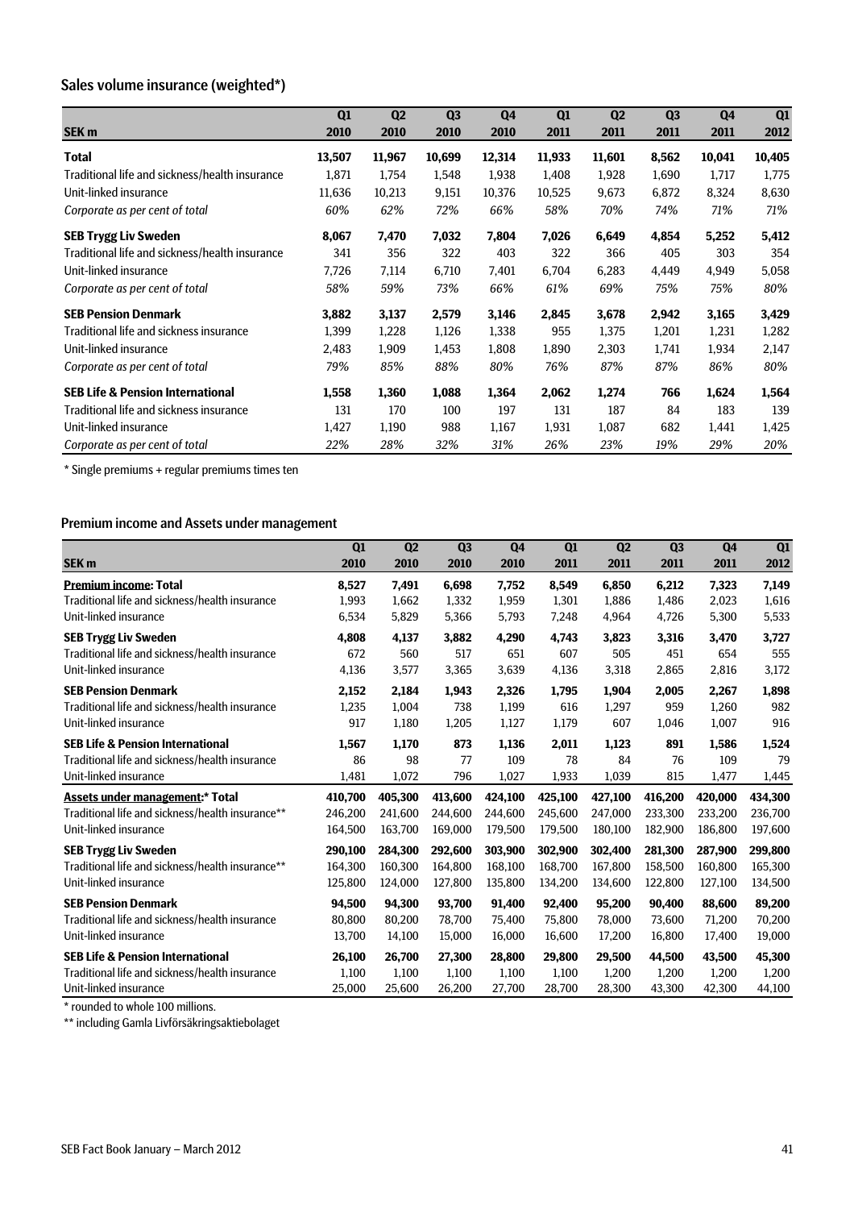## Sales volume insurance (weighted*)

| SEK m | Q1 2010 | Q2 2010 | Q3 2010 | Q4 2010 | Q1 2011 | Q2 2011 | Q3 2011 | Q4 2011 | Q1 2012 |
|---|---|---|---|---|---|---|---|---|---|
| **Total** | **13,507** | **11,967** | **10,699** | **12,314** | **11,933** | **11,601** | **8,562** | **10,041** | **10,405** |
| Traditional life and sickness/health insurance | 1,871 | 1,754 | 1,548 | 1,938 | 1,408 | 1,928 | 1,690 | 1,717 | 1,775 |
| Unit-linked insurance | 11,636 | 10,213 | 9,151 | 10,376 | 10,525 | 9,673 | 6,872 | 8,324 | 8,630 |
| *Corporate as per cent of total* | *60%* | *62%* | *72%* | *66%* | *58%* | *70%* | *74%* | *71%* | *71%* |
| **SEB Trygg Liv Sweden** | **8,067** | **7,470** | **7,032** | **7,804** | **7,026** | **6,649** | **4,854** | **5,252** | **5,412** |
| Traditional life and sickness/health insurance | 341 | 356 | 322 | 403 | 322 | 366 | 405 | 303 | 354 |
| Unit-linked insurance | 7,726 | 7,114 | 6,710 | 7,401 | 6,704 | 6,283 | 4,449 | 4,949 | 5,058 |
| *Corporate as per cent of total* | *58%* | *59%* | *73%* | *66%* | *61%* | *69%* | *75%* | *75%* | *80%* |
| **SEB Pension Denmark** | **3,882** | **3,137** | **2,579** | **3,146** | **2,845** | **3,678** | **2,942** | **3,165** | **3,429** |
| Traditional life and sickness insurance | 1,399 | 1,228 | 1,126 | 1,338 | 955 | 1,375 | 1,201 | 1,231 | 1,282 |
| Unit-linked insurance | 2,483 | 1,909 | 1,453 | 1,808 | 1,890 | 2,303 | 1,741 | 1,934 | 2,147 |
| *Corporate as per cent of total* | *79%* | *85%* | *88%* | *80%* | *76%* | *87%* | *87%* | *86%* | *80%* |
| **SEB Life & Pension International** | **1,558** | **1,360** | **1,088** | **1,364** | **2,062** | **1,274** | **766** | **1,624** | **1,564** |
| Traditional life and sickness insurance | 131 | 170 | 100 | 197 | 131 | 187 | 84 | 183 | 139 |
| Unit-linked insurance | 1,427 | 1,190 | 988 | 1,167 | 1,931 | 1,087 | 682 | 1,441 | 1,425 |
| *Corporate as per cent of total* | *22%* | *28%* | *32%* | *31%* | *26%* | *23%* | *19%* | *29%* | *20%* |

* Single premiums + regular premiums times ten

## Premium income and Assets under management

| SEK m | Q1 2010 | Q2 2010 | Q3 2010 | Q4 2010 | Q1 2011 | Q2 2011 | Q3 2011 | Q4 2011 | Q1 2012 |
|---|---|---|---|---|---|---|---|---|---|
| **Premium income: Total** | **8,527** | **7,491** | **6,698** | **7,752** | **8,549** | **6,850** | **6,212** | **7,323** | **7,149** |
| Traditional life and sickness/health insurance | 1,993 | 1,662 | 1,332 | 1,959 | 1,301 | 1,886 | 1,486 | 2,023 | 1,616 |
| Unit-linked insurance | 6,534 | 5,829 | 5,366 | 5,793 | 7,248 | 4,964 | 4,726 | 5,300 | 5,533 |
| **SEB Trygg Liv Sweden** | **4,808** | **4,137** | **3,882** | **4,290** | **4,743** | **3,823** | **3,316** | **3,470** | **3,727** |
| Traditional life and sickness/health insurance | 672 | 560 | 517 | 651 | 607 | 505 | 451 | 654 | 555 |
| Unit-linked insurance | 4,136 | 3,577 | 3,365 | 3,639 | 4,136 | 3,318 | 2,865 | 2,816 | 3,172 |
| **SEB Pension Denmark** | **2,152** | **2,184** | **1,943** | **2,326** | **1,795** | **1,904** | **2,005** | **2,267** | **1,898** |
| Traditional life and sickness/health insurance | 1,235 | 1,004 | 738 | 1,199 | 616 | 1,297 | 959 | 1,260 | 982 |
| Unit-linked insurance | 917 | 1,180 | 1,205 | 1,127 | 1,179 | 607 | 1,046 | 1,007 | 916 |
| **SEB Life & Pension International** | **1,567** | **1,170** | **873** | **1,136** | **2,011** | **1,123** | **891** | **1,586** | **1,524** |
| Traditional life and sickness/health insurance | 86 | 98 | 77 | 109 | 78 | 84 | 76 | 109 | 79 |
| Unit-linked insurance | 1,481 | 1,072 | 796 | 1,027 | 1,933 | 1,039 | 815 | 1,477 | 1,445 |
| **Assets under management:* Total** | **410,700** | **405,300** | **413,600** | **424,100** | **425,100** | **427,100** | **416,200** | **420,000** | **434,300** |
| Traditional life and sickness/health insurance** | 246,200 | 241,600 | 244,600 | 244,600 | 245,600 | 247,000 | 233,300 | 233,200 | 236,700 |
| Unit-linked insurance | 164,500 | 163,700 | 169,000 | 179,500 | 179,500 | 180,100 | 182,900 | 186,800 | 197,600 |
| **SEB Trygg Liv Sweden** | **290,100** | **284,300** | **292,600** | **303,900** | **302,900** | **302,400** | **281,300** | **287,900** | **299,800** |
| Traditional life and sickness/health insurance** | 164,300 | 160,300 | 164,800 | 168,100 | 168,700 | 167,800 | 158,500 | 160,800 | 165,300 |
| Unit-linked insurance | 125,800 | 124,000 | 127,800 | 135,800 | 134,200 | 134,600 | 122,800 | 127,100 | 134,500 |
| **SEB Pension Denmark** | **94,500** | **94,300** | **93,700** | **91,400** | **92,400** | **95,200** | **90,400** | **88,600** | **89,200** |
| Traditional life and sickness/health insurance | 80,800 | 80,200 | 78,700 | 75,400 | 75,800 | 78,000 | 73,600 | 71,200 | 70,200 |
| Unit-linked insurance | 13,700 | 14,100 | 15,000 | 16,000 | 16,600 | 17,200 | 16,800 | 17,400 | 19,000 |
| **SEB Life & Pension International** | **26,100** | **26,700** | **27,300** | **28,800** | **29,800** | **29,500** | **44,500** | **43,500** | **45,300** |
| Traditional life and sickness/health insurance | 1,100 | 1,100 | 1,100 | 1,100 | 1,100 | 1,200 | 1,200 | 1,200 | 1,200 |
| Unit-linked insurance | 25,000 | 25,600 | 26,200 | 27,700 | 28,700 | 28,300 | 43,300 | 42,300 | 44,100 |

* rounded to whole 100 millions.

** including Gamla Livförsäkringsaktiebolaget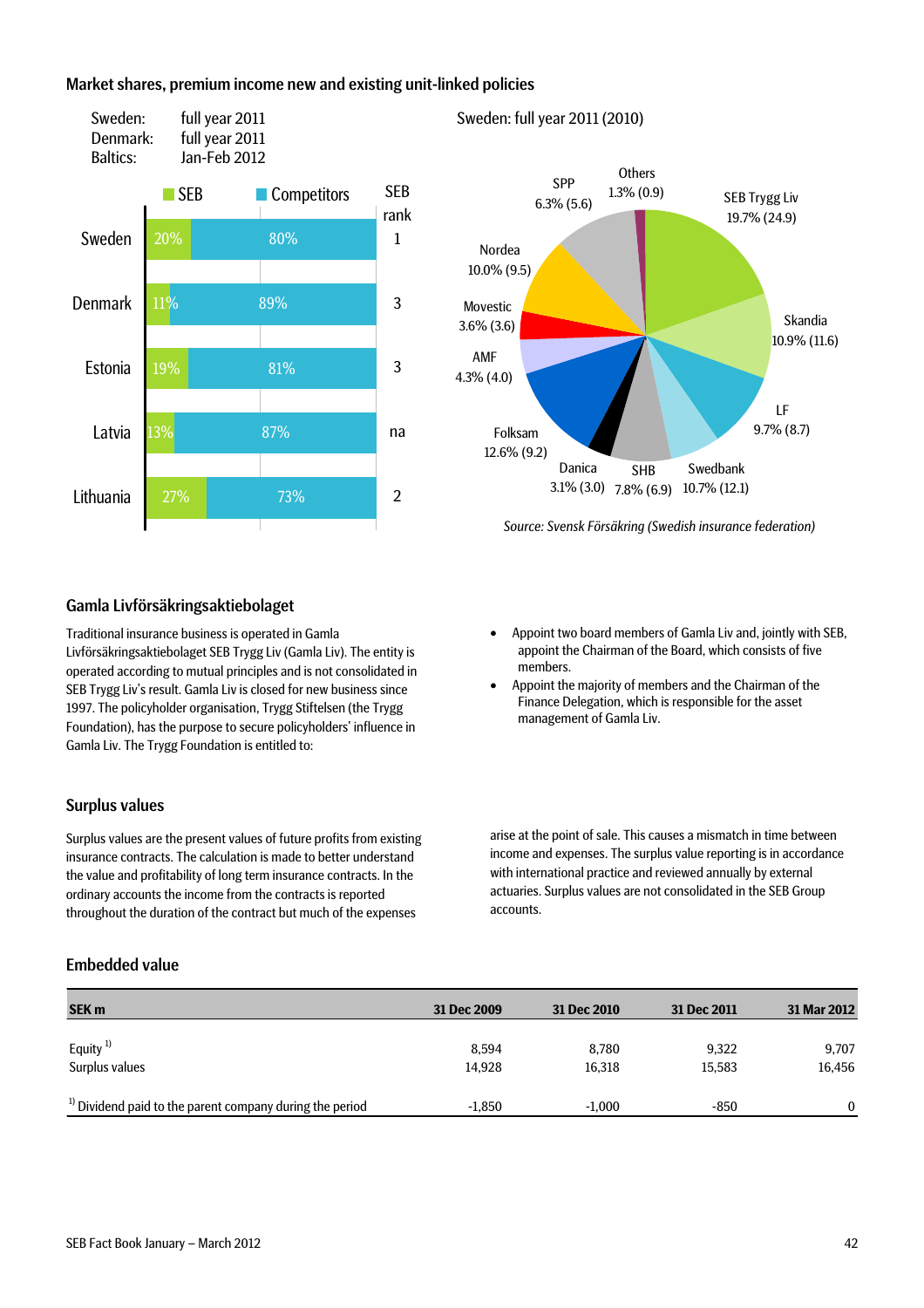## Market shares, premium income new and existing unit-linked policies

Sweden: full year 2011
Denmark: full year 2011
Baltics: Jan-Feb 2012

| | SEB | Competitors | SEB rank |
|---|---|---|---|
| Sweden | 20% | 80% | 1 |
| Denmark | 11% | 89% | 3 |
| Estonia | 19% | 81% | 3 |
| Latvia | 13% | 87% | na |
| Lithuania | 27% | 73% | 2 |

Sweden: full year 2011 (2010)

| Company | Share |
|---|---|
| SEB Trygg Liv | 19.7% (24.9) |
| Skandia | 10.9% (11.6) |
| LF | 9.7% (8.7) |
| Swedbank | 10.7% (12.1) |
| SHB | 7.8% (6.9) |
| Danica | 3.1% (3.0) |
| Folksam | 12.6% (9.2) |
| AMF | 4.3% (4.0) |
| Movestic | 3.6% (3.6) |
| Nordea | 10.0% (9.5) |
| SPP | 6.3% (5.6) |
| Others | 1.3% (0.9) |

*Source: Svensk Försäkring (Swedish insurance federation)*

## Gamla Livförsäkringsaktiebolaget

Traditional insurance business is operated in Gamla Livförsäkringsaktiebolaget SEB Trygg Liv (Gamla Liv). The entity is operated according to mutual principles and is not consolidated in SEB Trygg Liv's result. Gamla Liv is closed for new business since 1997. The policyholder organisation, Trygg Stiftelsen (the Trygg Foundation), has the purpose to secure policyholders' influence in Gamla Liv. The Trygg Foundation is entitled to:

- Appoint two board members of Gamla Liv and, jointly with SEB, appoint the Chairman of the Board, which consists of five members.
- Appoint the majority of members and the Chairman of the Finance Delegation, which is responsible for the asset management of Gamla Liv.

## Surplus values

Surplus values are the present values of future profits from existing insurance contracts. The calculation is made to better understand the value and profitability of long term insurance contracts. In the ordinary accounts the income from the contracts is reported throughout the duration of the contract but much of the expenses arise at the point of sale. This causes a mismatch in time between income and expenses. The surplus value reporting is in accordance with international practice and reviewed annually by external actuaries. Surplus values are not consolidated in the SEB Group accounts.

## Embedded value

| SEK m | 31 Dec 2009 | 31 Dec 2010 | 31 Dec 2011 | 31 Mar 2012 |
|---|---|---|---|---|
| Equity [1] | 8,594 | 8,780 | 9,322 | 9,707 |
| Surplus values | 14,928 | 16,318 | 15,583 | 16,456 |
| [1] Dividend paid to the parent company during the period | -1,850 | -1,000 | -850 | 0 |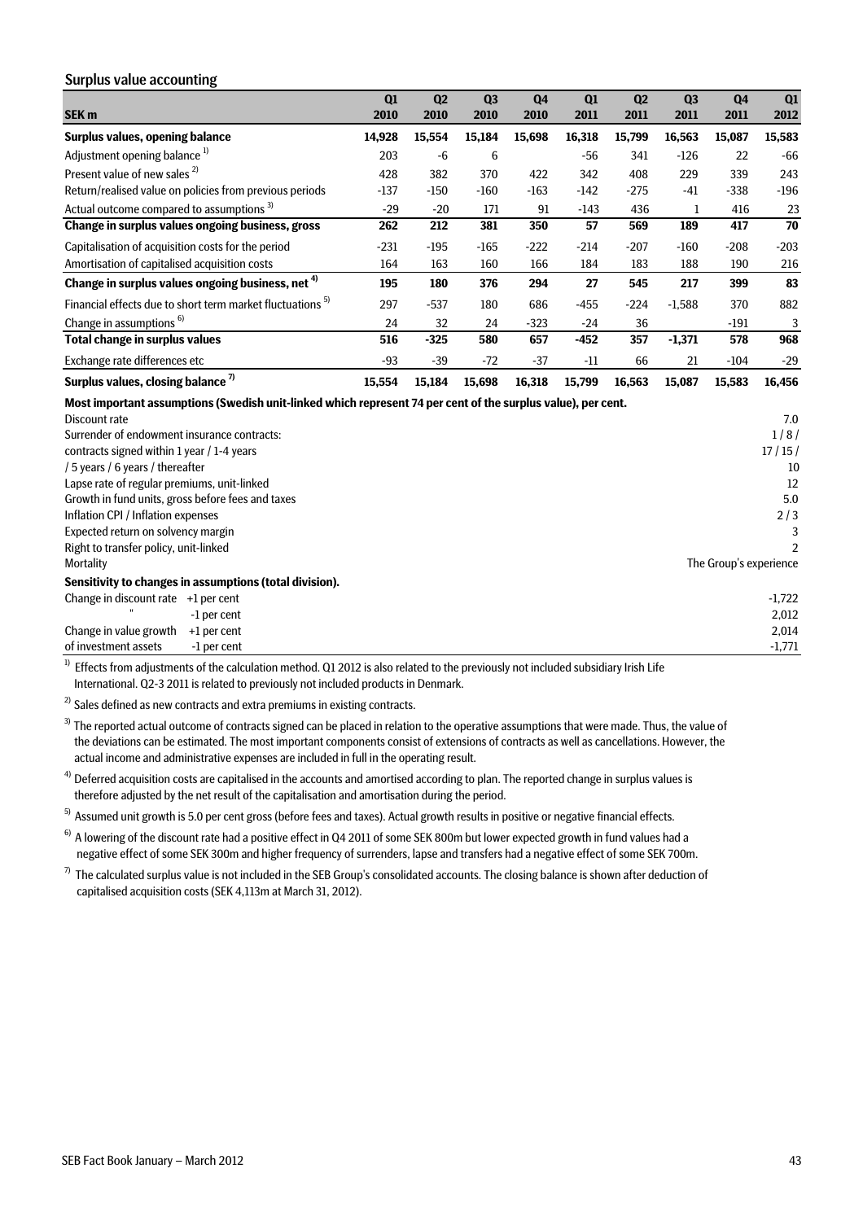## Surplus value accounting

| SEK m | Q1 2010 | Q2 2010 | Q3 2010 | Q4 2010 | Q1 2011 | Q2 2011 | Q3 2011 | Q4 2011 | Q1 2012 |
|---|---|---|---|---|---|---|---|---|---|
| **Surplus values, opening balance** | **14,928** | **15,554** | **15,184** | **15,698** | **16,318** | **15,799** | **16,563** | **15,087** | **15,583** |
| Adjustment opening balance [1] | 203 | -6 | 6 | | -56 | 341 | -126 | 22 | -66 |
| Present value of new sales [2] | 428 | 382 | 370 | 422 | 342 | 408 | 229 | 339 | 243 |
| Return/realised value on policies from previous periods | -137 | -150 | -160 | -163 | -142 | -275 | -41 | -338 | -196 |
| Actual outcome compared to assumptions [3] | -29 | -20 | 171 | 91 | -143 | 436 | 1 | 416 | 23 |
| **Change in surplus values ongoing business, gross** | **262** | **212** | **381** | **350** | **57** | **569** | **189** | **417** | **70** |
| Capitalisation of acquisition costs for the period | -231 | -195 | -165 | -222 | -214 | -207 | -160 | -208 | -203 |
| Amortisation of capitalised acquisition costs | 164 | 163 | 160 | 166 | 184 | 183 | 188 | 190 | 216 |
| **Change in surplus values ongoing business, net [4]** | **195** | **180** | **376** | **294** | **27** | **545** | **217** | **399** | **83** |
| Financial effects due to short term market fluctuations [5] | 297 | -537 | 180 | 686 | -455 | -224 | -1,588 | 370 | 882 |
| Change in assumptions [6] | 24 | 32 | 24 | -323 | -24 | 36 | | -191 | 3 |
| **Total change in surplus values** | **516** | **-325** | **580** | **657** | **-452** | **357** | **-1,371** | **578** | **968** |
| Exchange rate differences etc | -93 | -39 | -72 | -37 | -11 | 66 | 21 | -104 | -29 |
| **Surplus values, closing balance [7]** | **15,554** | **15,184** | **15,698** | **16,318** | **15,799** | **16,563** | **15,087** | **15,583** | **16,456** |

**Most important assumptions (Swedish unit-linked which represent 74 per cent of the surplus value), per cent.**

| | |
|---|---|
| Discount rate | 7.0 |
| Surrender of endowment insurance contracts: | 1 / 8 / |
| contracts signed within 1 year / 1-4 years | 17 / 15 / |
| / 5 years / 6 years / thereafter | 10 |
| Lapse rate of regular premiums, unit-linked | 12 |
| Growth in fund units, gross before fees and taxes | 5.0 |
| Inflation CPI / Inflation expenses | 2 / 3 |
| Expected return on solvency margin | 3 |
| Right to transfer policy, unit-linked | 2 |
| Mortality | The Group's experience |

**Sensitivity to changes in assumptions (total division).**

| | | |
|---|---|---|
| Change in discount rate | +1 per cent | -1,722 |
| " | -1 per cent | 2,012 |
| Change in value growth | +1 per cent | 2,014 |
| of investment assets | -1 per cent | -1,771 |

[1] Effects from adjustments of the calculation method. Q1 2012 is also related to the previously not included subsidiary Irish Life International. Q2-3 2011 is related to previously not included products in Denmark.

[2] Sales defined as new contracts and extra premiums in existing contracts.

[3] The reported actual outcome of contracts signed can be placed in relation to the operative assumptions that were made. Thus, the value of the deviations can be estimated. The most important components consist of extensions of contracts as well as cancellations. However, the actual income and administrative expenses are included in full in the operating result.

[4] Deferred acquisition costs are capitalised in the accounts and amortised according to plan. The reported change in surplus values is therefore adjusted by the net result of the capitalisation and amortisation during the period.

[5] Assumed unit growth is 5.0 per cent gross (before fees and taxes). Actual growth results in positive or negative financial effects.

[6] A lowering of the discount rate had a positive effect in Q4 2011 of some SEK 800m but lower expected growth in fund values had a negative effect of some SEK 300m and higher frequency of surrenders, lapse and transfers had a negative effect of some SEK 700m.

[7] The calculated surplus value is not included in the SEB Group's consolidated accounts. The closing balance is shown after deduction of capitalised acquisition costs (SEK 4,113m at March 31, 2012).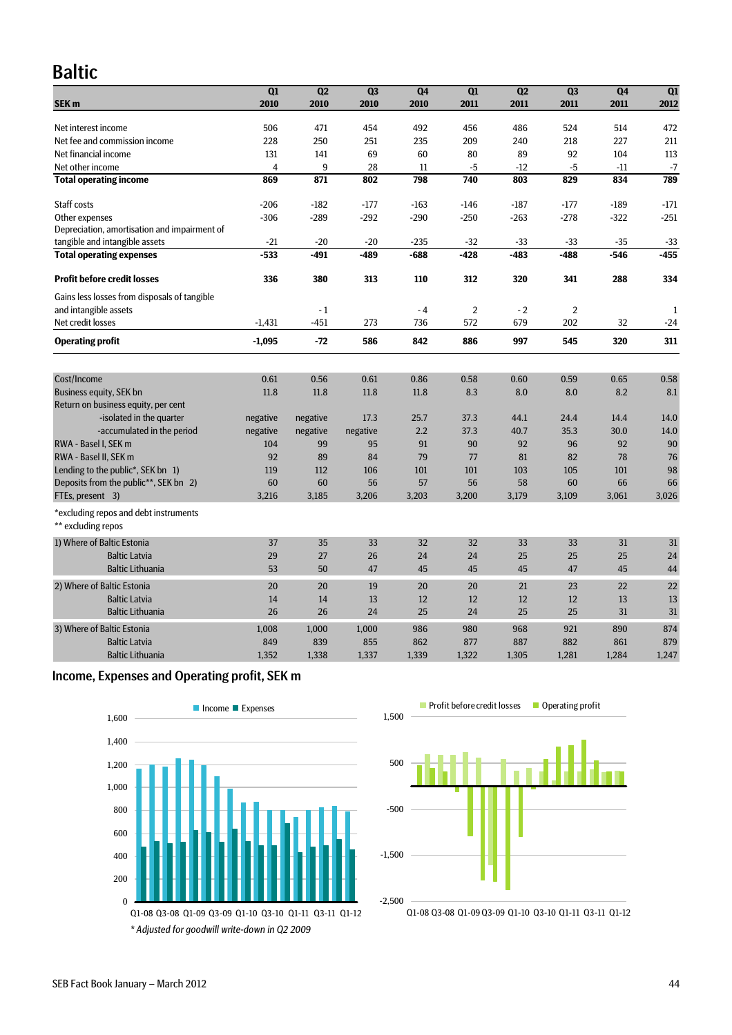# Baltic

| SEK m | Q1 2010 | Q2 2010 | Q3 2010 | Q4 2010 | Q1 2011 | Q2 2011 | Q3 2011 | Q4 2011 | Q1 2012 |
|---|---|---|---|---|---|---|---|---|---|
| Net interest income | 506 | 471 | 454 | 492 | 456 | 486 | 524 | 514 | 472 |
| Net fee and commission income | 228 | 250 | 251 | 235 | 209 | 240 | 218 | 227 | 211 |
| Net financial income | 131 | 141 | 69 | 60 | 80 | 89 | 92 | 104 | 113 |
| Net other income | 4 | 9 | 28 | 11 | -5 | -12 | -5 | -11 | -7 |
| **Total operating income** | **869** | **871** | **802** | **798** | **740** | **803** | **829** | **834** | **789** |
| Staff costs | -206 | -182 | -177 | -163 | -146 | -187 | -177 | -189 | -171 |
| Other expenses | -306 | -289 | -292 | -290 | -250 | -263 | -278 | -322 | -251 |
| Depreciation, amortisation and impairment of tangible and intangible assets | -21 | -20 | -20 | -235 | -32 | -33 | -33 | -35 | -33 |
| **Total operating expenses** | **-533** | **-491** | **-489** | **-688** | **-428** | **-483** | **-488** | **-546** | **-455** |
| **Profit before credit losses** | **336** | **380** | **313** | **110** | **312** | **320** | **341** | **288** | **334** |
| Gains less losses from disposals of tangible and intangible assets | | -1 | | -4 | 2 | -2 | 2 | | 1 |
| Net credit losses | -1,431 | -451 | 273 | 736 | 572 | 679 | 202 | 32 | -24 |
| **Operating profit** | **-1,095** | **-72** | **586** | **842** | **886** | **997** | **545** | **320** | **311** |

| | Q1 2010 | Q2 2010 | Q3 2010 | Q4 2010 | Q1 2011 | Q2 2011 | Q3 2011 | Q4 2011 | Q1 2012 |
|---|---|---|---|---|---|---|---|---|---|
| Cost/Income | 0.61 | 0.56 | 0.61 | 0.86 | 0.58 | 0.60 | 0.59 | 0.65 | 0.58 |
| Business equity, SEK bn | 11.8 | 11.8 | 11.8 | 11.8 | 8.3 | 8.0 | 8.0 | 8.2 | 8.1 |
| Return on business equity, per cent | | | | | | | | | |
| -isolated in the quarter | negative | negative | 17.3 | 25.7 | 37.3 | 44.1 | 24.4 | 14.4 | 14.0 |
| -accumulated in the period | negative | negative | negative | 2.2 | 37.3 | 40.7 | 35.3 | 30.0 | 14.0 |
| RWA - Basel I, SEK m | 104 | 99 | 95 | 91 | 90 | 92 | 96 | 92 | 90 |
| RWA - Basel II, SEK m | 92 | 89 | 84 | 79 | 77 | 81 | 82 | 78 | 76 |
| Lending to the public*, SEK bn 1) | 119 | 112 | 106 | 101 | 101 | 103 | 105 | 101 | 98 |
| Deposits from the public**, SEK bn 2) | 60 | 60 | 56 | 57 | 56 | 58 | 60 | 66 | 66 |
| FTEs, present 3) | 3,216 | 3,185 | 3,206 | 3,203 | 3,200 | 3,179 | 3,109 | 3,061 | 3,026 |

*excluding repos and debt instruments
** excluding repos

| | Q1 2010 | Q2 2010 | Q3 2010 | Q4 2010 | Q1 2011 | Q2 2011 | Q3 2011 | Q4 2011 | Q1 2012 |
|---|---|---|---|---|---|---|---|---|---|
| 1) Where of Baltic Estonia | 37 | 35 | 33 | 32 | 32 | 33 | 33 | 31 | 31 |
| Baltic Latvia | 29 | 27 | 26 | 24 | 24 | 25 | 25 | 25 | 24 |
| Baltic Lithuania | 53 | 50 | 47 | 45 | 45 | 45 | 47 | 45 | 44 |
| 2) Where of Baltic Estonia | 20 | 20 | 19 | 20 | 20 | 21 | 23 | 22 | 22 |
| Baltic Latvia | 14 | 14 | 13 | 12 | 12 | 12 | 12 | 13 | 13 |
| Baltic Lithuania | 26 | 26 | 24 | 25 | 24 | 25 | 25 | 31 | 31 |
| 3) Where of Baltic Estonia | 1,008 | 1,000 | 1,000 | 986 | 980 | 968 | 921 | 890 | 874 |
| Baltic Latvia | 849 | 839 | 855 | 862 | 877 | 887 | 882 | 861 | 879 |
| Baltic Lithuania | 1,352 | 1,338 | 1,337 | 1,339 | 1,322 | 1,305 | 1,281 | 1,284 | 1,247 |

## Income, Expenses and Operating profit, SEK m

*\* Adjusted for goodwill write-down in Q2 2009*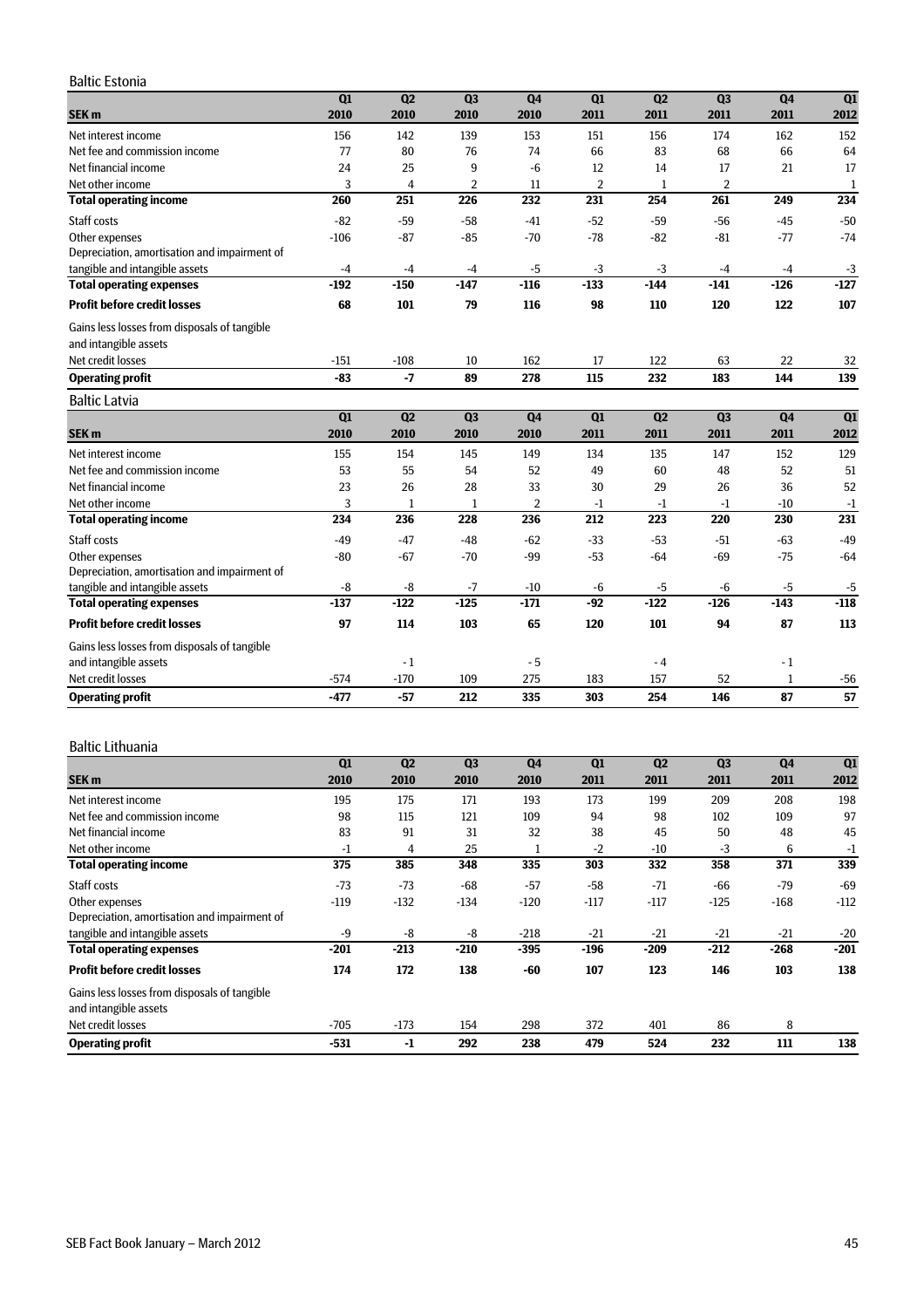## Baltic Estonia

| SEK m | Q1 2010 | Q2 2010 | Q3 2010 | Q4 2010 | Q1 2011 | Q2 2011 | Q3 2011 | Q4 2011 | Q1 2012 |
|---|---|---|---|---|---|---|---|---|---|
| Net interest income | 156 | 142 | 139 | 153 | 151 | 156 | 174 | 162 | 152 |
| Net fee and commission income | 77 | 80 | 76 | 74 | 66 | 83 | 68 | 66 | 64 |
| Net financial income | 24 | 25 | 9 | -6 | 12 | 14 | 17 | 21 | 17 |
| Net other income | 3 | 4 | 2 | 11 | 2 | 1 | 2 | | 1 |
| **Total operating income** | **260** | **251** | **226** | **232** | **231** | **254** | **261** | **249** | **234** |
| Staff costs | -82 | -59 | -58 | -41 | -52 | -59 | -56 | -45 | -50 |
| Other expenses | -106 | -87 | -85 | -70 | -78 | -82 | -81 | -77 | -74 |
| Depreciation, amortisation and impairment of tangible and intangible assets | -4 | -4 | -4 | -5 | -3 | -3 | -4 | -4 | -3 |
| **Total operating expenses** | **-192** | **-150** | **-147** | **-116** | **-133** | **-144** | **-141** | **-126** | **-127** |
| **Profit before credit losses** | **68** | **101** | **79** | **116** | **98** | **110** | **120** | **122** | **107** |
| Gains less losses from disposals of tangible and intangible assets | | | | | | | | | |
| Net credit losses | -151 | -108 | 10 | 162 | 17 | 122 | 63 | 22 | 32 |
| **Operating profit** | **-83** | **-7** | **89** | **278** | **115** | **232** | **183** | **144** | **139** |

## Baltic Latvia

| SEK m | Q1 2010 | Q2 2010 | Q3 2010 | Q4 2010 | Q1 2011 | Q2 2011 | Q3 2011 | Q4 2011 | Q1 2012 |
|---|---|---|---|---|---|---|---|---|---|
| Net interest income | 155 | 154 | 145 | 149 | 134 | 135 | 147 | 152 | 129 |
| Net fee and commission income | 53 | 55 | 54 | 52 | 49 | 60 | 48 | 52 | 51 |
| Net financial income | 23 | 26 | 28 | 33 | 30 | 29 | 26 | 36 | 52 |
| Net other income | 3 | 1 | 1 | 2 | -1 | -1 | -1 | -10 | -1 |
| **Total operating income** | **234** | **236** | **228** | **236** | **212** | **223** | **220** | **230** | **231** |
| Staff costs | -49 | -47 | -48 | -62 | -33 | -53 | -51 | -63 | -49 |
| Other expenses | -80 | -67 | -70 | -99 | -53 | -64 | -69 | -75 | -64 |
| Depreciation, amortisation and impairment of tangible and intangible assets | -8 | -8 | -7 | -10 | -6 | -5 | -6 | -5 | -5 |
| **Total operating expenses** | **-137** | **-122** | **-125** | **-171** | **-92** | **-122** | **-126** | **-143** | **-118** |
| **Profit before credit losses** | **97** | **114** | **103** | **65** | **120** | **101** | **94** | **87** | **113** |
| Gains less losses from disposals of tangible and intangible assets | | - 1 | | - 5 | | - 4 | | - 1 | |
| Net credit losses | -574 | -170 | 109 | 275 | 183 | 157 | 52 | 1 | -56 |
| **Operating profit** | **-477** | **-57** | **212** | **335** | **303** | **254** | **146** | **87** | **57** |

## Baltic Lithuania

| SEK m | Q1 2010 | Q2 2010 | Q3 2010 | Q4 2010 | Q1 2011 | Q2 2011 | Q3 2011 | Q4 2011 | Q1 2012 |
|---|---|---|---|---|---|---|---|---|---|
| Net interest income | 195 | 175 | 171 | 193 | 173 | 199 | 209 | 208 | 198 |
| Net fee and commission income | 98 | 115 | 121 | 109 | 94 | 98 | 102 | 109 | 97 |
| Net financial income | 83 | 91 | 31 | 32 | 38 | 45 | 50 | 48 | 45 |
| Net other income | -1 | 4 | 25 | 1 | -2 | -10 | -3 | 6 | -1 |
| **Total operating income** | **375** | **385** | **348** | **335** | **303** | **332** | **358** | **371** | **339** |
| Staff costs | -73 | -73 | -68 | -57 | -58 | -71 | -66 | -79 | -69 |
| Other expenses | -119 | -132 | -134 | -120 | -117 | -117 | -125 | -168 | -112 |
| Depreciation, amortisation and impairment of tangible and intangible assets | -9 | -8 | -8 | -218 | -21 | -21 | -21 | -21 | -20 |
| **Total operating expenses** | **-201** | **-213** | **-210** | **-395** | **-196** | **-209** | **-212** | **-268** | **-201** |
| **Profit before credit losses** | **174** | **172** | **138** | **-60** | **107** | **123** | **146** | **103** | **138** |
| Gains less losses from disposals of tangible and intangible assets | | | | | | | | | |
| Net credit losses | -705 | -173 | 154 | 298 | 372 | 401 | 86 | 8 | |
| **Operating profit** | **-531** | **-1** | **292** | **238** | **479** | **524** | **232** | **111** | **138** |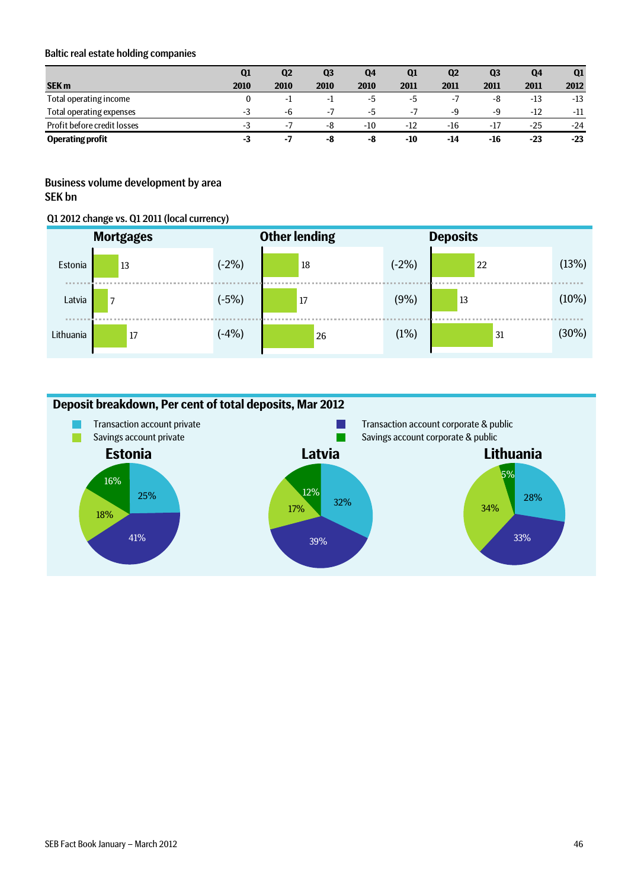### Baltic real estate holding companies

| SEK m | Q1 2010 | Q2 2010 | Q3 2010 | Q4 2010 | Q1 2011 | Q2 2011 | Q3 2011 | Q4 2011 | Q1 2012 |
|---|---|---|---|---|---|---|---|---|---|
| Total operating income | 0 | -1 | -1 | -5 | -5 | -7 | -8 | -13 | -13 |
| Total operating expenses | -3 | -6 | -7 | -5 | -7 | -9 | -9 | -12 | -11 |
| Profit before credit losses | -3 | -7 | -8 | -10 | -12 | -16 | -17 | -25 | -24 |
| **Operating profit** | **-3** | **-7** | **-8** | **-8** | **-10** | **-14** | **-16** | **-23** | **-23** |

### Business volume development by area
SEK bn

Q1 2012 change vs. Q1 2011 (local currency)

| | Mortgages | Change | Other lending | Change | Deposits | Change |
|---|---|---|---|---|---|---|
| Estonia | 13 | (-2%) | 18 | (-2%) | 22 | (13%) |
| Latvia | 7 | (-5%) | 17 | (9%) | 13 | (10%) |
| Lithuania | 17 | (-4%) | 26 | (1%) | 31 | (30%) |

### Deposit breakdown, Per cent of total deposits, Mar 2012

| | Estonia | Latvia | Lithuania |
|---|---|---|---|
| Transaction account private | 25% | 32% | 28% |
| Savings account private | 18% | 17% | 34% |
| Transaction account corporate & public | 41% | 39% | 33% |
| Savings account corporate & public | 16% | 12% | 5% |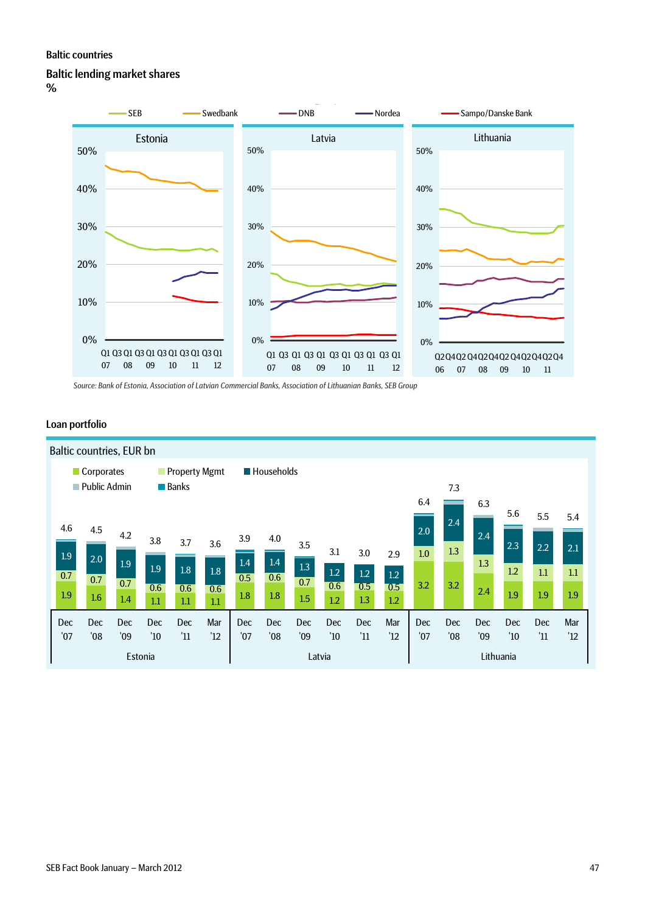Baltic countries

## Baltic lending market shares

%

SEB | Swedbank | DNB | Nordea | Sampo/Danske Bank

Estonia | Latvia | Lithuania

Source: Bank of Estonia, Association of Latvian Commercial Banks, Association of Lithuanian Banks, SEB Group

## Loan portfolio

Baltic countries, EUR bn

| Country | Period | Total | Corporates | Property Mgmt | Households |
|---|---|---|---|---|---|
| Estonia | Dec '07 | 4.6 | 1.9 | 0.7 | 1.9 |
| Estonia | Dec '08 | 4.5 | 1.6 | 0.7 | 2.0 |
| Estonia | Dec '09 | 4.2 | 1.4 | 0.7 | 1.9 |
| Estonia | Dec '10 | 3.8 | 1.1 | 0.6 | 1.9 |
| Estonia | Dec '11 | 3.7 | 1.1 | 0.6 | 1.8 |
| Estonia | Mar '12 | 3.6 | 1.1 | 0.6 | 1.8 |
| Latvia | Dec '07 | 3.9 | 1.8 | 0.5 | 1.4 |
| Latvia | Dec '08 | 4.0 | 1.8 | 0.6 | 1.4 |
| Latvia | Dec '09 | 3.5 | 1.5 | 0.7 | 1.3 |
| Latvia | Dec '10 | 3.1 | 1.2 | 0.6 | 1.2 |
| Latvia | Dec '11 | 3.0 | 1.3 | 0.5 | 1.2 |
| Latvia | Mar '12 | 2.9 | 1.2 | 0.5 | 1.2 |
| Lithuania | Dec '07 | 6.4 | 3.2 | 1.0 | 2.0 |
| Lithuania | Dec '08 | 7.3 | 3.2 | 1.3 | 2.4 |
| Lithuania | Dec '09 | 6.3 | 2.4 | 1.3 | 2.4 |
| Lithuania | Dec '10 | 5.6 | 1.9 | 1.2 | 2.3 |
| Lithuania | Dec '11 | 5.5 | 1.9 | 1.1 | 2.2 |
| Lithuania | Mar '12 | 5.4 | 1.9 | 1.1 | 2.1 |

Legend: Corporates, Property Mgmt, Households, Public Admin, Banks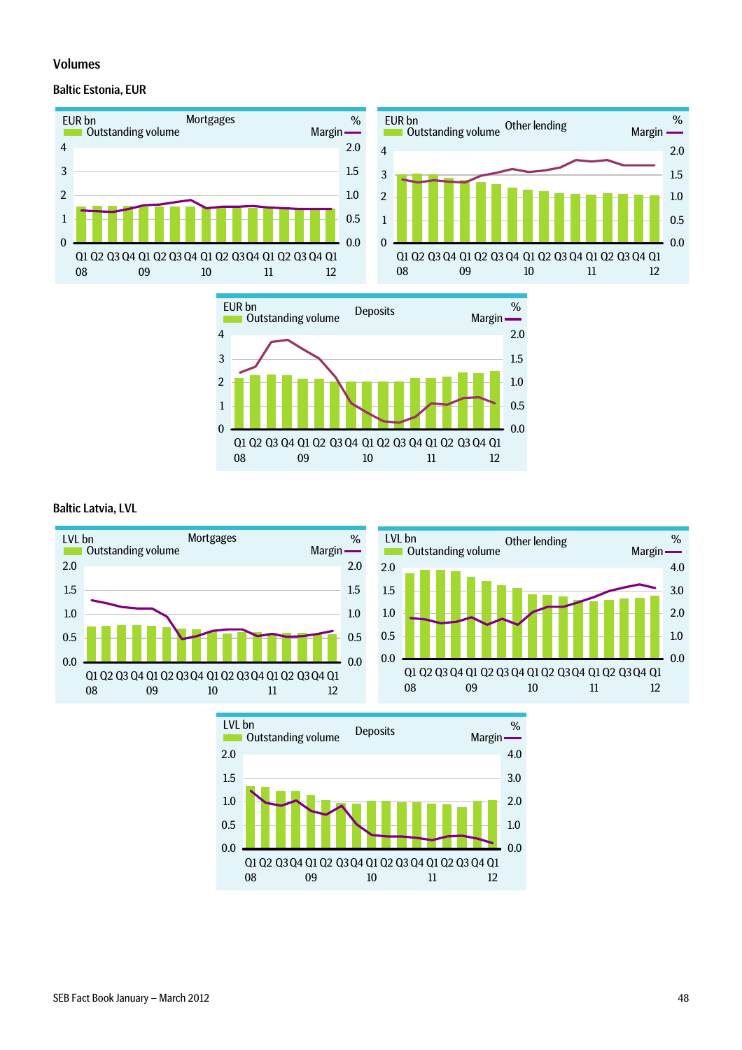## Volumes

### Baltic Estonia, EUR

Mortgages

EUR bn — Outstanding volume; Margin — %

4 / 3 / 2 / 1 / 0 — 2.0 / 1.5 / 1.0 / 0.5 / 0.0

Q1 Q2 Q3 Q4 Q1 Q2 Q3 Q4 Q1 Q2 Q3 Q4 Q1 Q2 Q3 Q4 Q1
08 09 10 11 12

Other lending

EUR bn — Outstanding volume; Margin — %

4 / 3 / 2 / 1 / 0 — 2.0 / 1.5 / 1.0 / 0.5 / 0.0

Q1 Q2 Q3 Q4 Q1 Q2 Q3 Q4 Q1 Q2 Q3 Q4 Q1 Q2 Q3 Q4 Q1
08 09 10 11 12

Deposits

EUR bn — Outstanding volume; Margin — %

4 / 3 / 2 / 1 / 0 — 2.0 / 1.5 / 1.0 / 0.5 / 0.0

Q1 Q2 Q3 Q4 Q1 Q2 Q3 Q4 Q1 Q2 Q3 Q4 Q1 Q2 Q3 Q4 Q1
08 09 10 11 12

### Baltic Latvia, LVL

Mortgages

LVL bn — Outstanding volume; Margin — %

2.0 / 1.5 / 1.0 / 0.5 / 0.0 — 2.0 / 1.5 / 1.0 / 0.5 / 0.0

Q1 Q2 Q3 Q4 Q1 Q2 Q3 Q4 Q1 Q2 Q3 Q4 Q1 Q2 Q3 Q4 Q1
08 09 10 11 12

Other lending

LVL bn — Outstanding volume; Margin — %

2.0 / 1.5 / 1.0 / 0.5 / 0.0 — 4.0 / 3.0 / 2.0 / 1.0 / 0.0

Q1 Q2 Q3 Q4 Q1 Q2 Q3 Q4 Q1 Q2 Q3 Q4 Q1 Q2 Q3 Q4 Q1
08 09 10 11 12

Deposits

LVL bn — Outstanding volume; Margin — %

2.0 / 1.5 / 1.0 / 0.5 / 0.0 — 4.0 / 3.0 / 2.0 / 1.0 / 0.0

Q1 Q2 Q3 Q4 Q1 Q2 Q3 Q4 Q1 Q2 Q3 Q4 Q1 Q2 Q3 Q4 Q1
08 09 10 11 12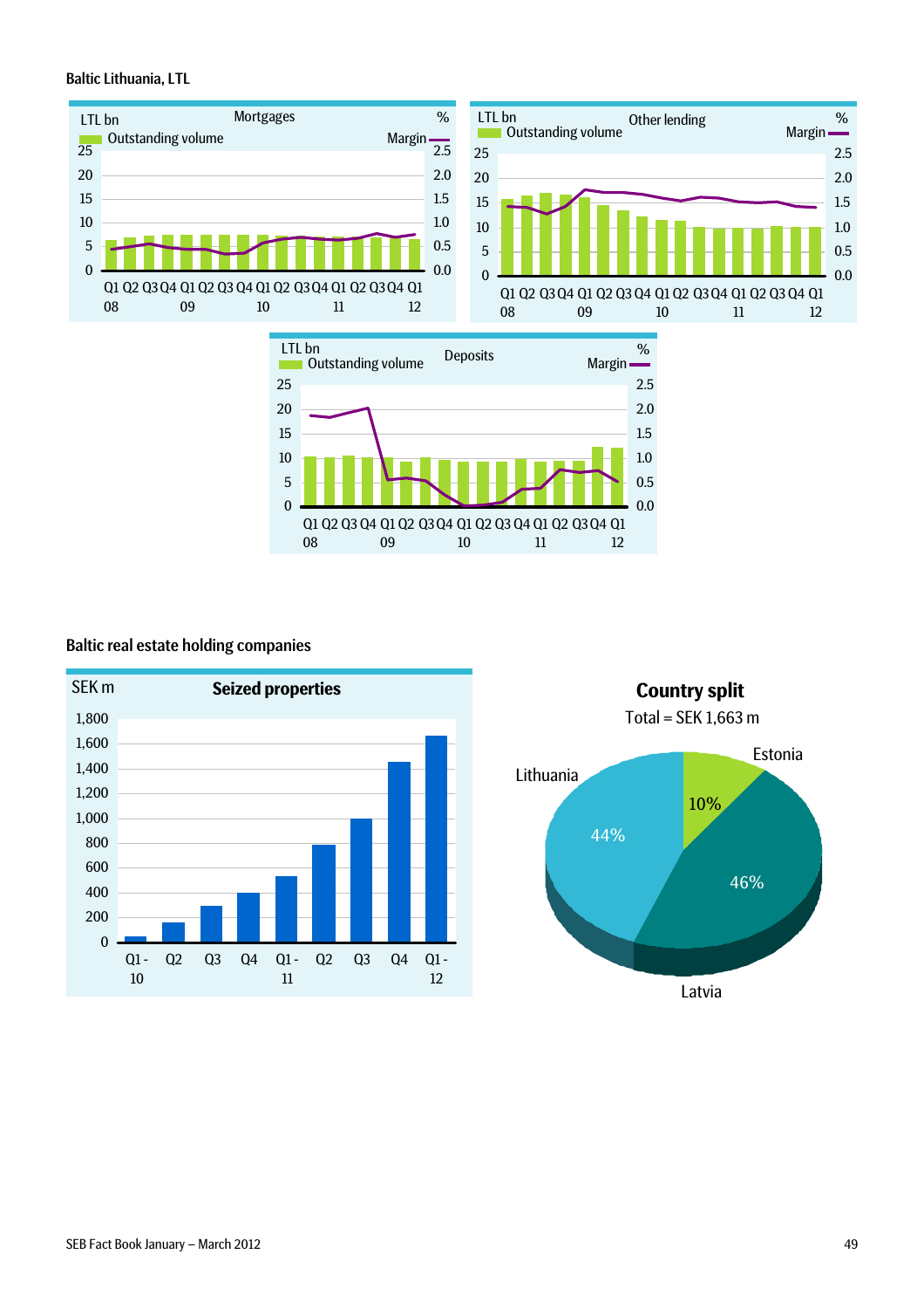## Baltic Lithuania, LTL

**Mortgages**

LTL bn — Outstanding volume; % — Margin

Y-axis (left): 0, 5, 10, 15, 20, 25; Y-axis (right): 0.0, 0.5, 1.0, 1.5, 2.0, 2.5

Q1 Q2 Q3 Q4 Q1 Q2 Q3 Q4 Q1 Q2 Q3 Q4 Q1 Q2 Q3 Q4 Q1
08 09 10 11 12

**Other lending**

LTL bn — Outstanding volume; % — Margin

Y-axis (left): 0, 5, 10, 15, 20, 25; Y-axis (right): 0.0, 0.5, 1.0, 1.5, 2.0, 2.5

Q1 Q2 Q3 Q4 Q1 Q2 Q3 Q4 Q1 Q2 Q3 Q4 Q1 Q2 Q3 Q4 Q1
08 09 10 11 12

**Deposits**

LTL bn — Outstanding volume; % — Margin

Y-axis (left): 0, 5, 10, 15, 20, 25; Y-axis (right): 0.0, 0.5, 1.0, 1.5, 2.0, 2.5

Q1 Q2 Q3 Q4 Q1 Q2 Q3 Q4 Q1 Q2 Q3 Q4 Q1 Q2 Q3 Q4 Q1
08 09 10 11 12

## Baltic real estate holding companies

**Seized properties**

SEK m

Y-axis: 0, 200, 400, 600, 800, 1,000, 1,200, 1,400, 1,600, 1,800

Q1 - 10, Q2, Q3, Q4, Q1 - 11, Q2, Q3, Q4, Q1 - 12

**Country split**

Total = SEK 1,663 m

- Estonia: 10%
- Latvia: 46%
- Lithuania: 44%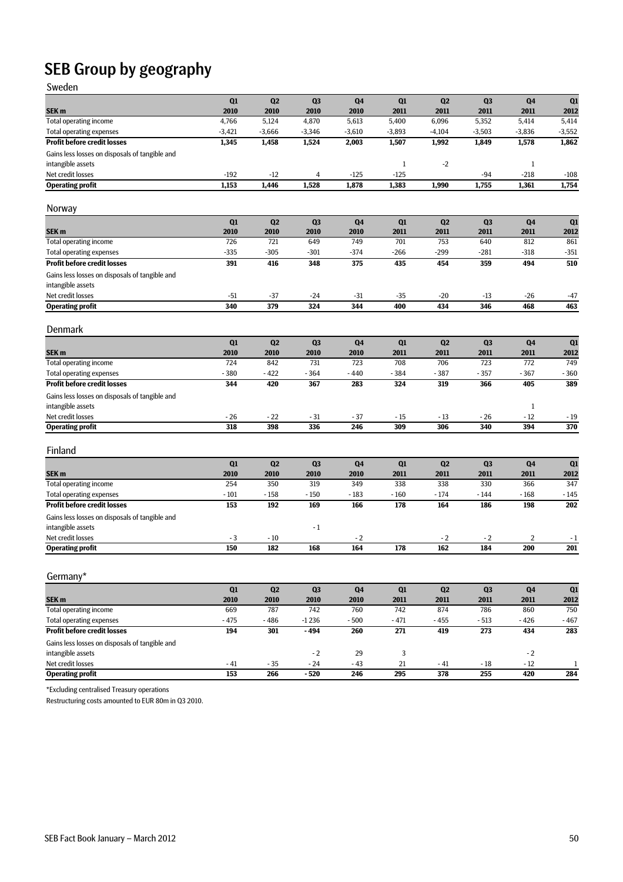# SEB Group by geography

## Sweden

| SEK m | Q1 2010 | Q2 2010 | Q3 2010 | Q4 2010 | Q1 2011 | Q2 2011 | Q3 2011 | Q4 2011 | Q1 2012 |
|---|---|---|---|---|---|---|---|---|---|
| Total operating income | 4,766 | 5,124 | 4,870 | 5,613 | 5,400 | 6,096 | 5,352 | 5,414 | 5,414 |
| Total operating expenses | -3,421 | -3,666 | -3,346 | -3,610 | -3,893 | -4,104 | -3,503 | -3,836 | -3,552 |
| **Profit before credit losses** | **1,345** | **1,458** | **1,524** | **2,003** | **1,507** | **1,992** | **1,849** | **1,578** | **1,862** |
| Gains less losses on disposals of tangible and intangible assets | | | | | 1 | -2 | | 1 | |
| Net credit losses | -192 | -12 | 4 | -125 | -125 | | -94 | -218 | -108 |
| **Operating profit** | **1,153** | **1,446** | **1,528** | **1,878** | **1,383** | **1,990** | **1,755** | **1,361** | **1,754** |

## Norway

| SEK m | Q1 2010 | Q2 2010 | Q3 2010 | Q4 2010 | Q1 2011 | Q2 2011 | Q3 2011 | Q4 2011 | Q1 2012 |
|---|---|---|---|---|---|---|---|---|---|
| Total operating income | 726 | 721 | 649 | 749 | 701 | 753 | 640 | 812 | 861 |
| Total operating expenses | -335 | -305 | -301 | -374 | -266 | -299 | -281 | -318 | -351 |
| **Profit before credit losses** | **391** | **416** | **348** | **375** | **435** | **454** | **359** | **494** | **510** |
| Gains less losses on disposals of tangible and intangible assets | | | | | | | | | |
| Net credit losses | -51 | -37 | -24 | -31 | -35 | -20 | -13 | -26 | -47 |
| **Operating profit** | **340** | **379** | **324** | **344** | **400** | **434** | **346** | **468** | **463** |

## Denmark

| SEK m | Q1 2010 | Q2 2010 | Q3 2010 | Q4 2010 | Q1 2011 | Q2 2011 | Q3 2011 | Q4 2011 | Q1 2012 |
|---|---|---|---|---|---|---|---|---|---|
| Total operating income | 724 | 842 | 731 | 723 | 708 | 706 | 723 | 772 | 749 |
| Total operating expenses | - 380 | - 422 | - 364 | - 440 | - 384 | - 387 | - 357 | - 367 | - 360 |
| **Profit before credit losses** | **344** | **420** | **367** | **283** | **324** | **319** | **366** | **405** | **389** |
| Gains less losses on disposals of tangible and intangible assets | | | | | | | | 1 | |
| Net credit losses | - 26 | - 22 | - 31 | - 37 | - 15 | - 13 | - 26 | - 12 | - 19 |
| **Operating profit** | **318** | **398** | **336** | **246** | **309** | **306** | **340** | **394** | **370** |

## Finland

| SEK m | Q1 2010 | Q2 2010 | Q3 2010 | Q4 2010 | Q1 2011 | Q2 2011 | Q3 2011 | Q4 2011 | Q1 2012 |
|---|---|---|---|---|---|---|---|---|---|
| Total operating income | 254 | 350 | 319 | 349 | 338 | 338 | 330 | 366 | 347 |
| Total operating expenses | - 101 | - 158 | - 150 | - 183 | - 160 | - 174 | - 144 | - 168 | - 145 |
| **Profit before credit losses** | **153** | **192** | **169** | **166** | **178** | **164** | **186** | **198** | **202** |
| Gains less losses on disposals of tangible and intangible assets | | | - 1 | | | | | | |
| Net credit losses | - 3 | - 10 | | - 2 | | - 2 | - 2 | 2 | - 1 |
| **Operating profit** | **150** | **182** | **168** | **164** | **178** | **162** | **184** | **200** | **201** |

## Germany*

| SEK m | Q1 2010 | Q2 2010 | Q3 2010 | Q4 2010 | Q1 2011 | Q2 2011 | Q3 2011 | Q4 2011 | Q1 2012 |
|---|---|---|---|---|---|---|---|---|---|
| Total operating income | 669 | 787 | 742 | 760 | 742 | 874 | 786 | 860 | 750 |
| Total operating expenses | - 475 | - 486 | -1 236 | - 500 | - 471 | - 455 | - 513 | - 426 | - 467 |
| **Profit before credit losses** | **194** | **301** | **- 494** | **260** | **271** | **419** | **273** | **434** | **283** |
| Gains less losses on disposals of tangible and intangible assets | | | - 2 | 29 | 3 | | | - 2 | |
| Net credit losses | - 41 | - 35 | - 24 | - 43 | 21 | - 41 | - 18 | - 12 | 1 |
| **Operating profit** | **153** | **266** | **- 520** | **246** | **295** | **378** | **255** | **420** | **284** |

*Excluding centralised Treasury operations

Restructuring costs amounted to EUR 80m in Q3 2010.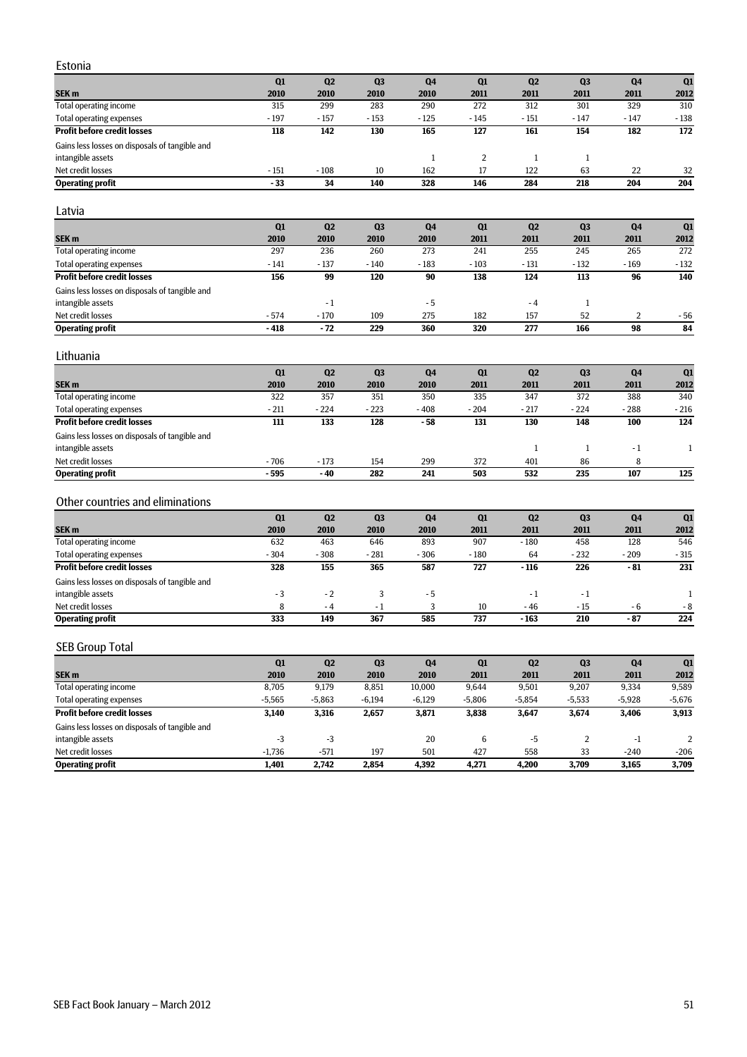## Estonia

| SEK m | Q1 2010 | Q2 2010 | Q3 2010 | Q4 2010 | Q1 2011 | Q2 2011 | Q3 2011 | Q4 2011 | Q1 2012 |
|---|---|---|---|---|---|---|---|---|---|
| Total operating income | 315 | 299 | 283 | 290 | 272 | 312 | 301 | 329 | 310 |
| Total operating expenses | - 197 | - 157 | - 153 | - 125 | - 145 | - 151 | - 147 | - 147 | - 138 |
| **Profit before credit losses** | **118** | **142** | **130** | **165** | **127** | **161** | **154** | **182** | **172** |
| Gains less losses on disposals of tangible and intangible assets | | | | 1 | 2 | 1 | 1 | | |
| Net credit losses | - 151 | - 108 | 10 | 162 | 17 | 122 | 63 | 22 | 32 |
| **Operating profit** | **- 33** | **34** | **140** | **328** | **146** | **284** | **218** | **204** | **204** |

## Latvia

| SEK m | Q1 2010 | Q2 2010 | Q3 2010 | Q4 2010 | Q1 2011 | Q2 2011 | Q3 2011 | Q4 2011 | Q1 2012 |
|---|---|---|---|---|---|---|---|---|---|
| Total operating income | 297 | 236 | 260 | 273 | 241 | 255 | 245 | 265 | 272 |
| Total operating expenses | - 141 | - 137 | - 140 | - 183 | - 103 | - 131 | - 132 | - 169 | - 132 |
| **Profit before credit losses** | **156** | **99** | **120** | **90** | **138** | **124** | **113** | **96** | **140** |
| Gains less losses on disposals of tangible and intangible assets | | - 1 | | - 5 | | - 4 | 1 | | |
| Net credit losses | - 574 | - 170 | 109 | 275 | 182 | 157 | 52 | 2 | - 56 |
| **Operating profit** | **- 418** | **- 72** | **229** | **360** | **320** | **277** | **166** | **98** | **84** |

## Lithuania

| SEK m | Q1 2010 | Q2 2010 | Q3 2010 | Q4 2010 | Q1 2011 | Q2 2011 | Q3 2011 | Q4 2011 | Q1 2012 |
|---|---|---|---|---|---|---|---|---|---|
| Total operating income | 322 | 357 | 351 | 350 | 335 | 347 | 372 | 388 | 340 |
| Total operating expenses | - 211 | - 224 | - 223 | - 408 | - 204 | - 217 | - 224 | - 288 | - 216 |
| **Profit before credit losses** | **111** | **133** | **128** | **- 58** | **131** | **130** | **148** | **100** | **124** |
| Gains less losses on disposals of tangible and intangible assets | | | | | | 1 | 1 | - 1 | 1 |
| Net credit losses | - 706 | - 173 | 154 | 299 | 372 | 401 | 86 | 8 | |
| **Operating profit** | **- 595** | **- 40** | **282** | **241** | **503** | **532** | **235** | **107** | **125** |

## Other countries and eliminations

| SEK m | Q1 2010 | Q2 2010 | Q3 2010 | Q4 2010 | Q1 2011 | Q2 2011 | Q3 2011 | Q4 2011 | Q1 2012 |
|---|---|---|---|---|---|---|---|---|---|
| Total operating income | 632 | 463 | 646 | 893 | 907 | - 180 | 458 | 128 | 546 |
| Total operating expenses | - 304 | - 308 | - 281 | - 306 | - 180 | 64 | - 232 | - 209 | - 315 |
| **Profit before credit losses** | **328** | **155** | **365** | **587** | **727** | **- 116** | **226** | **- 81** | **231** |
| Gains less losses on disposals of tangible and intangible assets | - 3 | - 2 | 3 | - 5 | | - 1 | - 1 | | 1 |
| Net credit losses | 8 | - 4 | - 1 | 3 | 10 | - 46 | - 15 | - 6 | - 8 |
| **Operating profit** | **333** | **149** | **367** | **585** | **737** | **- 163** | **210** | **- 87** | **224** |

## SEB Group Total

| SEK m | Q1 2010 | Q2 2010 | Q3 2010 | Q4 2010 | Q1 2011 | Q2 2011 | Q3 2011 | Q4 2011 | Q1 2012 |
|---|---|---|---|---|---|---|---|---|---|
| Total operating income | 8,705 | 9,179 | 8,851 | 10,000 | 9,644 | 9,501 | 9,207 | 9,334 | 9,589 |
| Total operating expenses | -5,565 | -5,863 | -6,194 | -6,129 | -5,806 | -5,854 | -5,533 | -5,928 | -5,676 |
| **Profit before credit losses** | **3,140** | **3,316** | **2,657** | **3,871** | **3,838** | **3,647** | **3,674** | **3,406** | **3,913** |
| Gains less losses on disposals of tangible and intangible assets | -3 | -3 | | 20 | 6 | -5 | 2 | -1 | 2 |
| Net credit losses | -1,736 | -571 | 197 | 501 | 427 | 558 | 33 | -240 | -206 |
| **Operating profit** | **1,401** | **2,742** | **2,854** | **4,392** | **4,271** | **4,200** | **3,709** | **3,165** | **3,709** |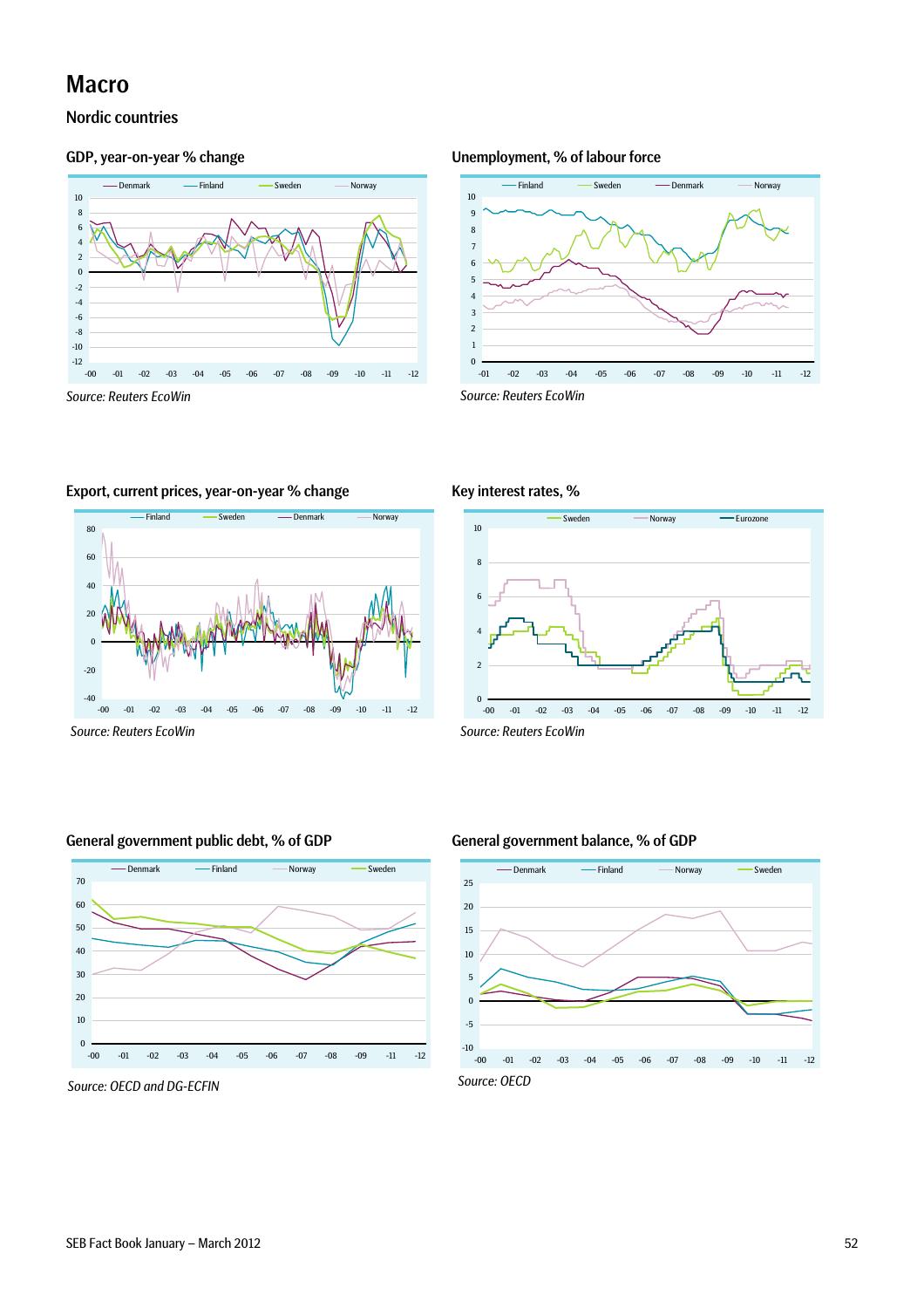# Macro

## Nordic countries

### GDP, year-on-year % change

Source: Reuters EcoWin

### Unemployment, % of labour force

Source: Reuters EcoWin

### Export, current prices, year-on-year % change

Source: Reuters EcoWin

### Key interest rates, %

Source: Reuters EcoWin

### General government public debt, % of GDP

Source: OECD and DG-ECFIN

### General government balance, % of GDP

Source: OECD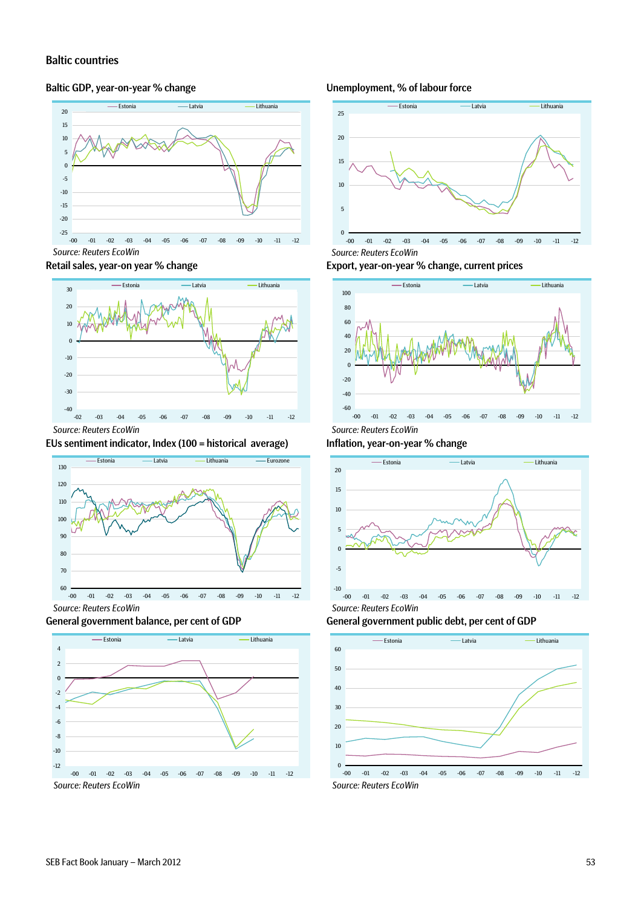## Baltic countries

### Baltic GDP, year-on-year % change

Source: Reuters EcoWin

### Unemployment, % of labour force

Source: Reuters EcoWin

### Retail sales, year-on year % change

Source: Reuters EcoWin

### Export, year-on-year % change, current prices

Source: Reuters EcoWin

### EUs sentiment indicator, Index (100 = historical average)

Source: Reuters EcoWin

### Inflation, year-on-year % change

Source: Reuters EcoWin

### General government balance, per cent of GDP

Source: Reuters EcoWin

### General government public debt, per cent of GDP

Source: Reuters EcoWin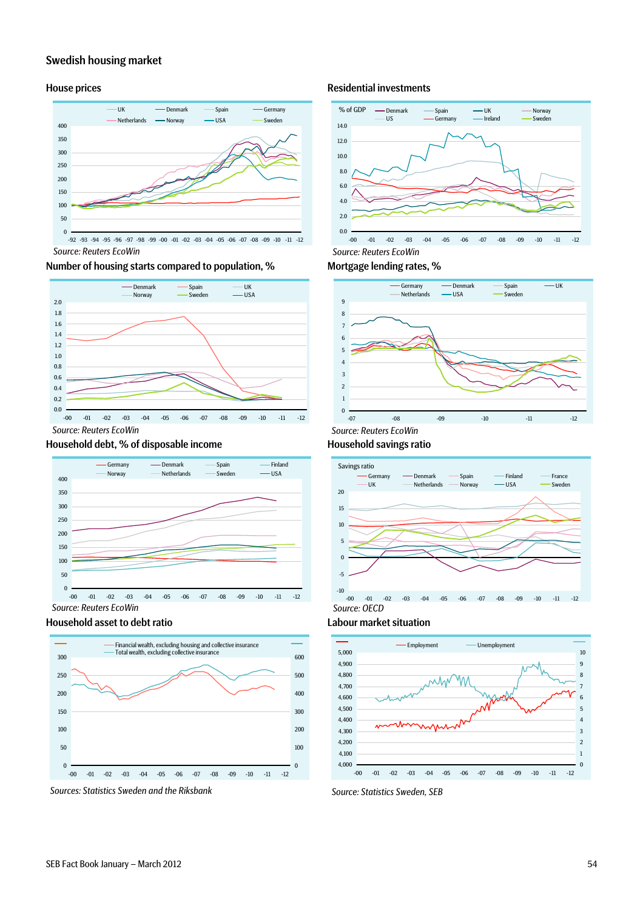# Swedish housing market

## House prices

UK, Denmark, Spain, Germany, Netherlands, Norway, USA, Sweden

*Source: Reuters EcoWin*

## Residential investments

% of GDP — Denmark, Spain, UK, Norway, US, Germany, Ireland, Sweden

*Source: Reuters EcoWin*

## Number of housing starts compared to population, %

Denmark, Spain, UK, Norway, Sweden, USA

*Source: Reuters EcoWin*

## Mortgage lending rates, %

Germany, Denmark, Spain, UK, Netherlands, USA, Sweden

*Source: Reuters EcoWin*

## Household debt, % of disposable income

Germany, Denmark, Spain, Finland, Norway, Netherlands, Sweden, USA

*Source: Reuters EcoWin*

## Household savings ratio

Savings ratio — Germany, Denmark, Spain, Finland, France, UK, Netherlands, Norway, USA, Sweden

*Source: OECD*

## Household asset to debt ratio

Financial wealth, excluding housing and collective insurance
Total wealth, excluding collective insurance

*Sources: Statistics Sweden and the Riksbank*

## Labour market situation

Employment, Unemployment

*Source: Statistics Sweden, SEB*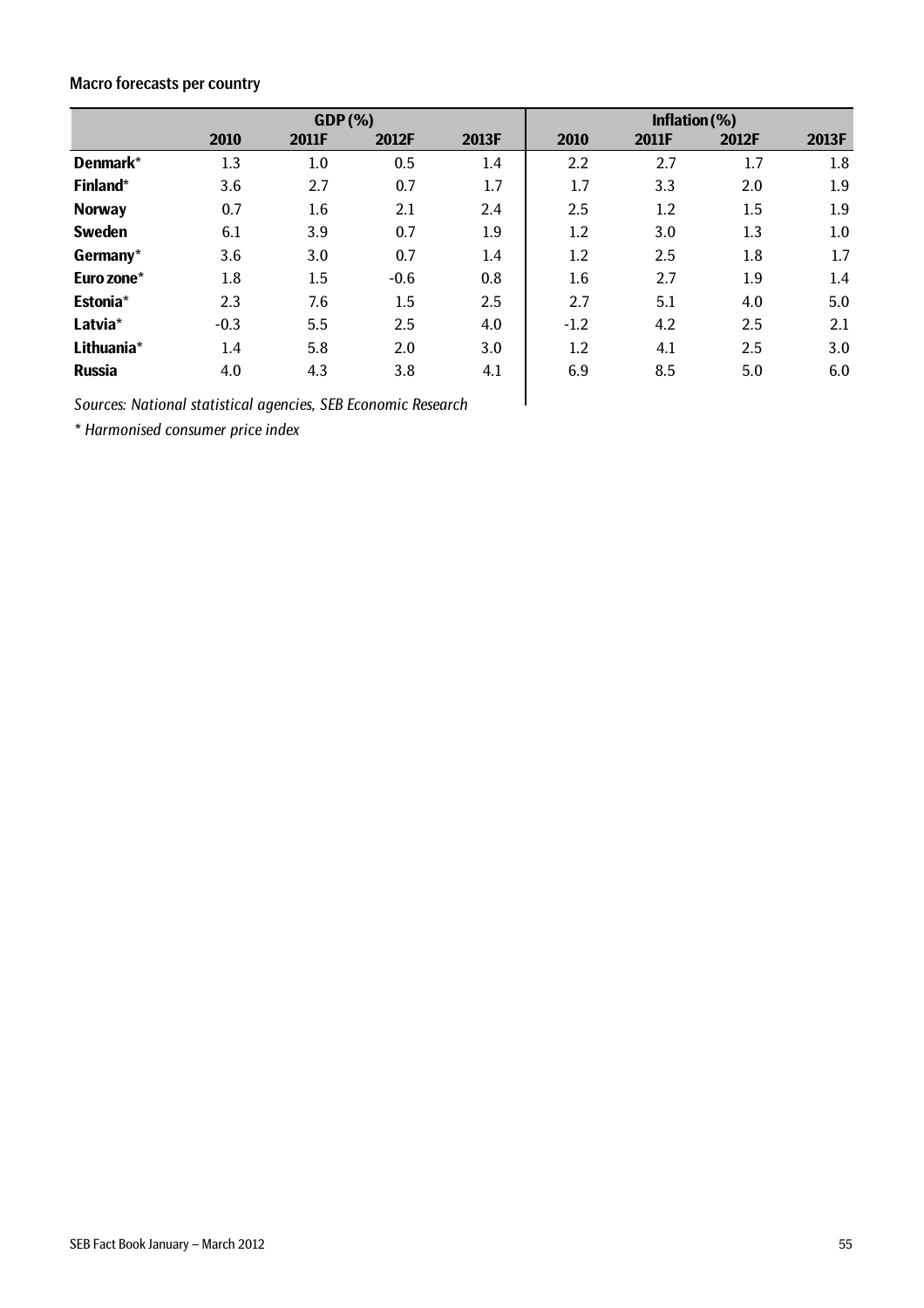### Macro forecasts per country

| | GDP (%) | | | | Inflation (%) | | | |
|---|---|---|---|---|---|---|---|---|
| | 2010 | 2011F | 2012F | 2013F | 2010 | 2011F | 2012F | 2013F |
| **Denmark*** | 1.3 | 1.0 | 0.5 | 1.4 | 2.2 | 2.7 | 1.7 | 1.8 |
| **Finland*** | 3.6 | 2.7 | 0.7 | 1.7 | 1.7 | 3.3 | 2.0 | 1.9 |
| **Norway** | 0.7 | 1.6 | 2.1 | 2.4 | 2.5 | 1.2 | 1.5 | 1.9 |
| **Sweden** | 6.1 | 3.9 | 0.7 | 1.9 | 1.2 | 3.0 | 1.3 | 1.0 |
| **Germany*** | 3.6 | 3.0 | 0.7 | 1.4 | 1.2 | 2.5 | 1.8 | 1.7 |
| **Euro zone*** | 1.8 | 1.5 | -0.6 | 0.8 | 1.6 | 2.7 | 1.9 | 1.4 |
| **Estonia*** | 2.3 | 7.6 | 1.5 | 2.5 | 2.7 | 5.1 | 4.0 | 5.0 |
| **Latvia*** | -0.3 | 5.5 | 2.5 | 4.0 | -1.2 | 4.2 | 2.5 | 2.1 |
| **Lithuania*** | 1.4 | 5.8 | 2.0 | 3.0 | 1.2 | 4.1 | 2.5 | 3.0 |
| **Russia** | 4.0 | 4.3 | 3.8 | 4.1 | 6.9 | 8.5 | 5.0 | 6.0 |

*Sources: National statistical agencies, SEB Economic Research*

*\* Harmonised consumer price index*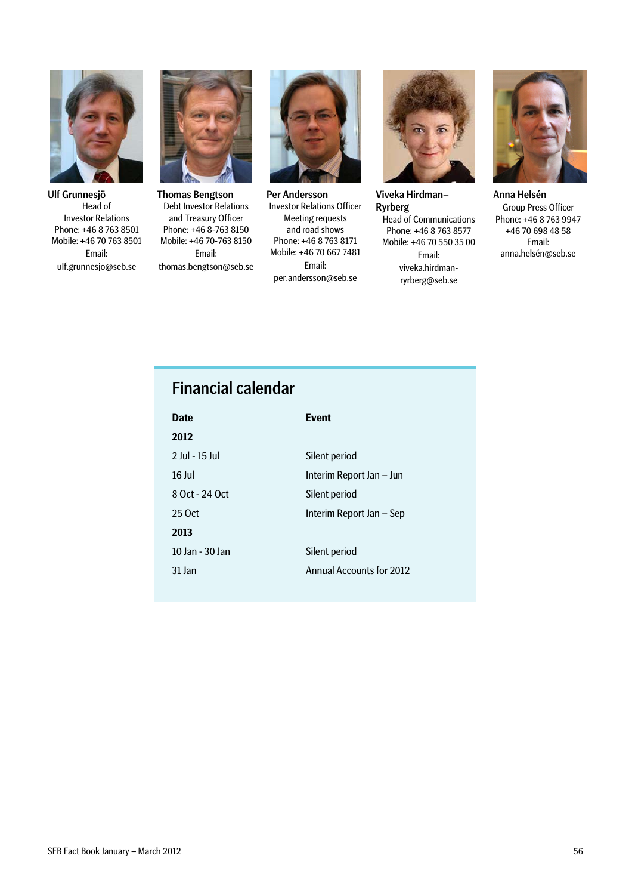**Ulf Grunnesjö**
Head of
Investor Relations
Phone: +46 8 763 8501
Mobile: +46 70 763 8501
Email:
ulf.grunnesjo@seb.se

**Thomas Bengtson**
Debt Investor Relations
and Treasury Officer
Phone: +46 8-763 8150
Mobile: +46 70-763 8150
Email:
thomas.bengtson@seb.se

**Per Andersson**
Investor Relations Officer
Meeting requests
and road shows
Phone: +46 8 763 8171
Mobile: +46 70 667 7481
Email:
per.andersson@seb.se

**Viveka Hirdman–Ryrberg**
Head of Communications
Phone: +46 8 763 8577
Mobile: +46 70 550 35 00
Email:
viveka.hirdman-ryrberg@seb.se

**Anna Helsén**
Group Press Officer
Phone: +46 8 763 9947
+46 70 698 48 58
Email:
anna.helsén@seb.se

## Financial calendar

| Date | Event |
|---|---|
| **2012** | |
| 2 Jul - 15 Jul | Silent period |
| 16 Jul | Interim Report Jan – Jun |
| 8 Oct - 24 Oct | Silent period |
| 25 Oct | Interim Report Jan – Sep |
| **2013** | |
| 10 Jan - 30 Jan | Silent period |
| 31 Jan | Annual Accounts for 2012 |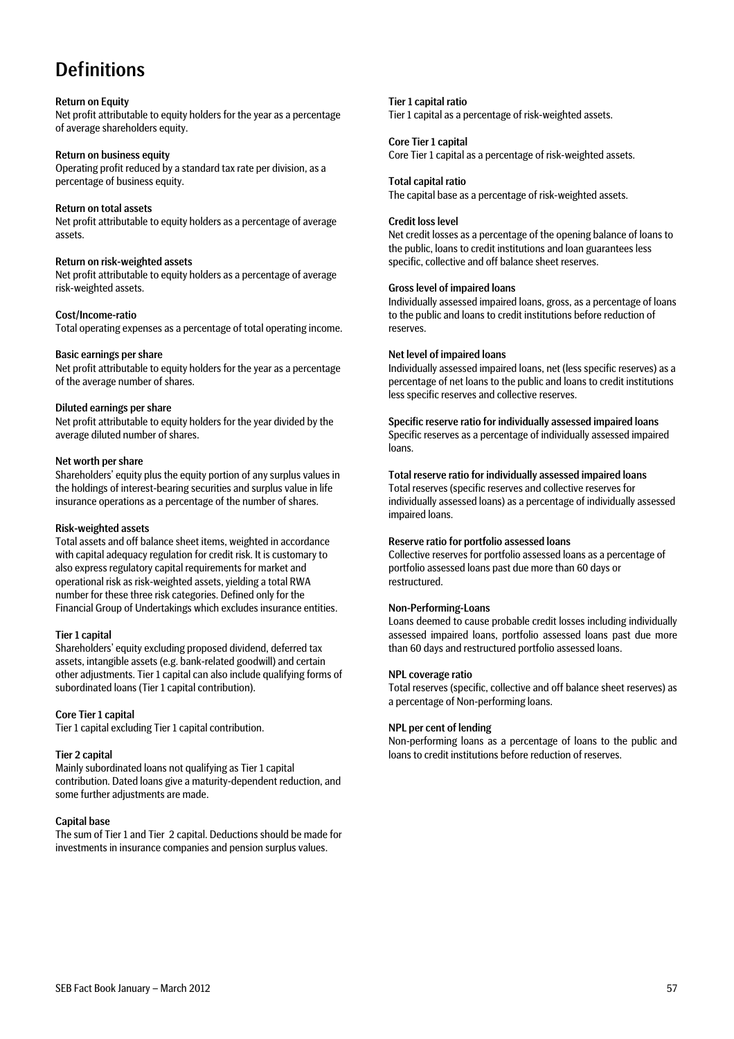# Definitions

**Return on Equity**
Net profit attributable to equity holders for the year as a percentage of average shareholders equity.

**Return on business equity**
Operating profit reduced by a standard tax rate per division, as a percentage of business equity.

**Return on total assets**
Net profit attributable to equity holders as a percentage of average assets.

**Return on risk-weighted assets**
Net profit attributable to equity holders as a percentage of average risk-weighted assets.

**Cost/Income-ratio**
Total operating expenses as a percentage of total operating income.

**Basic earnings per share**
Net profit attributable to equity holders for the year as a percentage of the average number of shares.

**Diluted earnings per share**
Net profit attributable to equity holders for the year divided by the average diluted number of shares.

**Net worth per share**
Shareholders' equity plus the equity portion of any surplus values in the holdings of interest-bearing securities and surplus value in life insurance operations as a percentage of the number of shares.

**Risk-weighted assets**
Total assets and off balance sheet items, weighted in accordance with capital adequacy regulation for credit risk. It is customary to also express regulatory capital requirements for market and operational risk as risk-weighted assets, yielding a total RWA number for these three risk categories. Defined only for the Financial Group of Undertakings which excludes insurance entities.

**Tier 1 capital**
Shareholders' equity excluding proposed dividend, deferred tax assets, intangible assets (e.g. bank-related goodwill) and certain other adjustments. Tier 1 capital can also include qualifying forms of subordinated loans (Tier 1 capital contribution).

**Core Tier 1 capital**
Tier 1 capital excluding Tier 1 capital contribution.

**Tier 2 capital**
Mainly subordinated loans not qualifying as Tier 1 capital contribution. Dated loans give a maturity-dependent reduction, and some further adjustments are made.

**Capital base**
The sum of Tier 1 and Tier 2 capital. Deductions should be made for investments in insurance companies and pension surplus values.

**Tier 1 capital ratio**
Tier 1 capital as a percentage of risk-weighted assets.

**Core Tier 1 capital**
Core Tier 1 capital as a percentage of risk-weighted assets.

**Total capital ratio**
The capital base as a percentage of risk-weighted assets.

**Credit loss level**
Net credit losses as a percentage of the opening balance of loans to the public, loans to credit institutions and loan guarantees less specific, collective and off balance sheet reserves.

**Gross level of impaired loans**
Individually assessed impaired loans, gross, as a percentage of loans to the public and loans to credit institutions before reduction of reserves.

**Net level of impaired loans**
Individually assessed impaired loans, net (less specific reserves) as a percentage of net loans to the public and loans to credit institutions less specific reserves and collective reserves.

**Specific reserve ratio for individually assessed impaired loans**
Specific reserves as a percentage of individually assessed impaired loans.

**Total reserve ratio for individually assessed impaired loans**
Total reserves (specific reserves and collective reserves for individually assessed loans) as a percentage of individually assessed impaired loans.

**Reserve ratio for portfolio assessed loans**
Collective reserves for portfolio assessed loans as a percentage of portfolio assessed loans past due more than 60 days or restructured.

**Non-Performing-Loans**
Loans deemed to cause probable credit losses including individually assessed impaired loans, portfolio assessed loans past due more than 60 days and restructured portfolio assessed loans.

**NPL coverage ratio**
Total reserves (specific, collective and off balance sheet reserves) as a percentage of Non-performing loans.

**NPL per cent of lending**
Non-performing loans as a percentage of loans to the public and loans to credit institutions before reduction of reserves.